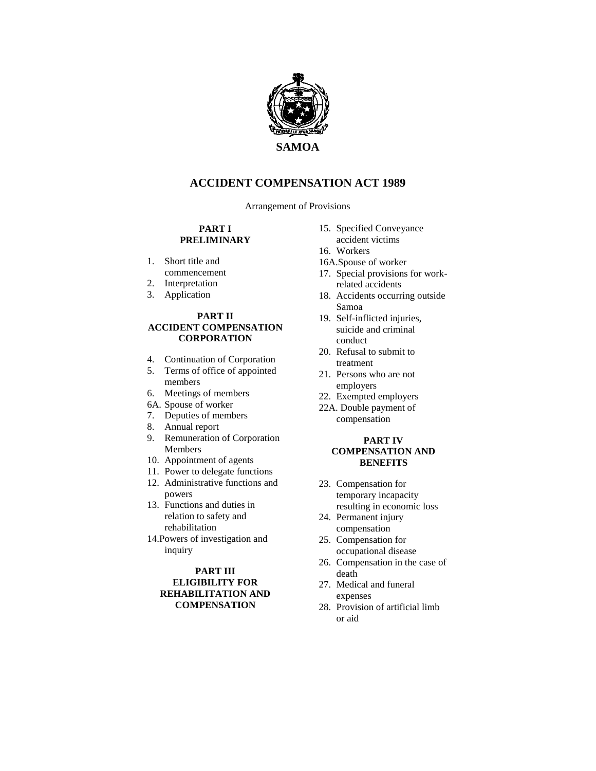**SAMOA**

# ACCIDENT COMPENSATION ACT 1989

Arrangement of Provisions

**PART I**
**PRELIMINARY**

1. Short title and commencement
2. Interpretation
3. Application

**PART II**
**ACCIDENT COMPENSATION CORPORATION**

4. Continuation of Corporation
5. Terms of office of appointed members
6. Meetings of members
6A. Spouse of worker
7. Deputies of members
8. Annual report
9. Remuneration of Corporation Members
10. Appointment of agents
11. Power to delegate functions
12. Administrative functions and powers
13. Functions and duties in relation to safety and rehabilitation
14. Powers of investigation and inquiry

**PART III**
**ELIGIBILITY FOR REHABILITATION AND COMPENSATION**

15. Specified Conveyance accident victims
16. Workers
16A. Spouse of worker
17. Special provisions for work-related accidents
18. Accidents occurring outside Samoa
19. Self-inflicted injuries, suicide and criminal conduct
20. Refusal to submit to treatment
21. Persons who are not employers
22. Exempted employers
22A. Double payment of compensation

**PART IV**
**COMPENSATION AND BENEFITS**

23. Compensation for temporary incapacity resulting in economic loss
24. Permanent injury compensation
25. Compensation for occupational disease
26. Compensation in the case of death
27. Medical and funeral expenses
28. Provision of artificial limb or aid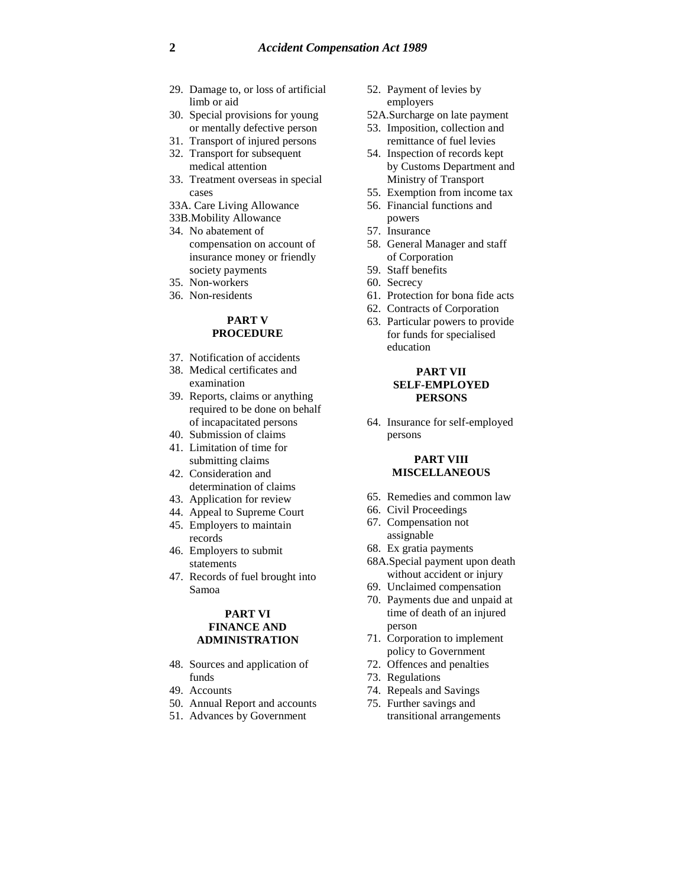29. Damage to, or loss of artificial limb or aid
30. Special provisions for young or mentally defective person
31. Transport of injured persons
32. Transport for subsequent medical attention
33. Treatment overseas in special cases

33A. Care Living Allowance

33B. Mobility Allowance

34. No abatement of compensation on account of insurance money or friendly society payments
35. Non-workers
36. Non-residents

**PART V**
**PROCEDURE**

37. Notification of accidents
38. Medical certificates and examination
39. Reports, claims or anything required to be done on behalf of incapacitated persons
40. Submission of claims
41. Limitation of time for submitting claims
42. Consideration and determination of claims
43. Application for review
44. Appeal to Supreme Court
45. Employers to maintain records
46. Employers to submit statements
47. Records of fuel brought into Samoa

**PART VI**
**FINANCE AND ADMINISTRATION**

48. Sources and application of funds
49. Accounts
50. Annual Report and accounts
51. Advances by Government
52. Payment of levies by employers

52A. Surcharge on late payment

53. Imposition, collection and remittance of fuel levies
54. Inspection of records kept by Customs Department and Ministry of Transport
55. Exemption from income tax
56. Financial functions and powers
57. Insurance
58. General Manager and staff of Corporation
59. Staff benefits
60. Secrecy
61. Protection for bona fide acts
62. Contracts of Corporation
63. Particular powers to provide for funds for specialised education

**PART VII**
**SELF-EMPLOYED PERSONS**

64. Insurance for self-employed persons

**PART VIII**
**MISCELLANEOUS**

65. Remedies and common law
66. Civil Proceedings
67. Compensation not assignable
68. Ex gratia payments

68A. Special payment upon death without accident or injury

69. Unclaimed compensation
70. Payments due and unpaid at time of death of an injured person
71. Corporation to implement policy to Government
72. Offences and penalties
73. Regulations
74. Repeals and Savings
75. Further savings and transitional arrangements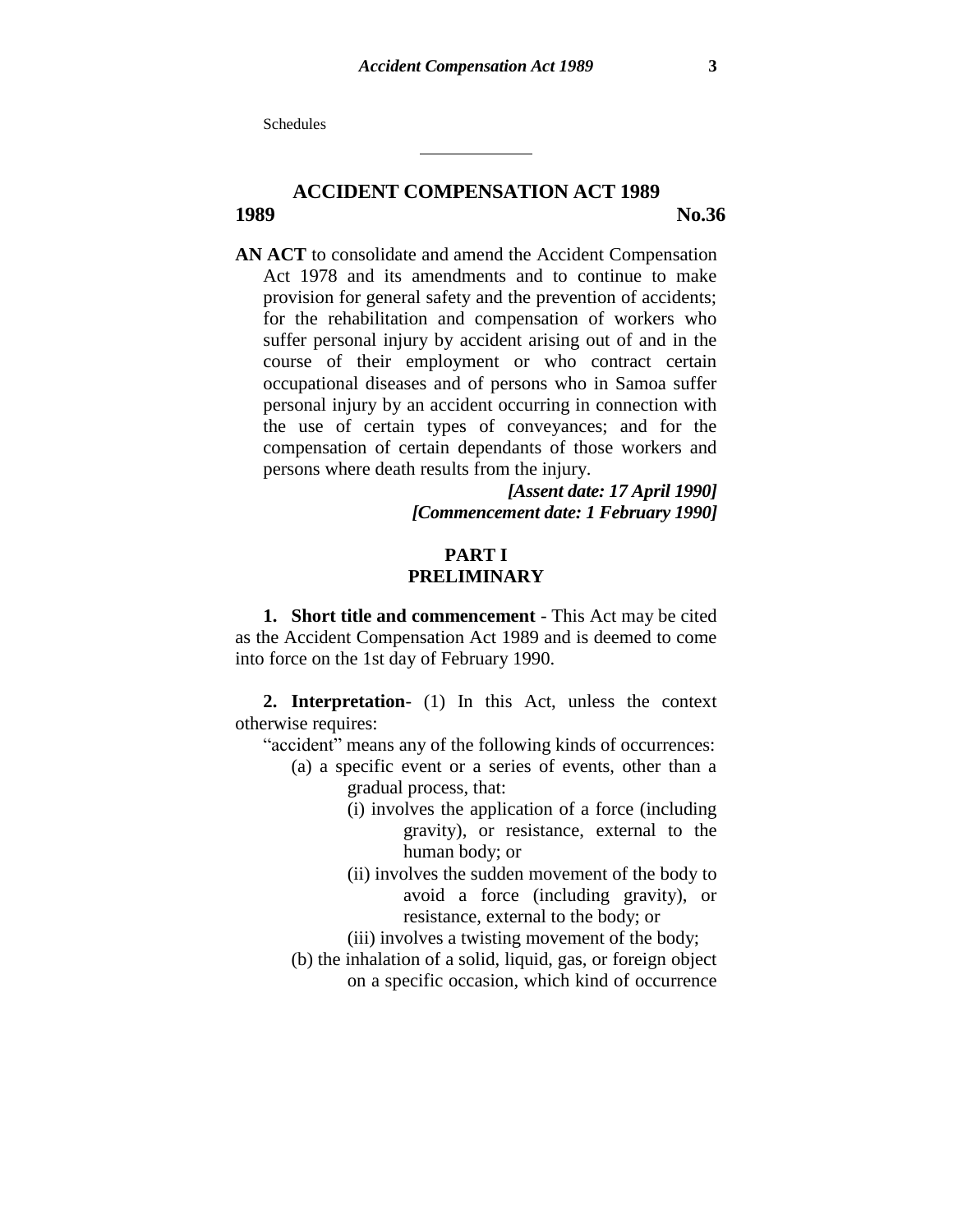Schedules

---

# ACCIDENT COMPENSATION ACT 1989

**1989** **No.36**

**AN ACT** to consolidate and amend the Accident Compensation Act 1978 and its amendments and to continue to make provision for general safety and the prevention of accidents; for the rehabilitation and compensation of workers who suffer personal injury by accident arising out of and in the course of their employment or who contract certain occupational diseases and of persons who in Samoa suffer personal injury by an accident occurring in connection with the use of certain types of conveyances; and for the compensation of certain dependants of those workers and persons where death results from the injury.

***[Assent date: 17 April 1990]***
***[Commencement date: 1 February 1990]***

## PART I
## PRELIMINARY

**1. Short title and commencement** - This Act may be cited as the Accident Compensation Act 1989 and is deemed to come into force on the 1st day of February 1990.

**2. Interpretation**- (1) In this Act, unless the context otherwise requires:

"accident" means any of the following kinds of occurrences:

(a) a specific event or a series of events, other than a gradual process, that:

(i) involves the application of a force (including gravity), or resistance, external to the human body; or

(ii) involves the sudden movement of the body to avoid a force (including gravity), or resistance, external to the body; or

(iii) involves a twisting movement of the body;

(b) the inhalation of a solid, liquid, gas, or foreign object on a specific occasion, which kind of occurrence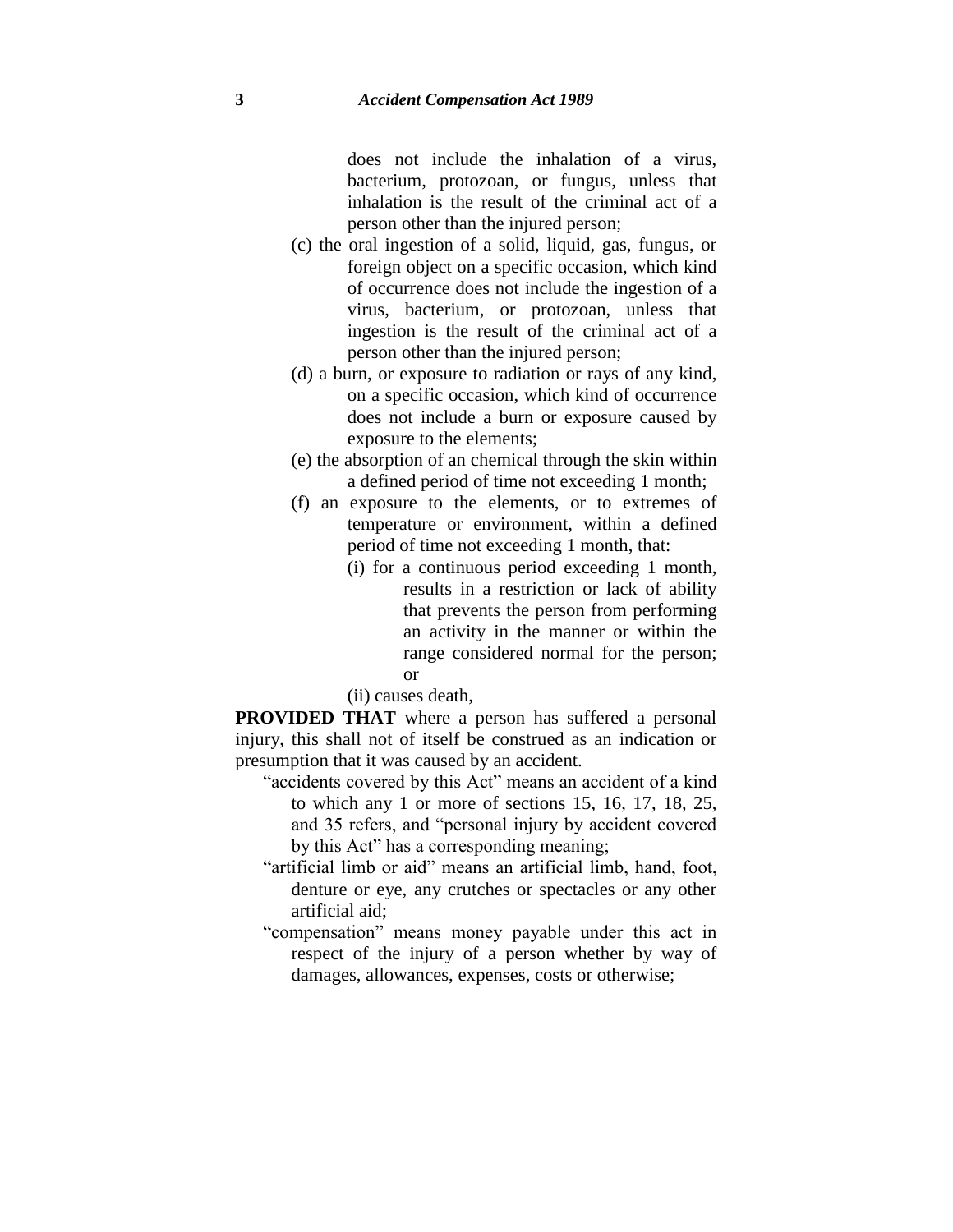does not include the inhalation of a virus, bacterium, protozoan, or fungus, unless that inhalation is the result of the criminal act of a person other than the injured person;

(c) the oral ingestion of a solid, liquid, gas, fungus, or foreign object on a specific occasion, which kind of occurrence does not include the ingestion of a virus, bacterium, or protozoan, unless that ingestion is the result of the criminal act of a person other than the injured person;

(d) a burn, or exposure to radiation or rays of any kind, on a specific occasion, which kind of occurrence does not include a burn or exposure caused by exposure to the elements;

(e) the absorption of an chemical through the skin within a defined period of time not exceeding 1 month;

(f) an exposure to the elements, or to extremes of temperature or environment, within a defined period of time not exceeding 1 month, that:

(i) for a continuous period exceeding 1 month, results in a restriction or lack of ability that prevents the person from performing an activity in the manner or within the range considered normal for the person; or

(ii) causes death,

**PROVIDED THAT** where a person has suffered a personal injury, this shall not of itself be construed as an indication or presumption that it was caused by an accident.

"accidents covered by this Act" means an accident of a kind to which any 1 or more of sections 15, 16, 17, 18, 25, and 35 refers, and "personal injury by accident covered by this Act" has a corresponding meaning;

"artificial limb or aid" means an artificial limb, hand, foot, denture or eye, any crutches or spectacles or any other artificial aid;

"compensation" means money payable under this act in respect of the injury of a person whether by way of damages, allowances, expenses, costs or otherwise;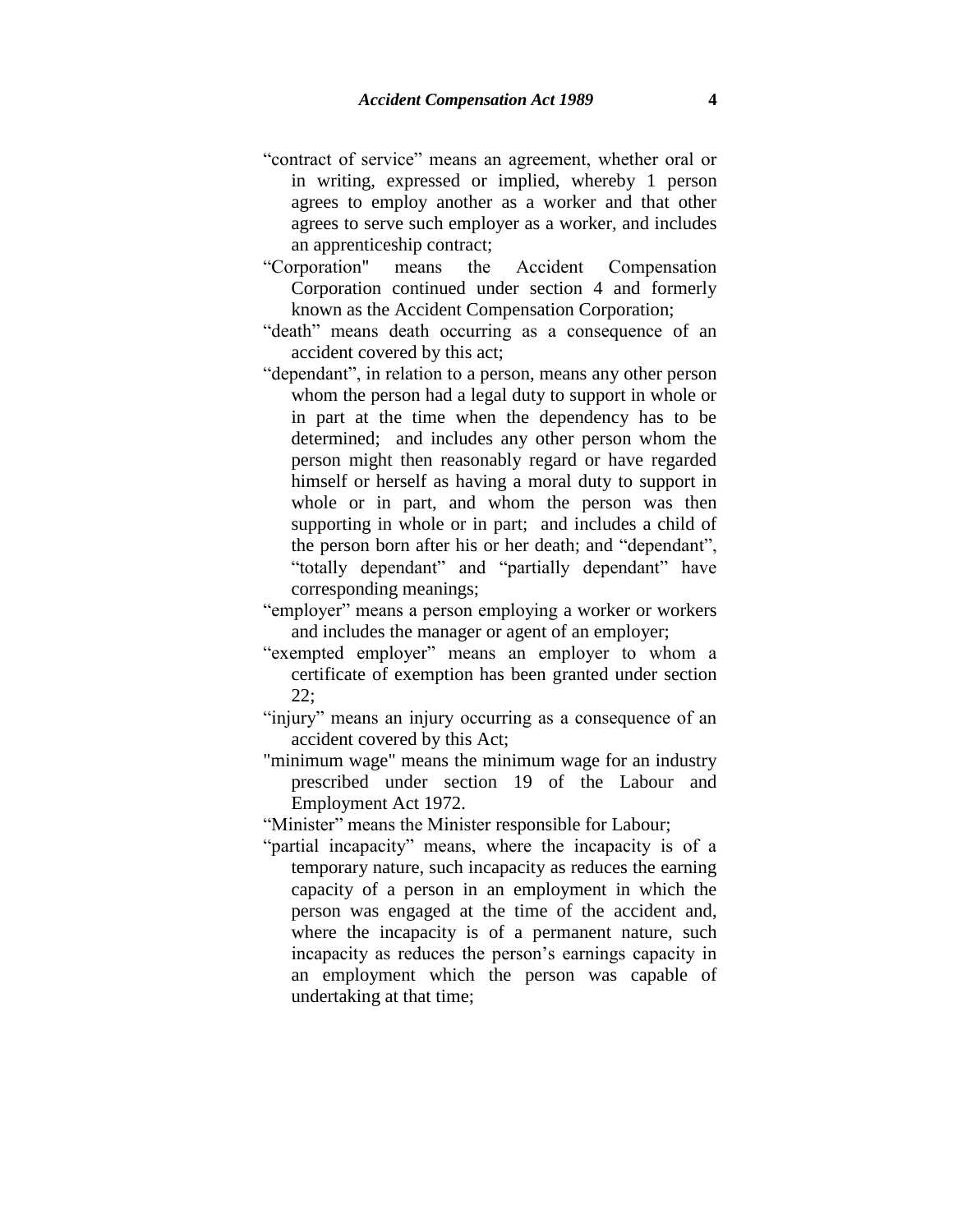"contract of service" means an agreement, whether oral or in writing, expressed or implied, whereby 1 person agrees to employ another as a worker and that other agrees to serve such employer as a worker, and includes an apprenticeship contract;

"Corporation" means the Accident Compensation Corporation continued under section 4 and formerly known as the Accident Compensation Corporation;

"death" means death occurring as a consequence of an accident covered by this act;

"dependant", in relation to a person, means any other person whom the person had a legal duty to support in whole or in part at the time when the dependency has to be determined; and includes any other person whom the person might then reasonably regard or have regarded himself or herself as having a moral duty to support in whole or in part, and whom the person was then supporting in whole or in part; and includes a child of the person born after his or her death; and "dependant", "totally dependant" and "partially dependant" have corresponding meanings;

"employer" means a person employing a worker or workers and includes the manager or agent of an employer;

"exempted employer" means an employer to whom a certificate of exemption has been granted under section 22;

"injury" means an injury occurring as a consequence of an accident covered by this Act;

"minimum wage" means the minimum wage for an industry prescribed under section 19 of the Labour and Employment Act 1972.

"Minister" means the Minister responsible for Labour;

"partial incapacity" means, where the incapacity is of a temporary nature, such incapacity as reduces the earning capacity of a person in an employment in which the person was engaged at the time of the accident and, where the incapacity is of a permanent nature, such incapacity as reduces the person's earnings capacity in an employment which the person was capable of undertaking at that time;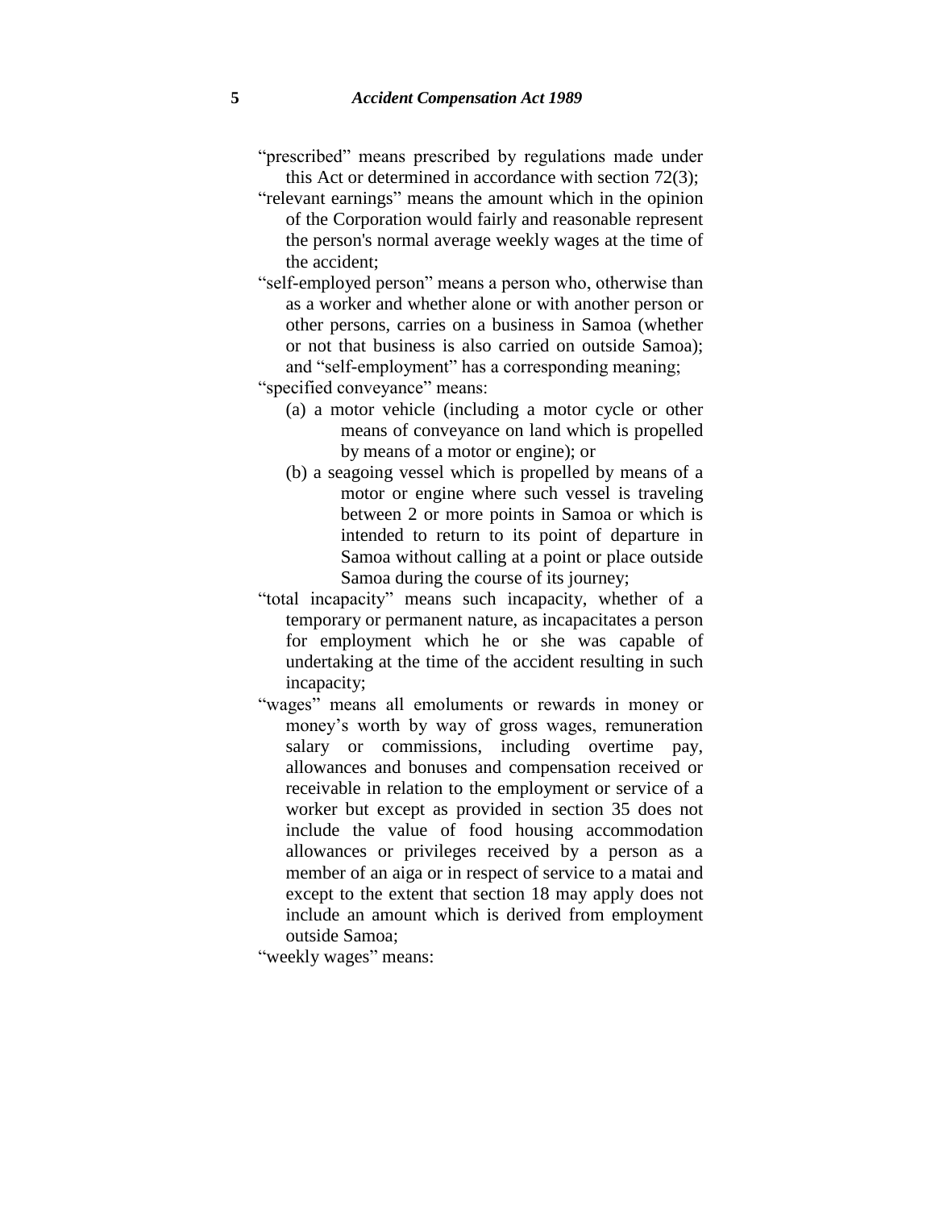"prescribed" means prescribed by regulations made under this Act or determined in accordance with section 72(3);

"relevant earnings" means the amount which in the opinion of the Corporation would fairly and reasonable represent the person's normal average weekly wages at the time of the accident;

"self-employed person" means a person who, otherwise than as a worker and whether alone or with another person or other persons, carries on a business in Samoa (whether or not that business is also carried on outside Samoa); and "self-employment" has a corresponding meaning;

"specified conveyance" means:

(a) a motor vehicle (including a motor cycle or other means of conveyance on land which is propelled by means of a motor or engine); or

(b) a seagoing vessel which is propelled by means of a motor or engine where such vessel is traveling between 2 or more points in Samoa or which is intended to return to its point of departure in Samoa without calling at a point or place outside Samoa during the course of its journey;

"total incapacity" means such incapacity, whether of a temporary or permanent nature, as incapacitates a person for employment which he or she was capable of undertaking at the time of the accident resulting in such incapacity;

"wages" means all emoluments or rewards in money or money's worth by way of gross wages, remuneration salary or commissions, including overtime pay, allowances and bonuses and compensation received or receivable in relation to the employment or service of a worker but except as provided in section 35 does not include the value of food housing accommodation allowances or privileges received by a person as a member of an aiga or in respect of service to a matai and except to the extent that section 18 may apply does not include an amount which is derived from employment outside Samoa;

"weekly wages" means: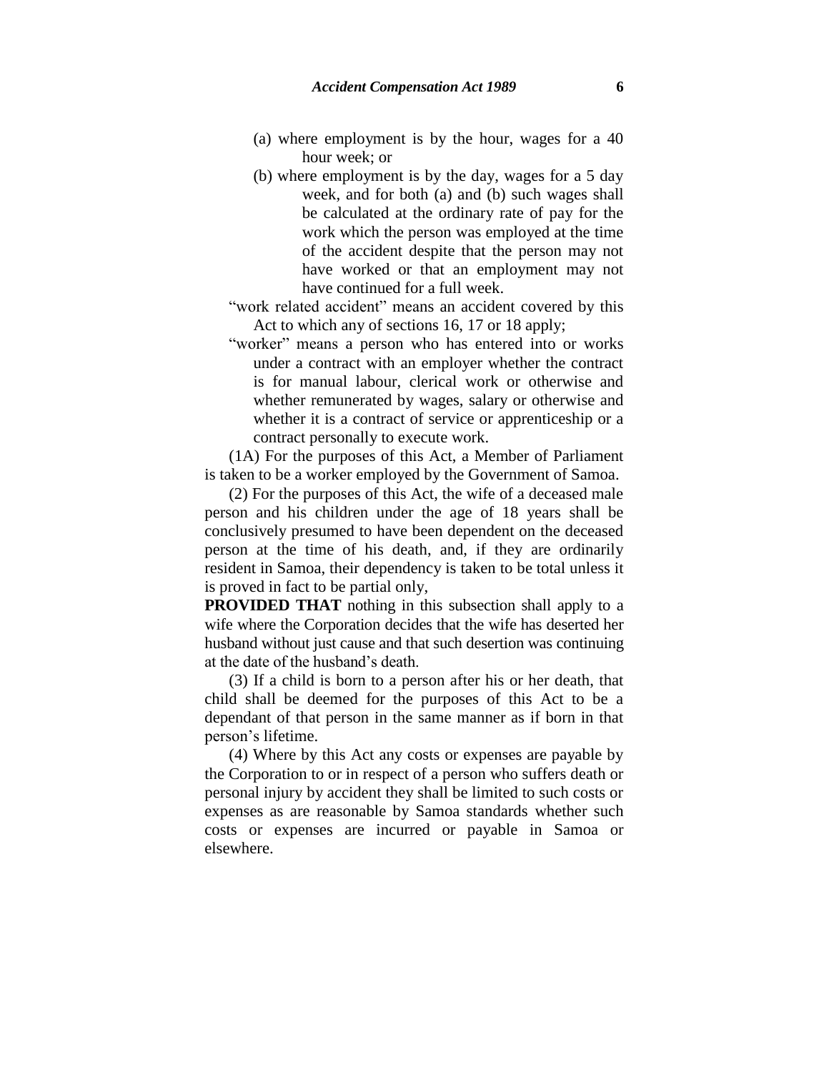(a) where employment is by the hour, wages for a 40 hour week; or

(b) where employment is by the day, wages for a 5 day week, and for both (a) and (b) such wages shall be calculated at the ordinary rate of pay for the work which the person was employed at the time of the accident despite that the person may not have worked or that an employment may not have continued for a full week.

"work related accident" means an accident covered by this Act to which any of sections 16, 17 or 18 apply;

"worker" means a person who has entered into or works under a contract with an employer whether the contract is for manual labour, clerical work or otherwise and whether remunerated by wages, salary or otherwise and whether it is a contract of service or apprenticeship or a contract personally to execute work.

(1A) For the purposes of this Act, a Member of Parliament is taken to be a worker employed by the Government of Samoa.

(2) For the purposes of this Act, the wife of a deceased male person and his children under the age of 18 years shall be conclusively presumed to have been dependent on the deceased person at the time of his death, and, if they are ordinarily resident in Samoa, their dependency is taken to be total unless it is proved in fact to be partial only,

**PROVIDED THAT** nothing in this subsection shall apply to a wife where the Corporation decides that the wife has deserted her husband without just cause and that such desertion was continuing at the date of the husband's death.

(3) If a child is born to a person after his or her death, that child shall be deemed for the purposes of this Act to be a dependant of that person in the same manner as if born in that person's lifetime.

(4) Where by this Act any costs or expenses are payable by the Corporation to or in respect of a person who suffers death or personal injury by accident they shall be limited to such costs or expenses as are reasonable by Samoa standards whether such costs or expenses are incurred or payable in Samoa or elsewhere.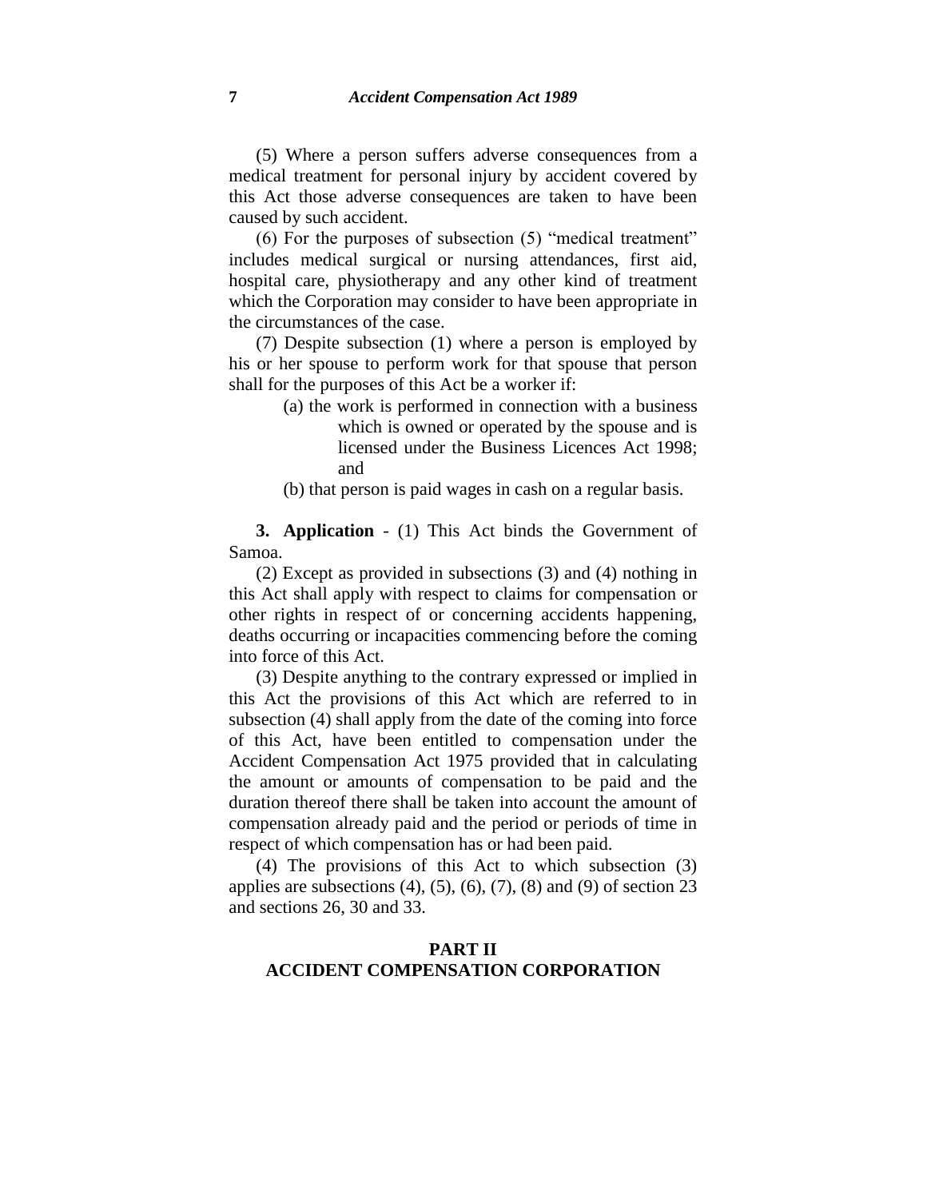(5) Where a person suffers adverse consequences from a medical treatment for personal injury by accident covered by this Act those adverse consequences are taken to have been caused by such accident.

(6) For the purposes of subsection (5) "medical treatment" includes medical surgical or nursing attendances, first aid, hospital care, physiotherapy and any other kind of treatment which the Corporation may consider to have been appropriate in the circumstances of the case.

(7) Despite subsection (1) where a person is employed by his or her spouse to perform work for that spouse that person shall for the purposes of this Act be a worker if:

- (a) the work is performed in connection with a business which is owned or operated by the spouse and is licensed under the Business Licences Act 1998; and
- (b) that person is paid wages in cash on a regular basis.

**3. Application** - (1) This Act binds the Government of Samoa.

(2) Except as provided in subsections (3) and (4) nothing in this Act shall apply with respect to claims for compensation or other rights in respect of or concerning accidents happening, deaths occurring or incapacities commencing before the coming into force of this Act.

(3) Despite anything to the contrary expressed or implied in this Act the provisions of this Act which are referred to in subsection (4) shall apply from the date of the coming into force of this Act, have been entitled to compensation under the Accident Compensation Act 1975 provided that in calculating the amount or amounts of compensation to be paid and the duration thereof there shall be taken into account the amount of compensation already paid and the period or periods of time in respect of which compensation has or had been paid.

(4) The provisions of this Act to which subsection (3) applies are subsections (4), (5), (6), (7), (8) and (9) of section 23 and sections 26, 30 and 33.

## PART II
## ACCIDENT COMPENSATION CORPORATION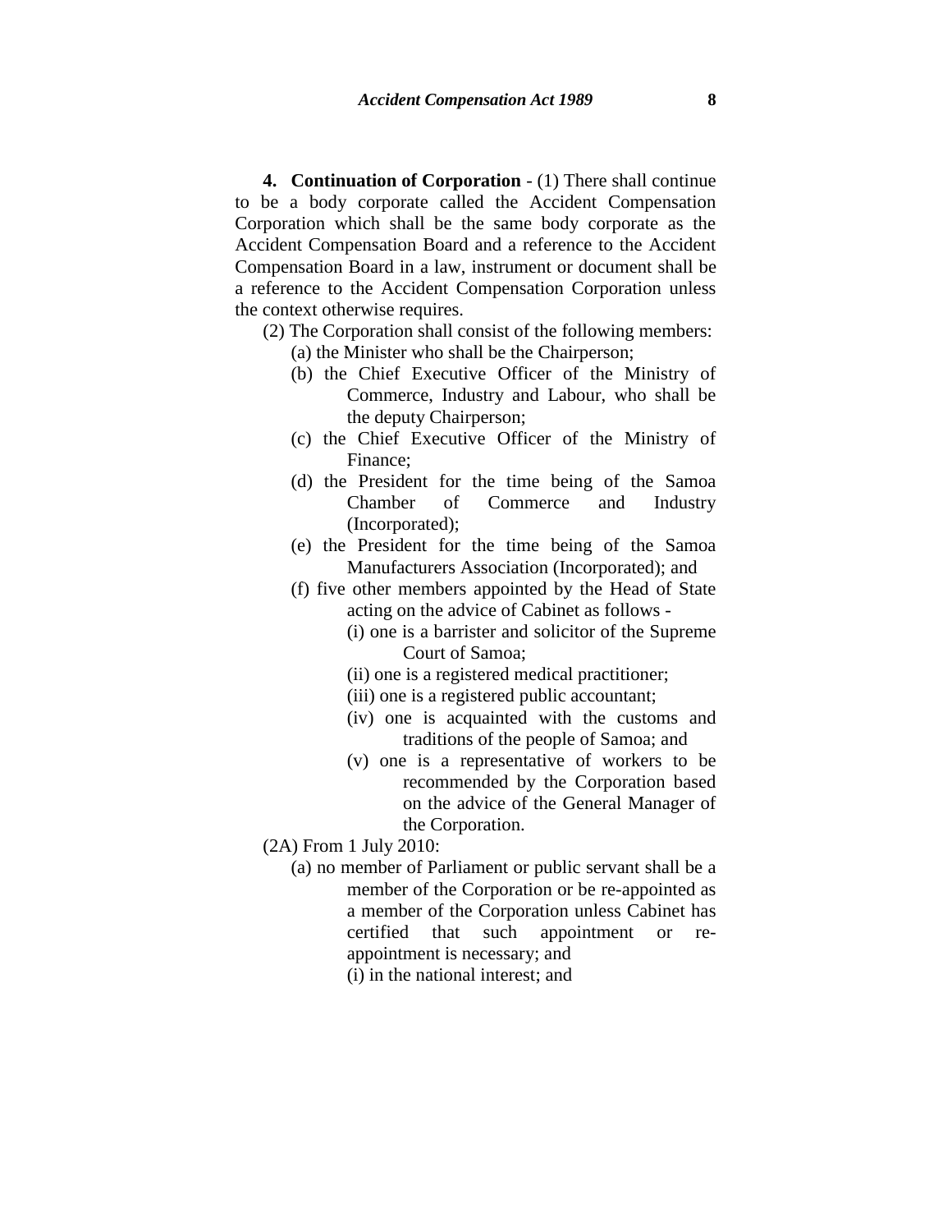**4. Continuation of Corporation** - (1) There shall continue to be a body corporate called the Accident Compensation Corporation which shall be the same body corporate as the Accident Compensation Board and a reference to the Accident Compensation Board in a law, instrument or document shall be a reference to the Accident Compensation Corporation unless the context otherwise requires.

(2) The Corporation shall consist of the following members:

- (a) the Minister who shall be the Chairperson;
- (b) the Chief Executive Officer of the Ministry of Commerce, Industry and Labour, who shall be the deputy Chairperson;
- (c) the Chief Executive Officer of the Ministry of Finance;
- (d) the President for the time being of the Samoa Chamber of Commerce and Industry (Incorporated);
- (e) the President for the time being of the Samoa Manufacturers Association (Incorporated); and
- (f) five other members appointed by the Head of State acting on the advice of Cabinet as follows -
  - (i) one is a barrister and solicitor of the Supreme Court of Samoa;
  - (ii) one is a registered medical practitioner;
  - (iii) one is a registered public accountant;
  - (iv) one is acquainted with the customs and traditions of the people of Samoa; and
  - (v) one is a representative of workers to be recommended by the Corporation based on the advice of the General Manager of the Corporation.

(2A) From 1 July 2010:

- (a) no member of Parliament or public servant shall be a member of the Corporation or be re-appointed as a member of the Corporation unless Cabinet has certified that such appointment or re-appointment is necessary; and
  - (i) in the national interest; and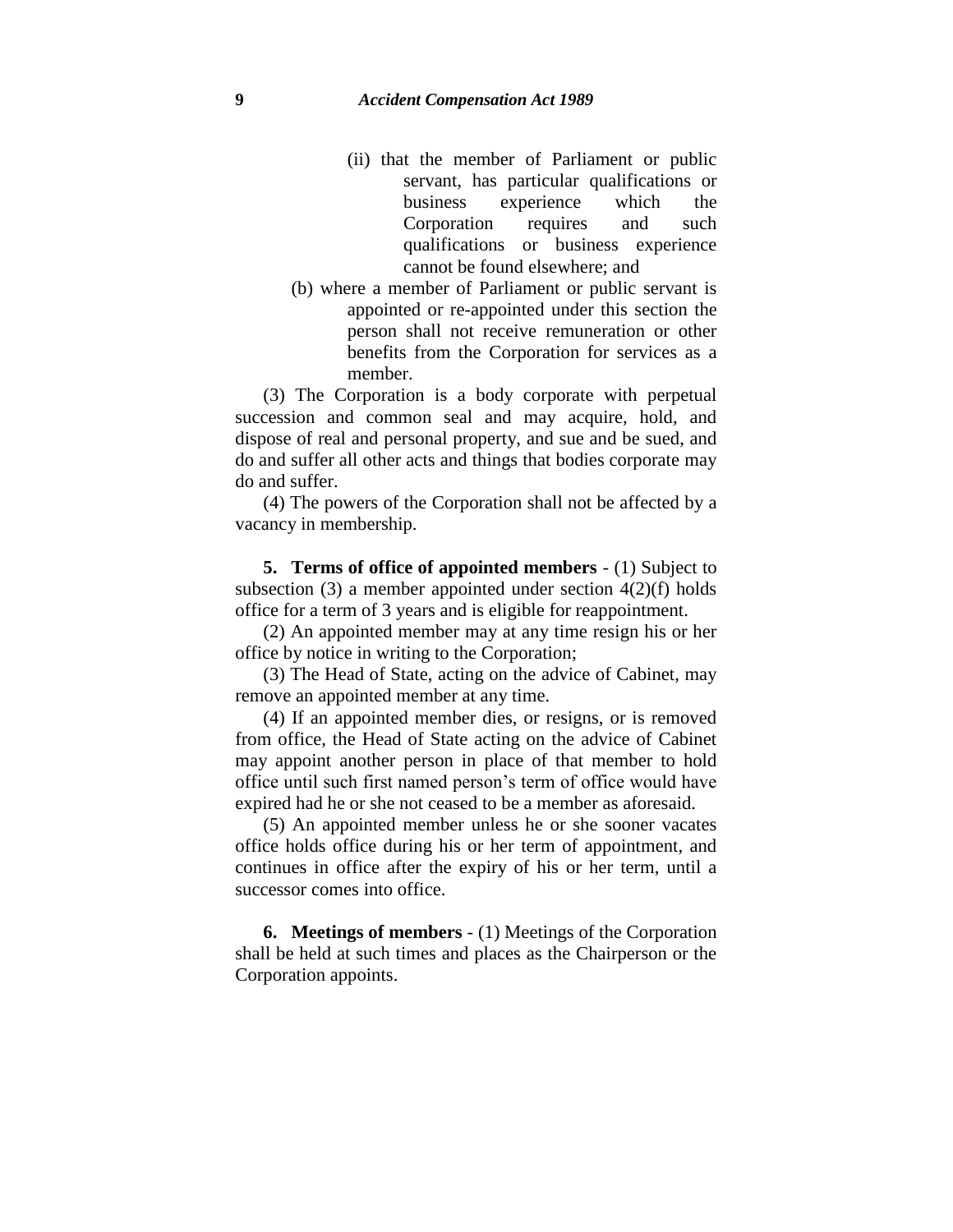(ii) that the member of Parliament or public servant, has particular qualifications or business experience which the Corporation requires and such qualifications or business experience cannot be found elsewhere; and

(b) where a member of Parliament or public servant is appointed or re-appointed under this section the person shall not receive remuneration or other benefits from the Corporation for services as a member.

(3) The Corporation is a body corporate with perpetual succession and common seal and may acquire, hold, and dispose of real and personal property, and sue and be sued, and do and suffer all other acts and things that bodies corporate may do and suffer.

(4) The powers of the Corporation shall not be affected by a vacancy in membership.

**5. Terms of office of appointed members** - (1) Subject to subsection (3) a member appointed under section 4(2)(f) holds office for a term of 3 years and is eligible for reappointment.

(2) An appointed member may at any time resign his or her office by notice in writing to the Corporation;

(3) The Head of State, acting on the advice of Cabinet, may remove an appointed member at any time.

(4) If an appointed member dies, or resigns, or is removed from office, the Head of State acting on the advice of Cabinet may appoint another person in place of that member to hold office until such first named person's term of office would have expired had he or she not ceased to be a member as aforesaid.

(5) An appointed member unless he or she sooner vacates office holds office during his or her term of appointment, and continues in office after the expiry of his or her term, until a successor comes into office.

**6. Meetings of members** - (1) Meetings of the Corporation shall be held at such times and places as the Chairperson or the Corporation appoints.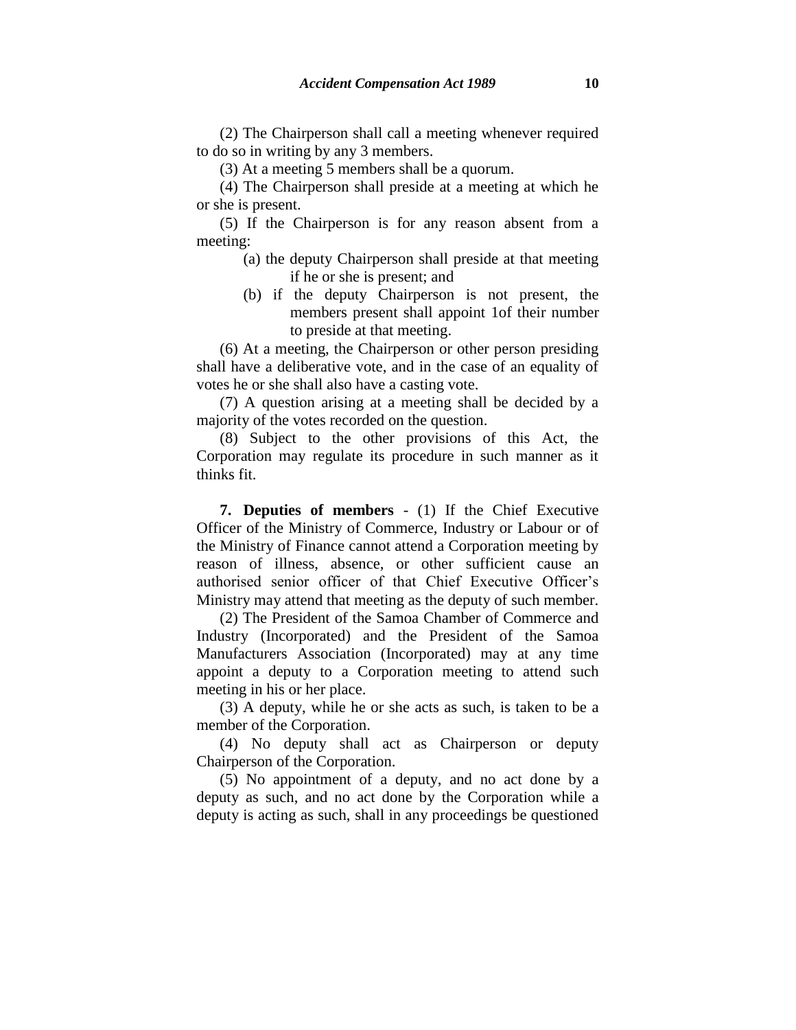(2) The Chairperson shall call a meeting whenever required to do so in writing by any 3 members.

(3) At a meeting 5 members shall be a quorum.

(4) The Chairperson shall preside at a meeting at which he or she is present.

(5) If the Chairperson is for any reason absent from a meeting:

(a) the deputy Chairperson shall preside at that meeting if he or she is present; and

(b) if the deputy Chairperson is not present, the members present shall appoint 1of their number to preside at that meeting.

(6) At a meeting, the Chairperson or other person presiding shall have a deliberative vote, and in the case of an equality of votes he or she shall also have a casting vote.

(7) A question arising at a meeting shall be decided by a majority of the votes recorded on the question.

(8) Subject to the other provisions of this Act, the Corporation may regulate its procedure in such manner as it thinks fit.

**7. Deputies of members** - (1) If the Chief Executive Officer of the Ministry of Commerce, Industry or Labour or of the Ministry of Finance cannot attend a Corporation meeting by reason of illness, absence, or other sufficient cause an authorised senior officer of that Chief Executive Officer's Ministry may attend that meeting as the deputy of such member.

(2) The President of the Samoa Chamber of Commerce and Industry (Incorporated) and the President of the Samoa Manufacturers Association (Incorporated) may at any time appoint a deputy to a Corporation meeting to attend such meeting in his or her place.

(3) A deputy, while he or she acts as such, is taken to be a member of the Corporation.

(4) No deputy shall act as Chairperson or deputy Chairperson of the Corporation.

(5) No appointment of a deputy, and no act done by a deputy as such, and no act done by the Corporation while a deputy is acting as such, shall in any proceedings be questioned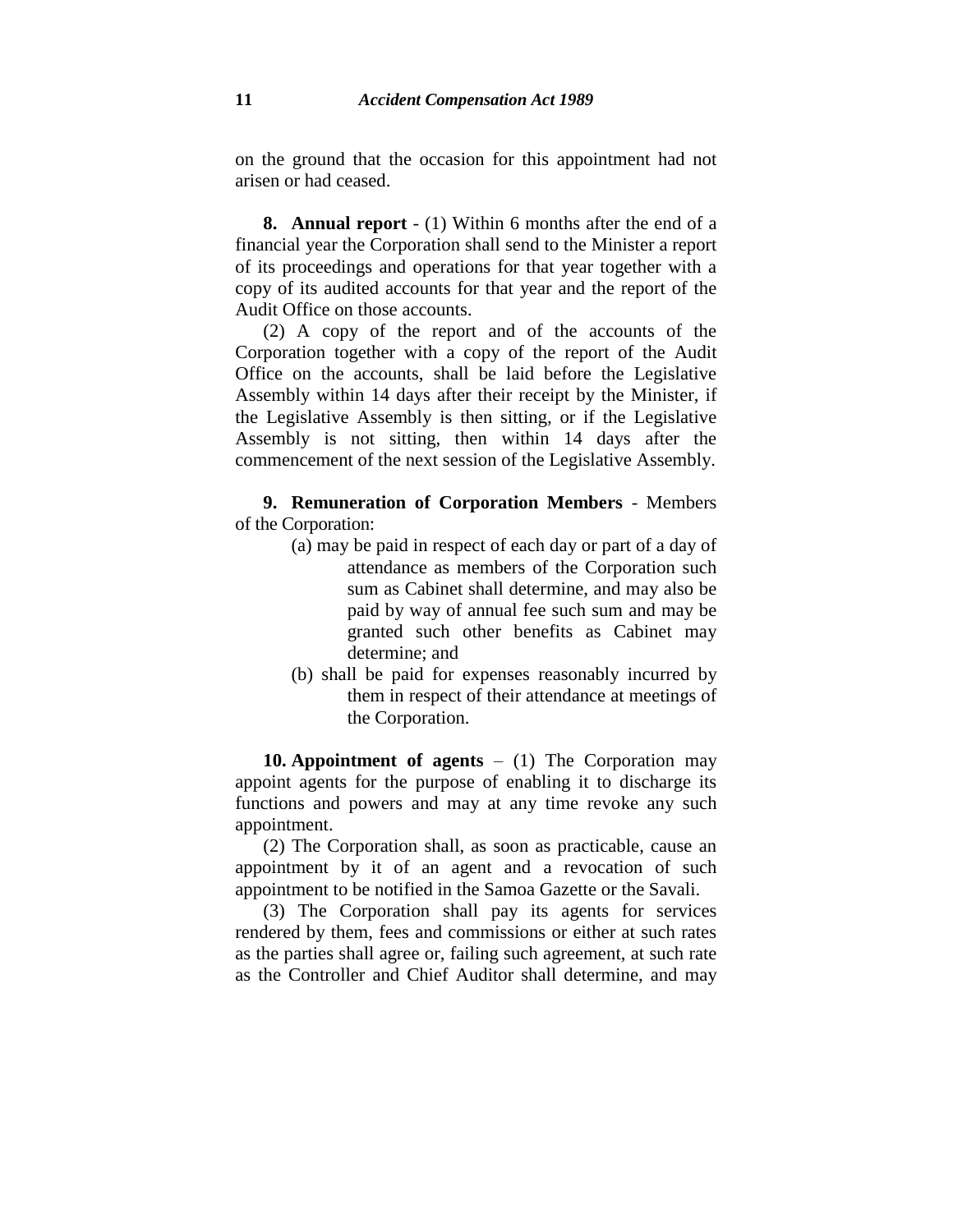on the ground that the occasion for this appointment had not arisen or had ceased.

**8. Annual report** - (1) Within 6 months after the end of a financial year the Corporation shall send to the Minister a report of its proceedings and operations for that year together with a copy of its audited accounts for that year and the report of the Audit Office on those accounts.

(2) A copy of the report and of the accounts of the Corporation together with a copy of the report of the Audit Office on the accounts, shall be laid before the Legislative Assembly within 14 days after their receipt by the Minister, if the Legislative Assembly is then sitting, or if the Legislative Assembly is not sitting, then within 14 days after the commencement of the next session of the Legislative Assembly.

**9. Remuneration of Corporation Members** - Members of the Corporation:

(a) may be paid in respect of each day or part of a day of attendance as members of the Corporation such sum as Cabinet shall determine, and may also be paid by way of annual fee such sum and may be granted such other benefits as Cabinet may determine; and

(b) shall be paid for expenses reasonably incurred by them in respect of their attendance at meetings of the Corporation.

**10. Appointment of agents** – (1) The Corporation may appoint agents for the purpose of enabling it to discharge its functions and powers and may at any time revoke any such appointment.

(2) The Corporation shall, as soon as practicable, cause an appointment by it of an agent and a revocation of such appointment to be notified in the Samoa Gazette or the Savali.

(3) The Corporation shall pay its agents for services rendered by them, fees and commissions or either at such rates as the parties shall agree or, failing such agreement, at such rate as the Controller and Chief Auditor shall determine, and may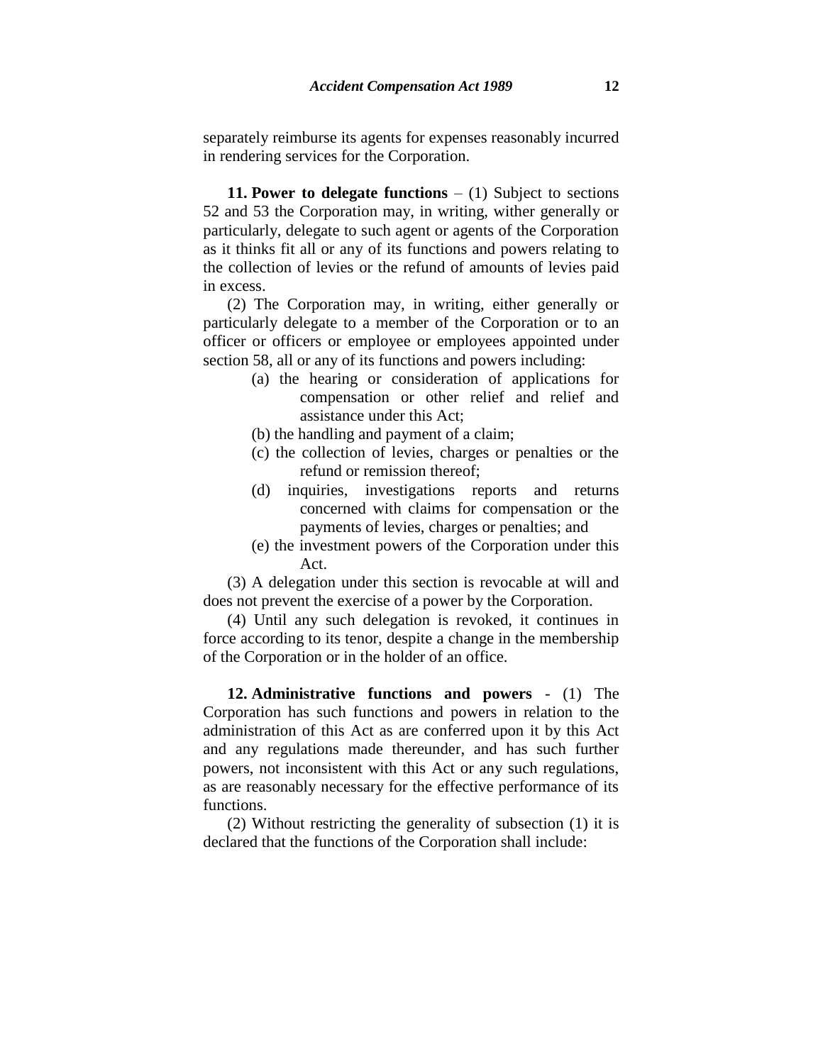separately reimburse its agents for expenses reasonably incurred in rendering services for the Corporation.

**11. Power to delegate functions** – (1) Subject to sections 52 and 53 the Corporation may, in writing, wither generally or particularly, delegate to such agent or agents of the Corporation as it thinks fit all or any of its functions and powers relating to the collection of levies or the refund of amounts of levies paid in excess.

(2) The Corporation may, in writing, either generally or particularly delegate to a member of the Corporation or to an officer or officers or employee or employees appointed under section 58, all or any of its functions and powers including:

- (a) the hearing or consideration of applications for compensation or other relief and relief and assistance under this Act;
- (b) the handling and payment of a claim;
- (c) the collection of levies, charges or penalties or the refund or remission thereof;
- (d) inquiries, investigations reports and returns concerned with claims for compensation or the payments of levies, charges or penalties; and
- (e) the investment powers of the Corporation under this Act.

(3) A delegation under this section is revocable at will and does not prevent the exercise of a power by the Corporation.

(4) Until any such delegation is revoked, it continues in force according to its tenor, despite a change in the membership of the Corporation or in the holder of an office.

**12. Administrative functions and powers** - (1) The Corporation has such functions and powers in relation to the administration of this Act as are conferred upon it by this Act and any regulations made thereunder, and has such further powers, not inconsistent with this Act or any such regulations, as are reasonably necessary for the effective performance of its functions.

(2) Without restricting the generality of subsection (1) it is declared that the functions of the Corporation shall include: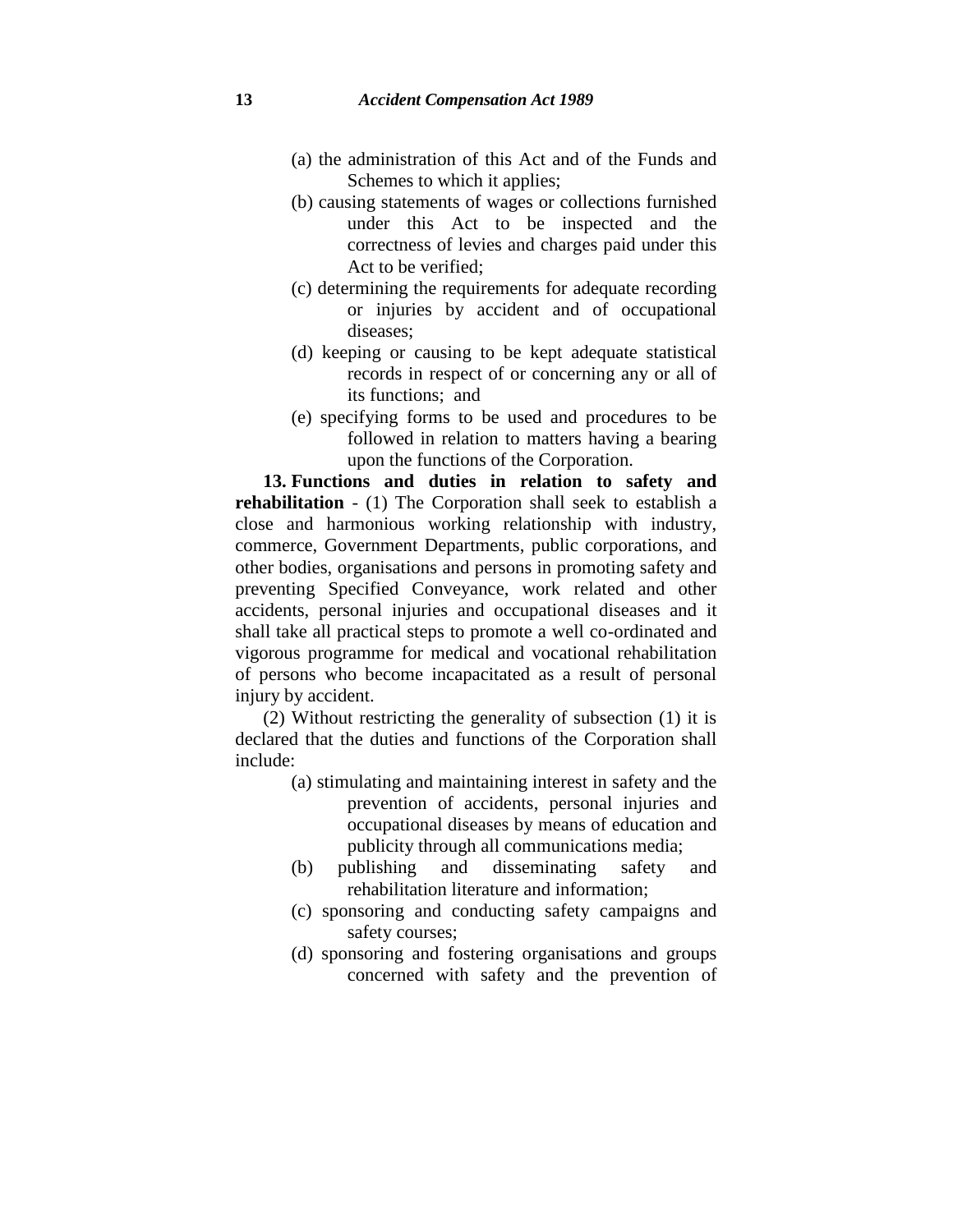(a) the administration of this Act and of the Funds and Schemes to which it applies;

(b) causing statements of wages or collections furnished under this Act to be inspected and the correctness of levies and charges paid under this Act to be verified;

(c) determining the requirements for adequate recording or injuries by accident and of occupational diseases;

(d) keeping or causing to be kept adequate statistical records in respect of or concerning any or all of its functions; and

(e) specifying forms to be used and procedures to be followed in relation to matters having a bearing upon the functions of the Corporation.

**13. Functions and duties in relation to safety and rehabilitation** - (1) The Corporation shall seek to establish a close and harmonious working relationship with industry, commerce, Government Departments, public corporations, and other bodies, organisations and persons in promoting safety and preventing Specified Conveyance, work related and other accidents, personal injuries and occupational diseases and it shall take all practical steps to promote a well co-ordinated and vigorous programme for medical and vocational rehabilitation of persons who become incapacitated as a result of personal injury by accident.

(2) Without restricting the generality of subsection (1) it is declared that the duties and functions of the Corporation shall include:

(a) stimulating and maintaining interest in safety and the prevention of accidents, personal injuries and occupational diseases by means of education and publicity through all communications media;

(b) publishing and disseminating safety and rehabilitation literature and information;

(c) sponsoring and conducting safety campaigns and safety courses;

(d) sponsoring and fostering organisations and groups concerned with safety and the prevention of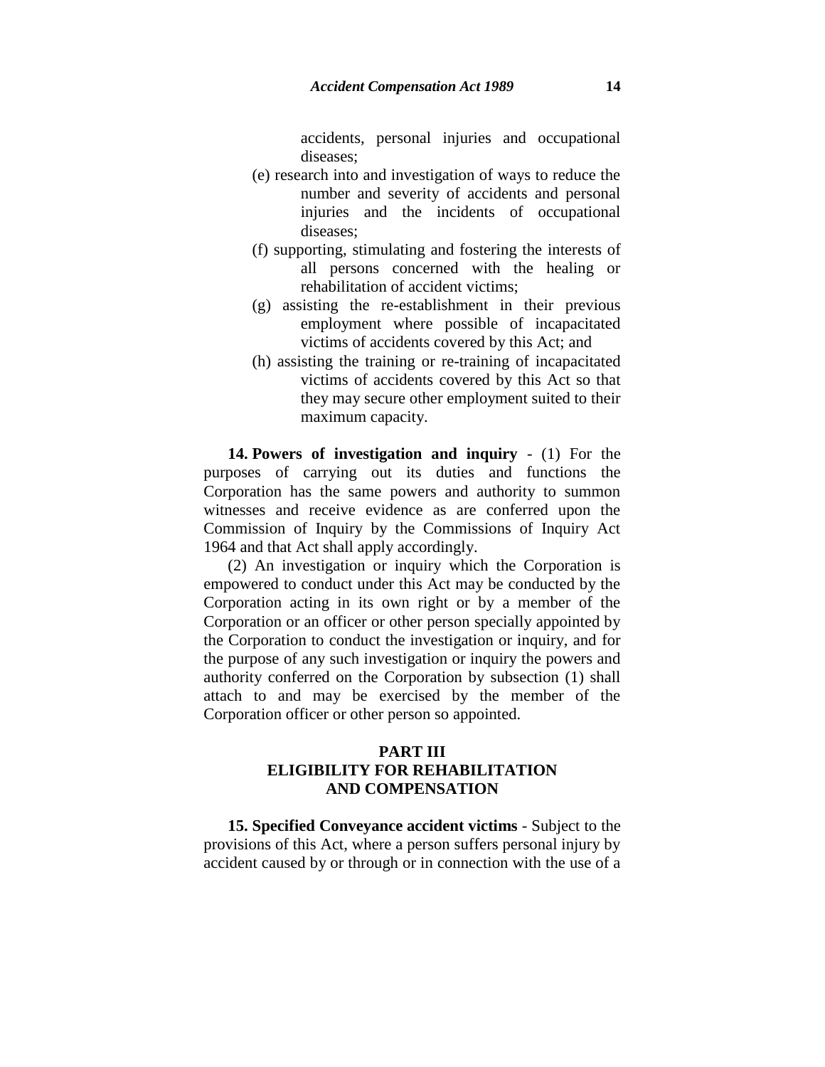accidents, personal injuries and occupational diseases;

(e) research into and investigation of ways to reduce the number and severity of accidents and personal injuries and the incidents of occupational diseases;

(f) supporting, stimulating and fostering the interests of all persons concerned with the healing or rehabilitation of accident victims;

(g) assisting the re-establishment in their previous employment where possible of incapacitated victims of accidents covered by this Act; and

(h) assisting the training or re-training of incapacitated victims of accidents covered by this Act so that they may secure other employment suited to their maximum capacity.

**14. Powers of investigation and inquiry** - (1) For the purposes of carrying out its duties and functions the Corporation has the same powers and authority to summon witnesses and receive evidence as are conferred upon the Commission of Inquiry by the Commissions of Inquiry Act 1964 and that Act shall apply accordingly.

(2) An investigation or inquiry which the Corporation is empowered to conduct under this Act may be conducted by the Corporation acting in its own right or by a member of the Corporation or an officer or other person specially appointed by the Corporation to conduct the investigation or inquiry, and for the purpose of any such investigation or inquiry the powers and authority conferred on the Corporation by subsection (1) shall attach to and may be exercised by the member of the Corporation officer or other person so appointed.

## PART III
## ELIGIBILITY FOR REHABILITATION AND COMPENSATION

**15. Specified Conveyance accident victims** - Subject to the provisions of this Act, where a person suffers personal injury by accident caused by or through or in connection with the use of a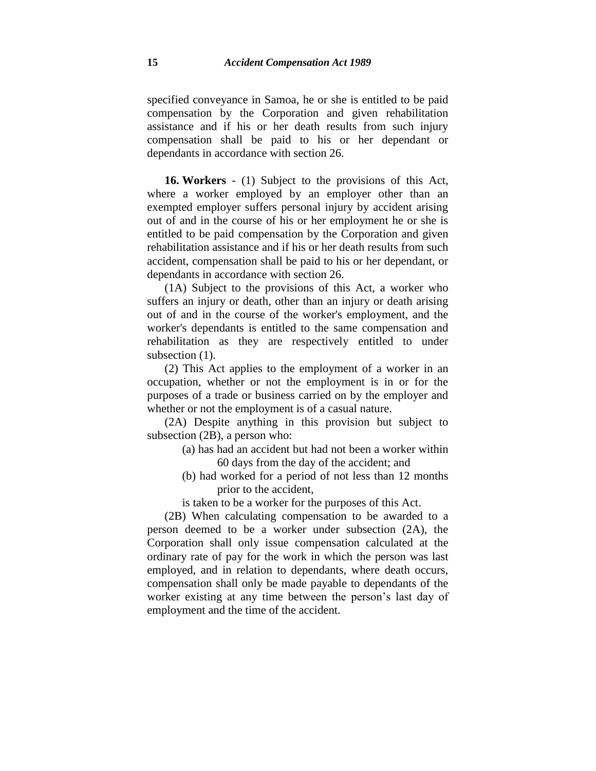specified conveyance in Samoa, he or she is entitled to be paid compensation by the Corporation and given rehabilitation assistance and if his or her death results from such injury compensation shall be paid to his or her dependant or dependants in accordance with section 26.

**16. Workers** - (1) Subject to the provisions of this Act, where a worker employed by an employer other than an exempted employer suffers personal injury by accident arising out of and in the course of his or her employment he or she is entitled to be paid compensation by the Corporation and given rehabilitation assistance and if his or her death results from such accident, compensation shall be paid to his or her dependant, or dependants in accordance with section 26.

(1A) Subject to the provisions of this Act, a worker who suffers an injury or death, other than an injury or death arising out of and in the course of the worker's employment, and the worker's dependants is entitled to the same compensation and rehabilitation as they are respectively entitled to under subsection (1).

(2) This Act applies to the employment of a worker in an occupation, whether or not the employment is in or for the purposes of a trade or business carried on by the employer and whether or not the employment is of a casual nature.

(2A) Despite anything in this provision but subject to subsection (2B), a person who:

(a) has had an accident but had not been a worker within 60 days from the day of the accident; and

(b) had worked for a period of not less than 12 months prior to the accident,

is taken to be a worker for the purposes of this Act.

(2B) When calculating compensation to be awarded to a person deemed to be a worker under subsection (2A), the Corporation shall only issue compensation calculated at the ordinary rate of pay for the work in which the person was last employed, and in relation to dependants, where death occurs, compensation shall only be made payable to dependants of the worker existing at any time between the person's last day of employment and the time of the accident.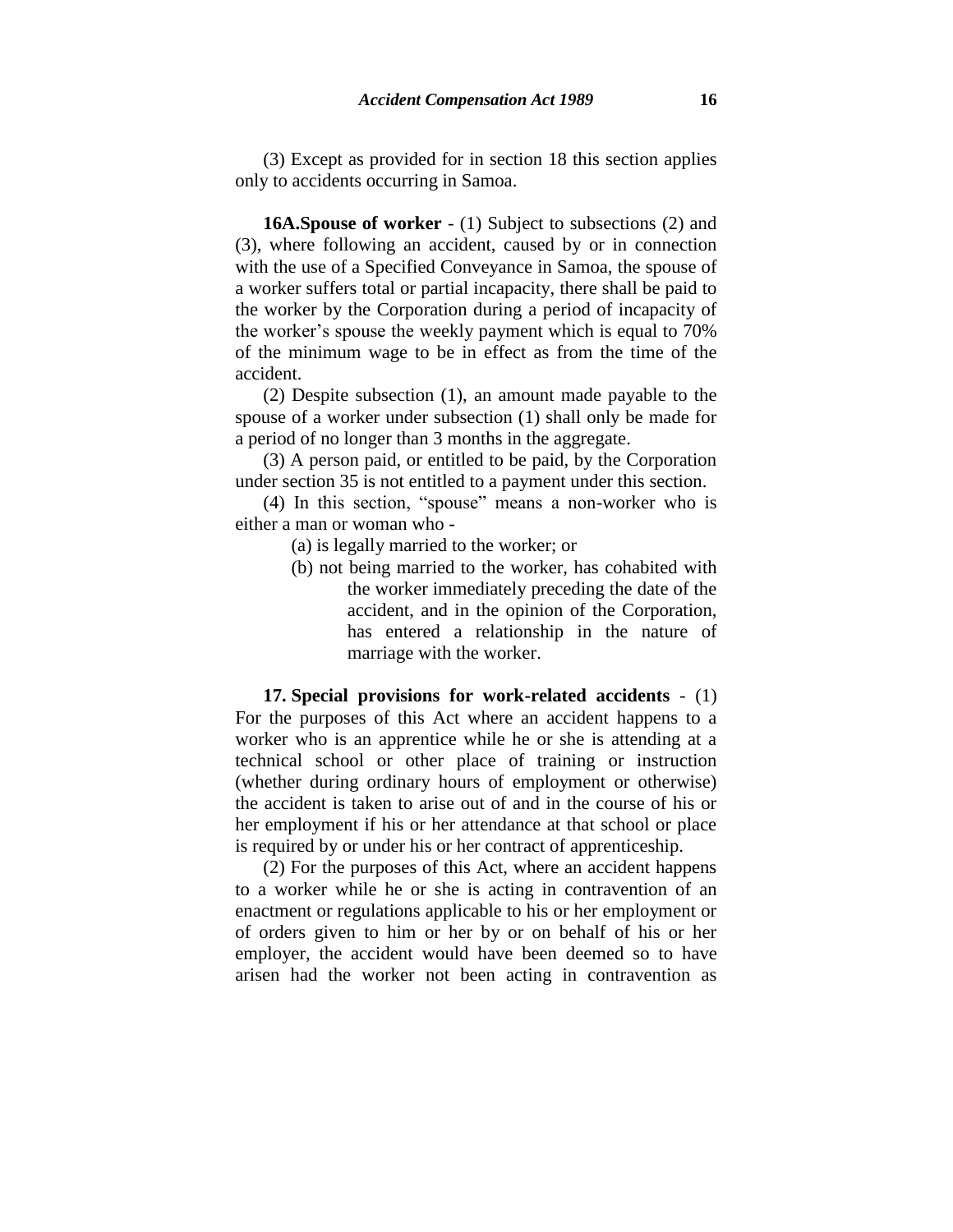(3) Except as provided for in section 18 this section applies only to accidents occurring in Samoa.

**16A.Spouse of worker** - (1) Subject to subsections (2) and (3), where following an accident, caused by or in connection with the use of a Specified Conveyance in Samoa, the spouse of a worker suffers total or partial incapacity, there shall be paid to the worker by the Corporation during a period of incapacity of the worker's spouse the weekly payment which is equal to 70% of the minimum wage to be in effect as from the time of the accident.

(2) Despite subsection (1), an amount made payable to the spouse of a worker under subsection (1) shall only be made for a period of no longer than 3 months in the aggregate.

(3) A person paid, or entitled to be paid, by the Corporation under section 35 is not entitled to a payment under this section.

(4) In this section, "spouse" means a non-worker who is either a man or woman who -

(a) is legally married to the worker; or

(b) not being married to the worker, has cohabited with the worker immediately preceding the date of the accident, and in the opinion of the Corporation, has entered a relationship in the nature of marriage with the worker.

**17. Special provisions for work-related accidents** - (1) For the purposes of this Act where an accident happens to a worker who is an apprentice while he or she is attending at a technical school or other place of training or instruction (whether during ordinary hours of employment or otherwise) the accident is taken to arise out of and in the course of his or her employment if his or her attendance at that school or place is required by or under his or her contract of apprenticeship.

(2) For the purposes of this Act, where an accident happens to a worker while he or she is acting in contravention of an enactment or regulations applicable to his or her employment or of orders given to him or her by or on behalf of his or her employer, the accident would have been deemed so to have arisen had the worker not been acting in contravention as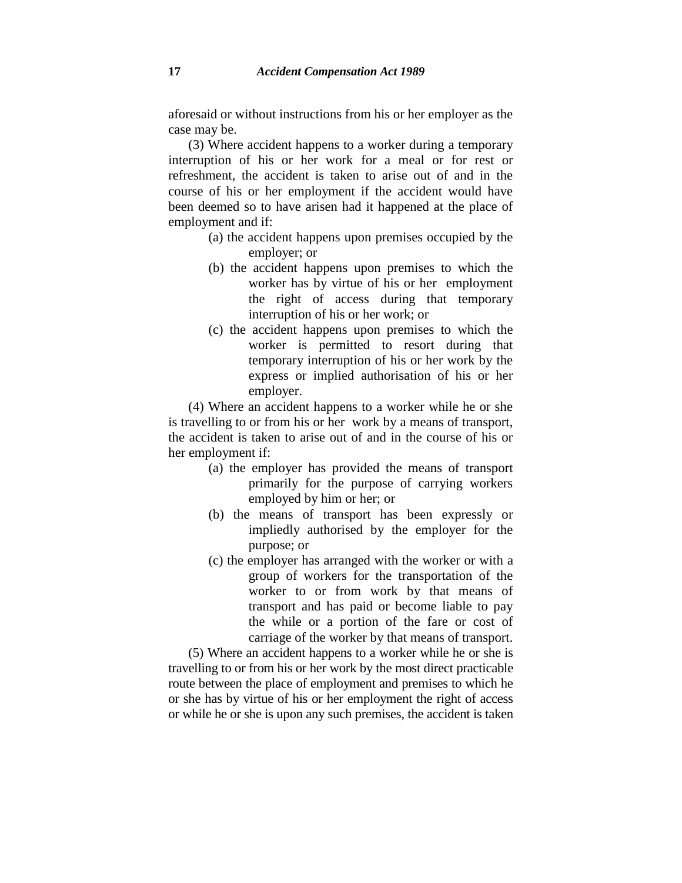aforesaid or without instructions from his or her employer as the case may be.

(3) Where accident happens to a worker during a temporary interruption of his or her work for a meal or for rest or refreshment, the accident is taken to arise out of and in the course of his or her employment if the accident would have been deemed so to have arisen had it happened at the place of employment and if:

(a) the accident happens upon premises occupied by the employer; or

(b) the accident happens upon premises to which the worker has by virtue of his or her employment the right of access during that temporary interruption of his or her work; or

(c) the accident happens upon premises to which the worker is permitted to resort during that temporary interruption of his or her work by the express or implied authorisation of his or her employer.

(4) Where an accident happens to a worker while he or she is travelling to or from his or her work by a means of transport, the accident is taken to arise out of and in the course of his or her employment if:

(a) the employer has provided the means of transport primarily for the purpose of carrying workers employed by him or her; or

(b) the means of transport has been expressly or impliedly authorised by the employer for the purpose; or

(c) the employer has arranged with the worker or with a group of workers for the transportation of the worker to or from work by that means of transport and has paid or become liable to pay the while or a portion of the fare or cost of carriage of the worker by that means of transport.

(5) Where an accident happens to a worker while he or she is travelling to or from his or her work by the most direct practicable route between the place of employment and premises to which he or she has by virtue of his or her employment the right of access or while he or she is upon any such premises, the accident is taken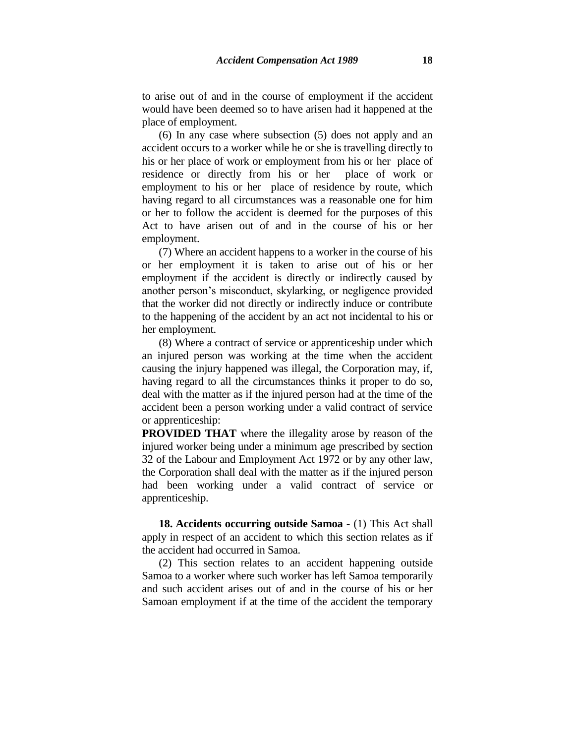to arise out of and in the course of employment if the accident would have been deemed so to have arisen had it happened at the place of employment.

(6) In any case where subsection (5) does not apply and an accident occurs to a worker while he or she is travelling directly to his or her place of work or employment from his or her place of residence or directly from his or her place of work or employment to his or her place of residence by route, which having regard to all circumstances was a reasonable one for him or her to follow the accident is deemed for the purposes of this Act to have arisen out of and in the course of his or her employment.

(7) Where an accident happens to a worker in the course of his or her employment it is taken to arise out of his or her employment if the accident is directly or indirectly caused by another person's misconduct, skylarking, or negligence provided that the worker did not directly or indirectly induce or contribute to the happening of the accident by an act not incidental to his or her employment.

(8) Where a contract of service or apprenticeship under which an injured person was working at the time when the accident causing the injury happened was illegal, the Corporation may, if, having regard to all the circumstances thinks it proper to do so, deal with the matter as if the injured person had at the time of the accident been a person working under a valid contract of service or apprenticeship:

**PROVIDED THAT** where the illegality arose by reason of the injured worker being under a minimum age prescribed by section 32 of the Labour and Employment Act 1972 or by any other law, the Corporation shall deal with the matter as if the injured person had been working under a valid contract of service or apprenticeship.

**18. Accidents occurring outside Samoa** - (1) This Act shall apply in respect of an accident to which this section relates as if the accident had occurred in Samoa.

(2) This section relates to an accident happening outside Samoa to a worker where such worker has left Samoa temporarily and such accident arises out of and in the course of his or her Samoan employment if at the time of the accident the temporary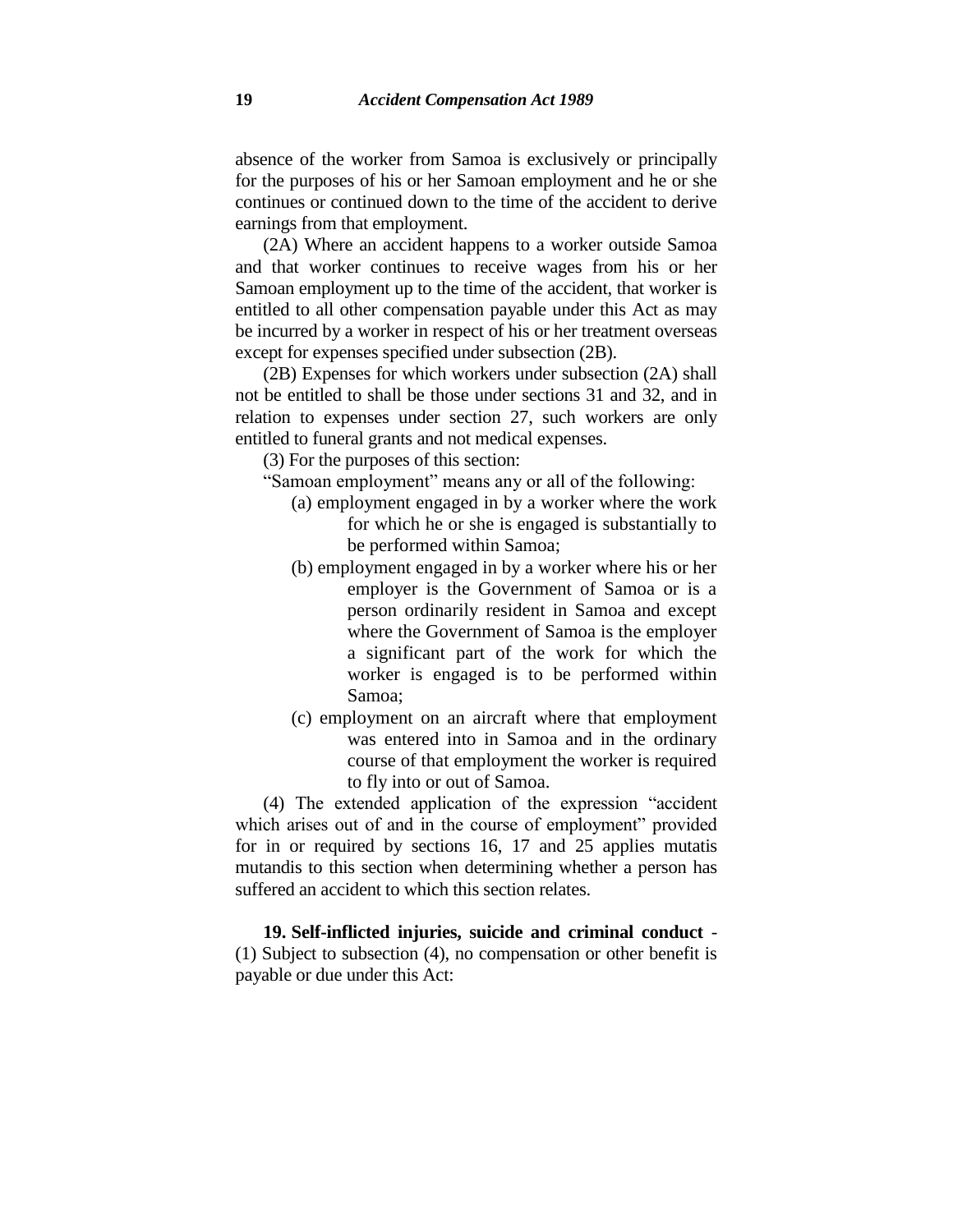absence of the worker from Samoa is exclusively or principally for the purposes of his or her Samoan employment and he or she continues or continued down to the time of the accident to derive earnings from that employment.

(2A) Where an accident happens to a worker outside Samoa and that worker continues to receive wages from his or her Samoan employment up to the time of the accident, that worker is entitled to all other compensation payable under this Act as may be incurred by a worker in respect of his or her treatment overseas except for expenses specified under subsection (2B).

(2B) Expenses for which workers under subsection (2A) shall not be entitled to shall be those under sections 31 and 32, and in relation to expenses under section 27, such workers are only entitled to funeral grants and not medical expenses.

(3) For the purposes of this section:

"Samoan employment" means any or all of the following:

- (a) employment engaged in by a worker where the work for which he or she is engaged is substantially to be performed within Samoa;
- (b) employment engaged in by a worker where his or her employer is the Government of Samoa or is a person ordinarily resident in Samoa and except where the Government of Samoa is the employer a significant part of the work for which the worker is engaged is to be performed within Samoa;
- (c) employment on an aircraft where that employment was entered into in Samoa and in the ordinary course of that employment the worker is required to fly into or out of Samoa.

(4) The extended application of the expression "accident which arises out of and in the course of employment" provided for in or required by sections 16, 17 and 25 applies mutatis mutandis to this section when determining whether a person has suffered an accident to which this section relates.

**19. Self-inflicted injuries, suicide and criminal conduct** - (1) Subject to subsection (4), no compensation or other benefit is payable or due under this Act: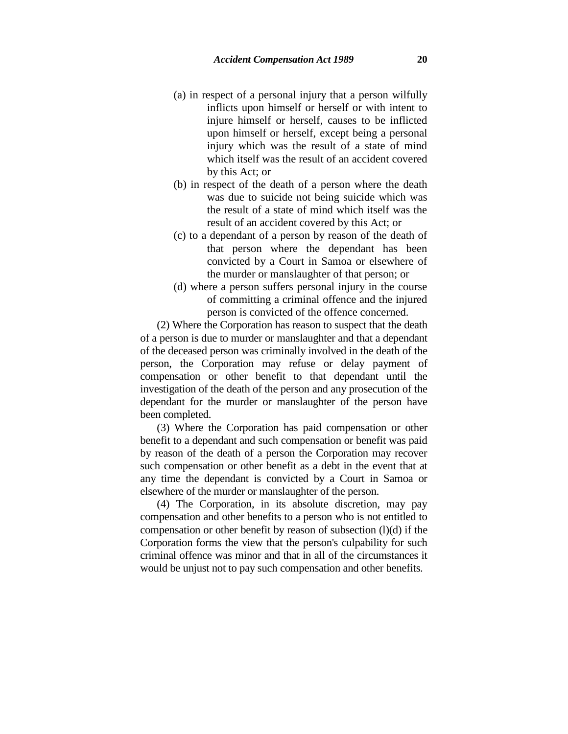(a) in respect of a personal injury that a person wilfully inflicts upon himself or herself or with intent to injure himself or herself, causes to be inflicted upon himself or herself, except being a personal injury which was the result of a state of mind which itself was the result of an accident covered by this Act; or

(b) in respect of the death of a person where the death was due to suicide not being suicide which was the result of a state of mind which itself was the result of an accident covered by this Act; or

(c) to a dependant of a person by reason of the death of that person where the dependant has been convicted by a Court in Samoa or elsewhere of the murder or manslaughter of that person; or

(d) where a person suffers personal injury in the course of committing a criminal offence and the injured person is convicted of the offence concerned.

(2) Where the Corporation has reason to suspect that the death of a person is due to murder or manslaughter and that a dependant of the deceased person was criminally involved in the death of the person, the Corporation may refuse or delay payment of compensation or other benefit to that dependant until the investigation of the death of the person and any prosecution of the dependant for the murder or manslaughter of the person have been completed.

(3) Where the Corporation has paid compensation or other benefit to a dependant and such compensation or benefit was paid by reason of the death of a person the Corporation may recover such compensation or other benefit as a debt in the event that at any time the dependant is convicted by a Court in Samoa or elsewhere of the murder or manslaughter of the person.

(4) The Corporation, in its absolute discretion, may pay compensation and other benefits to a person who is not entitled to compensation or other benefit by reason of subsection (l)(d) if the Corporation forms the view that the person's culpability for such criminal offence was minor and that in all of the circumstances it would be unjust not to pay such compensation and other benefits.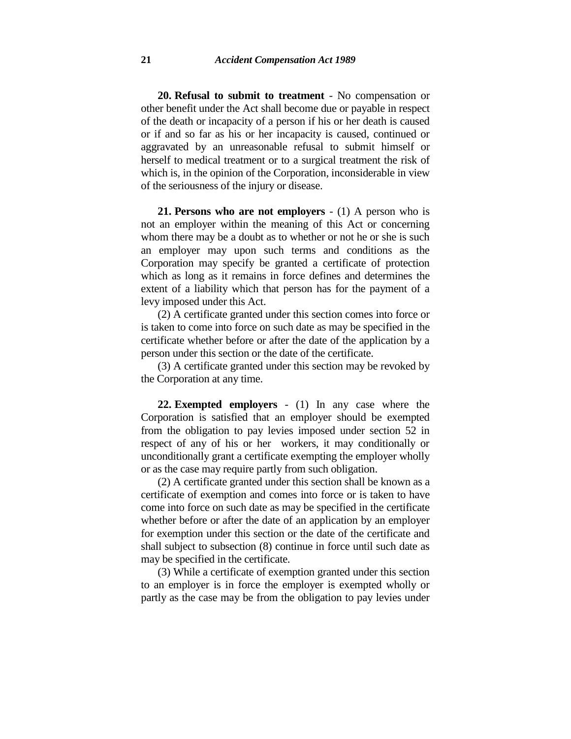**20. Refusal to submit to treatment** - No compensation or other benefit under the Act shall become due or payable in respect of the death or incapacity of a person if his or her death is caused or if and so far as his or her incapacity is caused, continued or aggravated by an unreasonable refusal to submit himself or herself to medical treatment or to a surgical treatment the risk of which is, in the opinion of the Corporation, inconsiderable in view of the seriousness of the injury or disease.

**21. Persons who are not employers** - (1) A person who is not an employer within the meaning of this Act or concerning whom there may be a doubt as to whether or not he or she is such an employer may upon such terms and conditions as the Corporation may specify be granted a certificate of protection which as long as it remains in force defines and determines the extent of a liability which that person has for the payment of a levy imposed under this Act.

(2) A certificate granted under this section comes into force or is taken to come into force on such date as may be specified in the certificate whether before or after the date of the application by a person under this section or the date of the certificate.

(3) A certificate granted under this section may be revoked by the Corporation at any time.

**22. Exempted employers** - (1) In any case where the Corporation is satisfied that an employer should be exempted from the obligation to pay levies imposed under section 52 in respect of any of his or her workers, it may conditionally or unconditionally grant a certificate exempting the employer wholly or as the case may require partly from such obligation.

(2) A certificate granted under this section shall be known as a certificate of exemption and comes into force or is taken to have come into force on such date as may be specified in the certificate whether before or after the date of an application by an employer for exemption under this section or the date of the certificate and shall subject to subsection (8) continue in force until such date as may be specified in the certificate.

(3) While a certificate of exemption granted under this section to an employer is in force the employer is exempted wholly or partly as the case may be from the obligation to pay levies under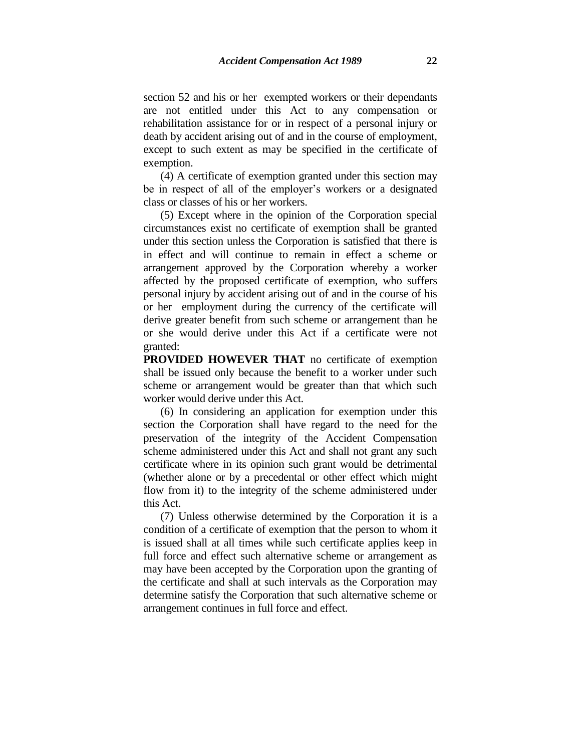section 52 and his or her exempted workers or their dependants are not entitled under this Act to any compensation or rehabilitation assistance for or in respect of a personal injury or death by accident arising out of and in the course of employment, except to such extent as may be specified in the certificate of exemption.

(4) A certificate of exemption granted under this section may be in respect of all of the employer's workers or a designated class or classes of his or her workers.

(5) Except where in the opinion of the Corporation special circumstances exist no certificate of exemption shall be granted under this section unless the Corporation is satisfied that there is in effect and will continue to remain in effect a scheme or arrangement approved by the Corporation whereby a worker affected by the proposed certificate of exemption, who suffers personal injury by accident arising out of and in the course of his or her employment during the currency of the certificate will derive greater benefit from such scheme or arrangement than he or she would derive under this Act if a certificate were not granted:

**PROVIDED HOWEVER THAT** no certificate of exemption shall be issued only because the benefit to a worker under such scheme or arrangement would be greater than that which such worker would derive under this Act.

(6) In considering an application for exemption under this section the Corporation shall have regard to the need for the preservation of the integrity of the Accident Compensation scheme administered under this Act and shall not grant any such certificate where in its opinion such grant would be detrimental (whether alone or by a precedental or other effect which might flow from it) to the integrity of the scheme administered under this Act.

(7) Unless otherwise determined by the Corporation it is a condition of a certificate of exemption that the person to whom it is issued shall at all times while such certificate applies keep in full force and effect such alternative scheme or arrangement as may have been accepted by the Corporation upon the granting of the certificate and shall at such intervals as the Corporation may determine satisfy the Corporation that such alternative scheme or arrangement continues in full force and effect.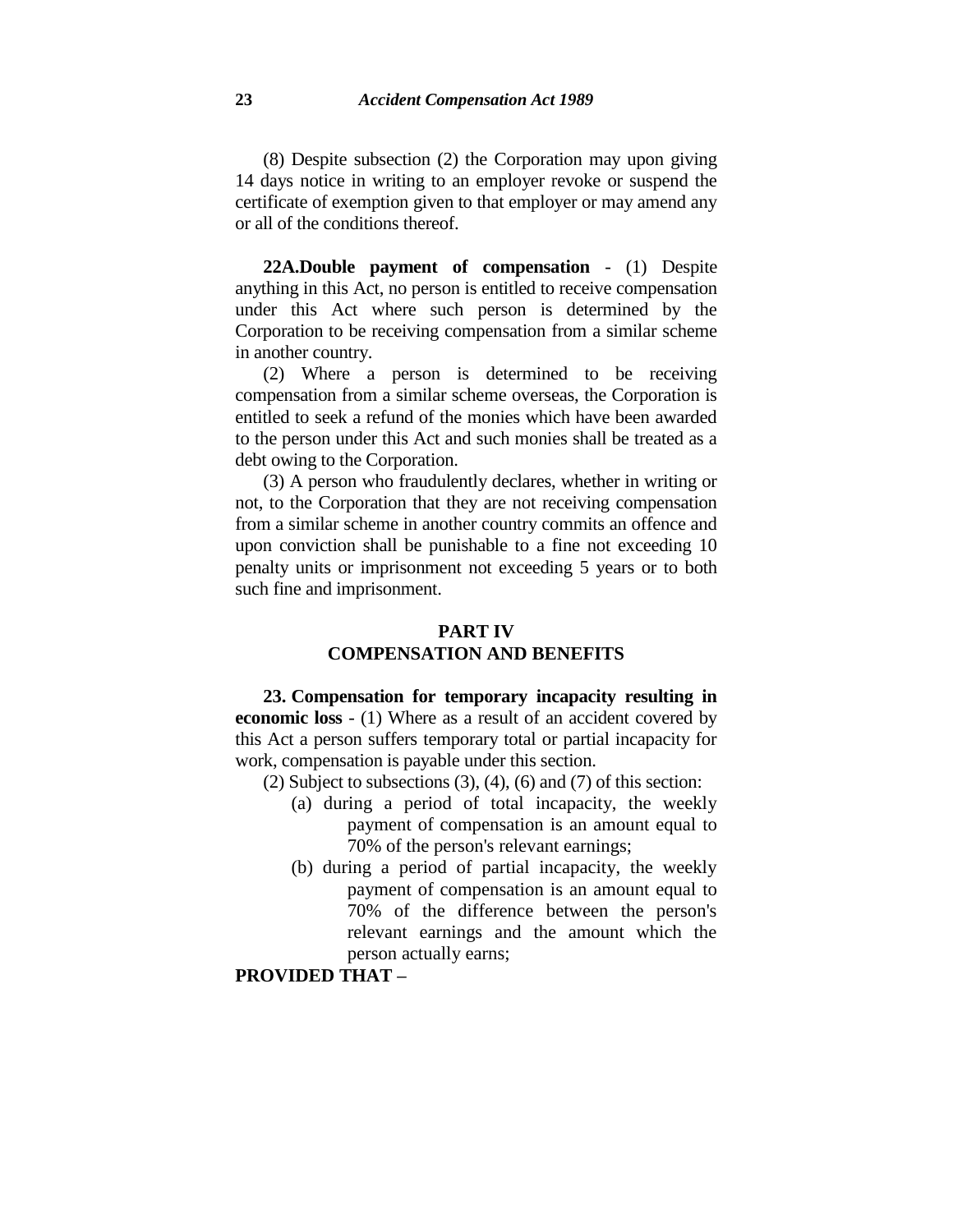(8) Despite subsection (2) the Corporation may upon giving 14 days notice in writing to an employer revoke or suspend the certificate of exemption given to that employer or may amend any or all of the conditions thereof.

**22A.Double payment of compensation** - (1) Despite anything in this Act, no person is entitled to receive compensation under this Act where such person is determined by the Corporation to be receiving compensation from a similar scheme in another country.

(2) Where a person is determined to be receiving compensation from a similar scheme overseas, the Corporation is entitled to seek a refund of the monies which have been awarded to the person under this Act and such monies shall be treated as a debt owing to the Corporation.

(3) A person who fraudulently declares, whether in writing or not, to the Corporation that they are not receiving compensation from a similar scheme in another country commits an offence and upon conviction shall be punishable to a fine not exceeding 10 penalty units or imprisonment not exceeding 5 years or to both such fine and imprisonment.

## PART IV
## COMPENSATION AND BENEFITS

**23. Compensation for temporary incapacity resulting in economic loss** - (1) Where as a result of an accident covered by this Act a person suffers temporary total or partial incapacity for work, compensation is payable under this section.

(2) Subject to subsections (3), (4), (6) and (7) of this section:

(a) during a period of total incapacity, the weekly payment of compensation is an amount equal to 70% of the person's relevant earnings;

(b) during a period of partial incapacity, the weekly payment of compensation is an amount equal to 70% of the difference between the person's relevant earnings and the amount which the person actually earns;

**PROVIDED THAT –**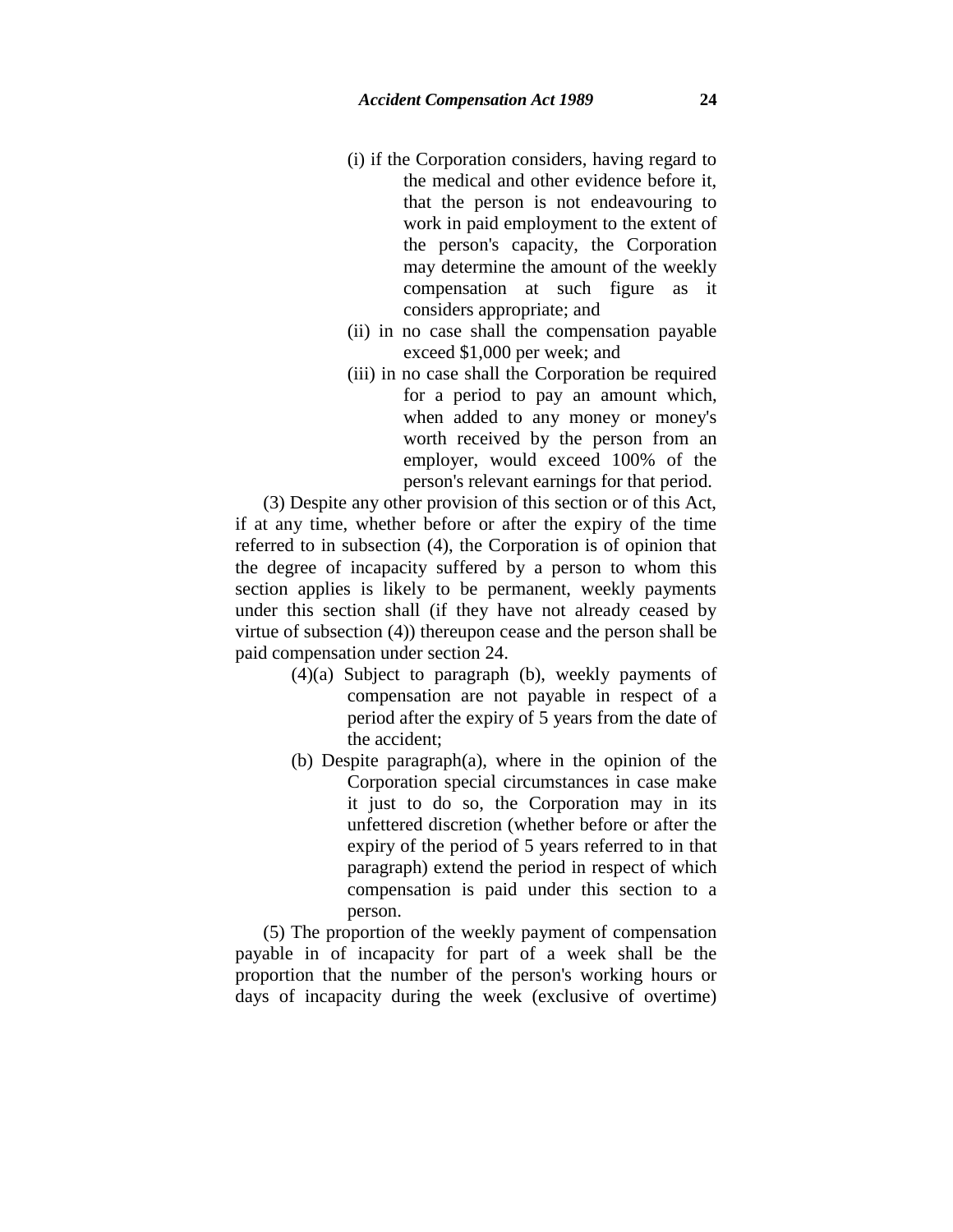(i) if the Corporation considers, having regard to the medical and other evidence before it, that the person is not endeavouring to work in paid employment to the extent of the person's capacity, the Corporation may determine the amount of the weekly compensation at such figure as it considers appropriate; and

(ii) in no case shall the compensation payable exceed $1,000 per week; and

(iii) in no case shall the Corporation be required for a period to pay an amount which, when added to any money or money's worth received by the person from an employer, would exceed 100% of the person's relevant earnings for that period.

(3) Despite any other provision of this section or of this Act, if at any time, whether before or after the expiry of the time referred to in subsection (4), the Corporation is of opinion that the degree of incapacity suffered by a person to whom this section applies is likely to be permanent, weekly payments under this section shall (if they have not already ceased by virtue of subsection (4)) thereupon cease and the person shall be paid compensation under section 24.

(4)(a) Subject to paragraph (b), weekly payments of compensation are not payable in respect of a period after the expiry of 5 years from the date of the accident;

(b) Despite paragraph(a), where in the opinion of the Corporation special circumstances in case make it just to do so, the Corporation may in its unfettered discretion (whether before or after the expiry of the period of 5 years referred to in that paragraph) extend the period in respect of which compensation is paid under this section to a person.

(5) The proportion of the weekly payment of compensation payable in of incapacity for part of a week shall be the proportion that the number of the person's working hours or days of incapacity during the week (exclusive of overtime)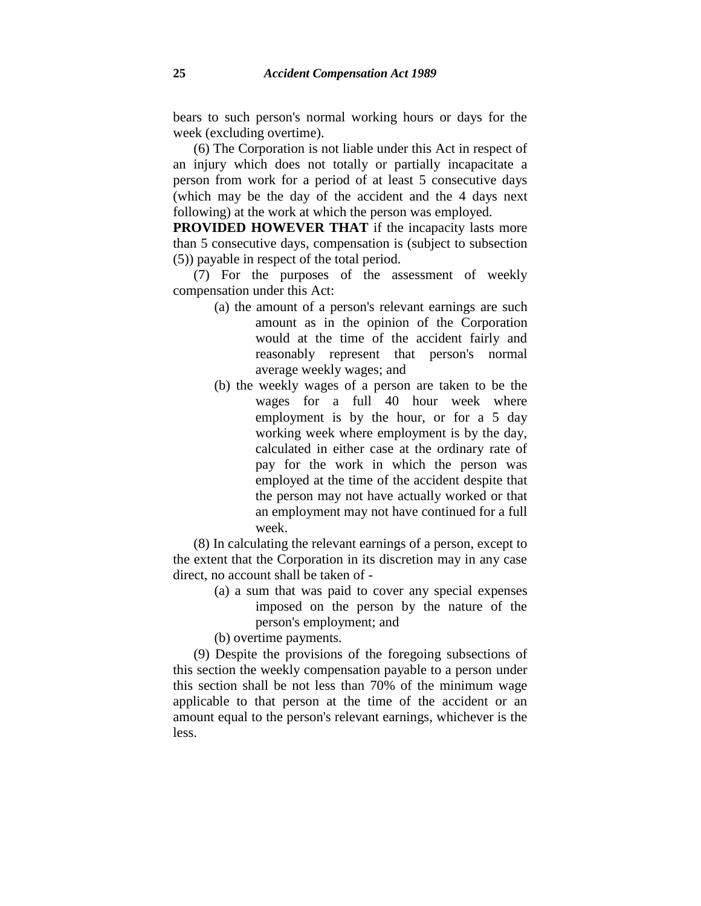bears to such person's normal working hours or days for the week (excluding overtime).

(6) The Corporation is not liable under this Act in respect of an injury which does not totally or partially incapacitate a person from work for a period of at least 5 consecutive days (which may be the day of the accident and the 4 days next following) at the work at which the person was employed.

**PROVIDED HOWEVER THAT** if the incapacity lasts more than 5 consecutive days, compensation is (subject to subsection (5)) payable in respect of the total period.

(7) For the purposes of the assessment of weekly compensation under this Act:

(a) the amount of a person's relevant earnings are such amount as in the opinion of the Corporation would at the time of the accident fairly and reasonably represent that person's normal average weekly wages; and

(b) the weekly wages of a person are taken to be the wages for a full 40 hour week where employment is by the hour, or for a 5 day working week where employment is by the day, calculated in either case at the ordinary rate of pay for the work in which the person was employed at the time of the accident despite that the person may not have actually worked or that an employment may not have continued for a full week.

(8) In calculating the relevant earnings of a person, except to the extent that the Corporation in its discretion may in any case direct, no account shall be taken of -

(a) a sum that was paid to cover any special expenses imposed on the person by the nature of the person's employment; and

(b) overtime payments.

(9) Despite the provisions of the foregoing subsections of this section the weekly compensation payable to a person under this section shall be not less than 70% of the minimum wage applicable to that person at the time of the accident or an amount equal to the person's relevant earnings, whichever is the less.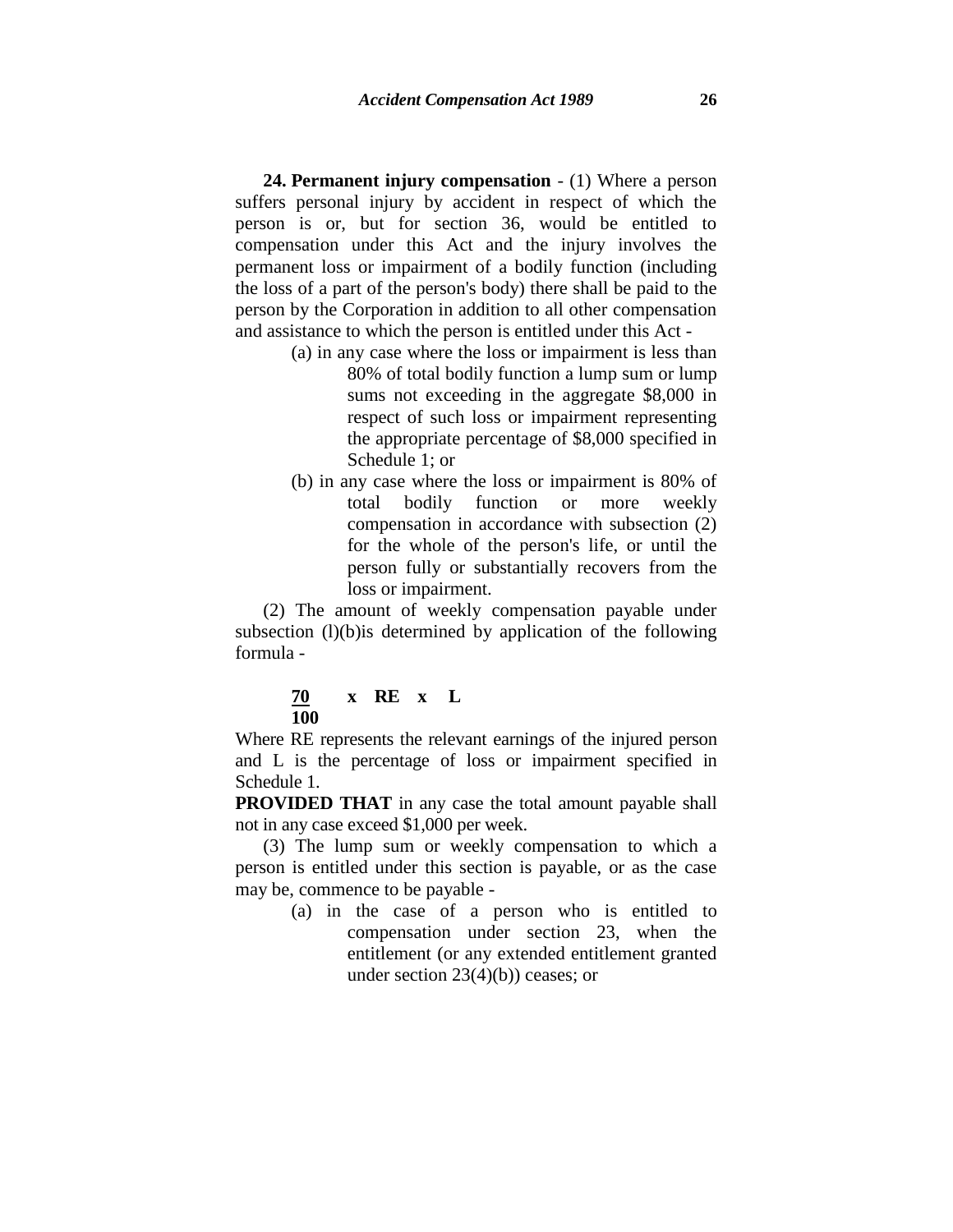**24. Permanent injury compensation** - (1) Where a person suffers personal injury by accident in respect of which the person is or, but for section 36, would be entitled to compensation under this Act and the injury involves the permanent loss or impairment of a bodily function (including the loss of a part of the person's body) there shall be paid to the person by the Corporation in addition to all other compensation and assistance to which the person is entitled under this Act -

(a) in any case where the loss or impairment is less than 80% of total bodily function a lump sum or lump sums not exceeding in the aggregate $8,000 in respect of such loss or impairment representing the appropriate percentage of $8,000 specified in Schedule 1; or

(b) in any case where the loss or impairment is 80% of total bodily function or more weekly compensation in accordance with subsection (2) for the whole of the person's life, or until the person fully or substantially recovers from the loss or impairment.

(2) The amount of weekly compensation payable under subsection (l)(b)is determined by application of the following formula -

$$\frac{70}{100} \times RE \times L$$

Where RE represents the relevant earnings of the injured person and L is the percentage of loss or impairment specified in Schedule 1.

**PROVIDED THAT** in any case the total amount payable shall not in any case exceed $1,000 per week.

(3) The lump sum or weekly compensation to which a person is entitled under this section is payable, or as the case may be, commence to be payable -

(a) in the case of a person who is entitled to compensation under section 23, when the entitlement (or any extended entitlement granted under section 23(4)(b)) ceases; or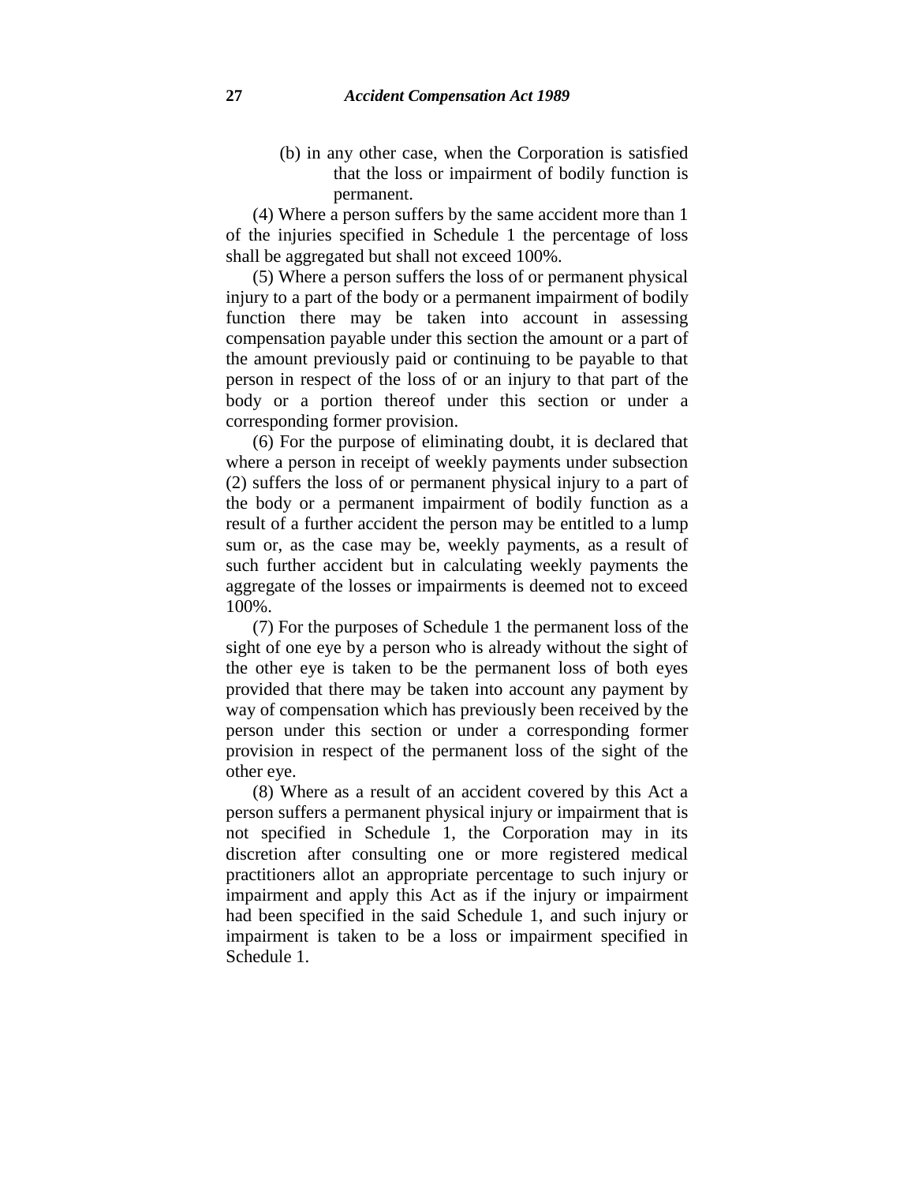(b) in any other case, when the Corporation is satisfied that the loss or impairment of bodily function is permanent.

(4) Where a person suffers by the same accident more than 1 of the injuries specified in Schedule 1 the percentage of loss shall be aggregated but shall not exceed 100%.

(5) Where a person suffers the loss of or permanent physical injury to a part of the body or a permanent impairment of bodily function there may be taken into account in assessing compensation payable under this section the amount or a part of the amount previously paid or continuing to be payable to that person in respect of the loss of or an injury to that part of the body or a portion thereof under this section or under a corresponding former provision.

(6) For the purpose of eliminating doubt, it is declared that where a person in receipt of weekly payments under subsection (2) suffers the loss of or permanent physical injury to a part of the body or a permanent impairment of bodily function as a result of a further accident the person may be entitled to a lump sum or, as the case may be, weekly payments, as a result of such further accident but in calculating weekly payments the aggregate of the losses or impairments is deemed not to exceed 100%.

(7) For the purposes of Schedule 1 the permanent loss of the sight of one eye by a person who is already without the sight of the other eye is taken to be the permanent loss of both eyes provided that there may be taken into account any payment by way of compensation which has previously been received by the person under this section or under a corresponding former provision in respect of the permanent loss of the sight of the other eye.

(8) Where as a result of an accident covered by this Act a person suffers a permanent physical injury or impairment that is not specified in Schedule 1, the Corporation may in its discretion after consulting one or more registered medical practitioners allot an appropriate percentage to such injury or impairment and apply this Act as if the injury or impairment had been specified in the said Schedule 1, and such injury or impairment is taken to be a loss or impairment specified in Schedule 1.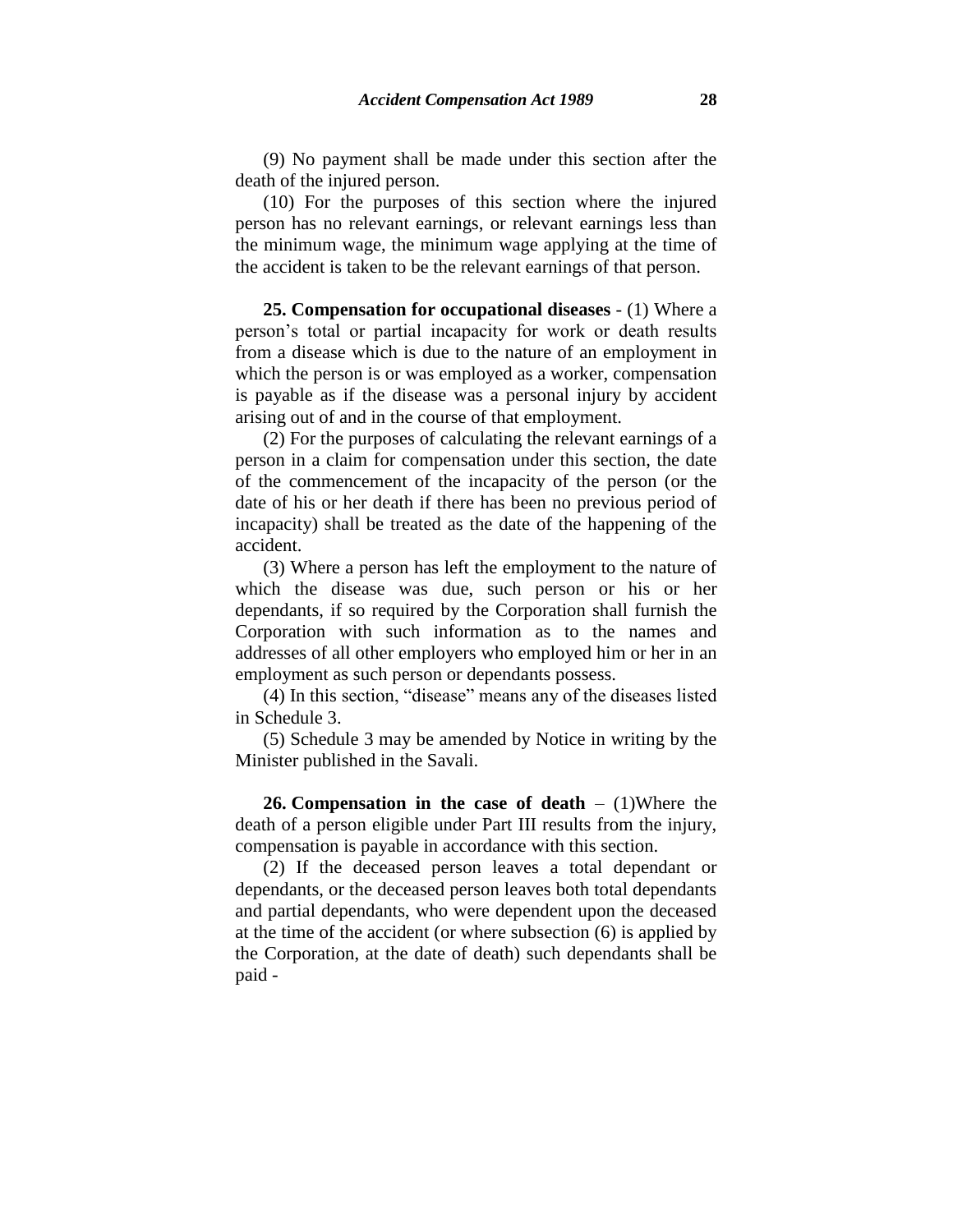(9) No payment shall be made under this section after the death of the injured person.

(10) For the purposes of this section where the injured person has no relevant earnings, or relevant earnings less than the minimum wage, the minimum wage applying at the time of the accident is taken to be the relevant earnings of that person.

**25. Compensation for occupational diseases** - (1) Where a person's total or partial incapacity for work or death results from a disease which is due to the nature of an employment in which the person is or was employed as a worker, compensation is payable as if the disease was a personal injury by accident arising out of and in the course of that employment.

(2) For the purposes of calculating the relevant earnings of a person in a claim for compensation under this section, the date of the commencement of the incapacity of the person (or the date of his or her death if there has been no previous period of incapacity) shall be treated as the date of the happening of the accident.

(3) Where a person has left the employment to the nature of which the disease was due, such person or his or her dependants, if so required by the Corporation shall furnish the Corporation with such information as to the names and addresses of all other employers who employed him or her in an employment as such person or dependants possess.

(4) In this section, "disease" means any of the diseases listed in Schedule 3.

(5) Schedule 3 may be amended by Notice in writing by the Minister published in the Savali.

**26. Compensation in the case of death** – (1)Where the death of a person eligible under Part III results from the injury, compensation is payable in accordance with this section.

(2) If the deceased person leaves a total dependant or dependants, or the deceased person leaves both total dependants and partial dependants, who were dependent upon the deceased at the time of the accident (or where subsection (6) is applied by the Corporation, at the date of death) such dependants shall be paid -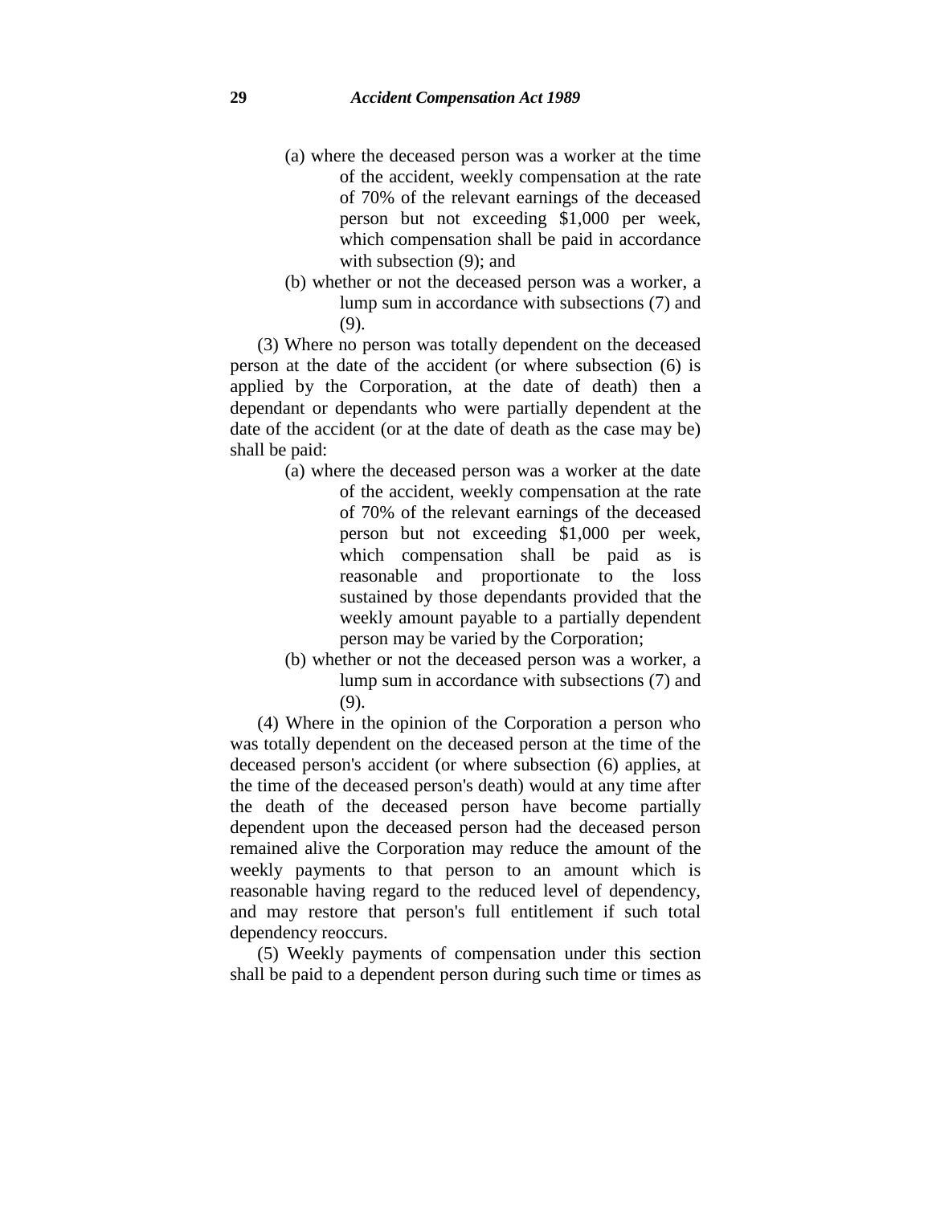(a) where the deceased person was a worker at the time of the accident, weekly compensation at the rate of 70% of the relevant earnings of the deceased person but not exceeding $1,000 per week, which compensation shall be paid in accordance with subsection (9); and

(b) whether or not the deceased person was a worker, a lump sum in accordance with subsections (7) and (9).

(3) Where no person was totally dependent on the deceased person at the date of the accident (or where subsection (6) is applied by the Corporation, at the date of death) then a dependant or dependants who were partially dependent at the date of the accident (or at the date of death as the case may be) shall be paid:

(a) where the deceased person was a worker at the date of the accident, weekly compensation at the rate of 70% of the relevant earnings of the deceased person but not exceeding $1,000 per week, which compensation shall be paid as is reasonable and proportionate to the loss sustained by those dependants provided that the weekly amount payable to a partially dependent person may be varied by the Corporation;

(b) whether or not the deceased person was a worker, a lump sum in accordance with subsections (7) and (9).

(4) Where in the opinion of the Corporation a person who was totally dependent on the deceased person at the time of the deceased person's accident (or where subsection (6) applies, at the time of the deceased person's death) would at any time after the death of the deceased person have become partially dependent upon the deceased person had the deceased person remained alive the Corporation may reduce the amount of the weekly payments to that person to an amount which is reasonable having regard to the reduced level of dependency, and may restore that person's full entitlement if such total dependency reoccurs.

(5) Weekly payments of compensation under this section shall be paid to a dependent person during such time or times as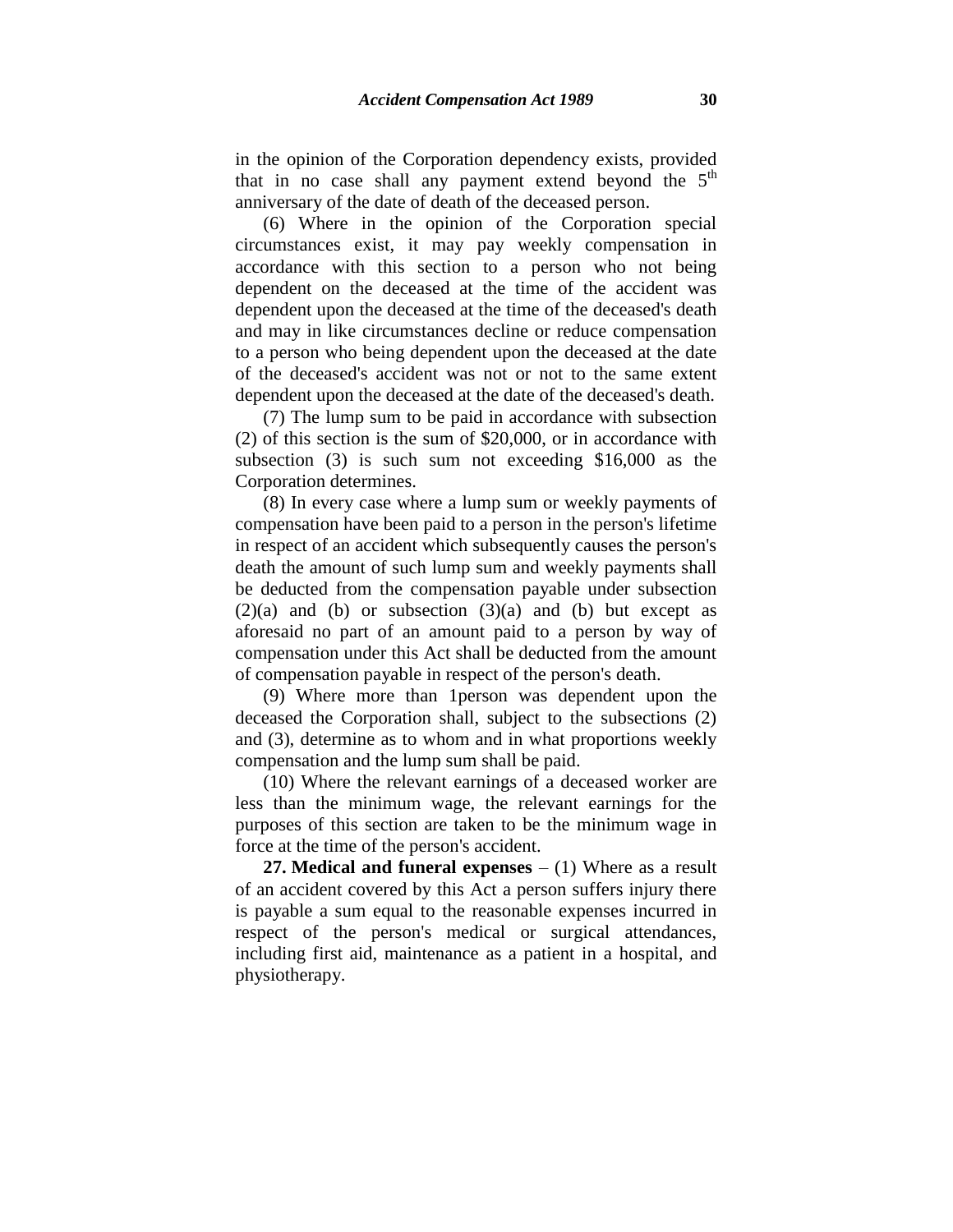in the opinion of the Corporation dependency exists, provided that in no case shall any payment extend beyond the 5th anniversary of the date of death of the deceased person.

(6) Where in the opinion of the Corporation special circumstances exist, it may pay weekly compensation in accordance with this section to a person who not being dependent on the deceased at the time of the accident was dependent upon the deceased at the time of the deceased's death and may in like circumstances decline or reduce compensation to a person who being dependent upon the deceased at the date of the deceased's accident was not or not to the same extent dependent upon the deceased at the date of the deceased's death.

(7) The lump sum to be paid in accordance with subsection (2) of this section is the sum of $20,000, or in accordance with subsection (3) is such sum not exceeding $16,000 as the Corporation determines.

(8) In every case where a lump sum or weekly payments of compensation have been paid to a person in the person's lifetime in respect of an accident which subsequently causes the person's death the amount of such lump sum and weekly payments shall be deducted from the compensation payable under subsection (2)(a) and (b) or subsection (3)(a) and (b) but except as aforesaid no part of an amount paid to a person by way of compensation under this Act shall be deducted from the amount of compensation payable in respect of the person's death.

(9) Where more than 1person was dependent upon the deceased the Corporation shall, subject to the subsections (2) and (3), determine as to whom and in what proportions weekly compensation and the lump sum shall be paid.

(10) Where the relevant earnings of a deceased worker are less than the minimum wage, the relevant earnings for the purposes of this section are taken to be the minimum wage in force at the time of the person's accident.

**27. Medical and funeral expenses** – (1) Where as a result of an accident covered by this Act a person suffers injury there is payable a sum equal to the reasonable expenses incurred in respect of the person's medical or surgical attendances, including first aid, maintenance as a patient in a hospital, and physiotherapy.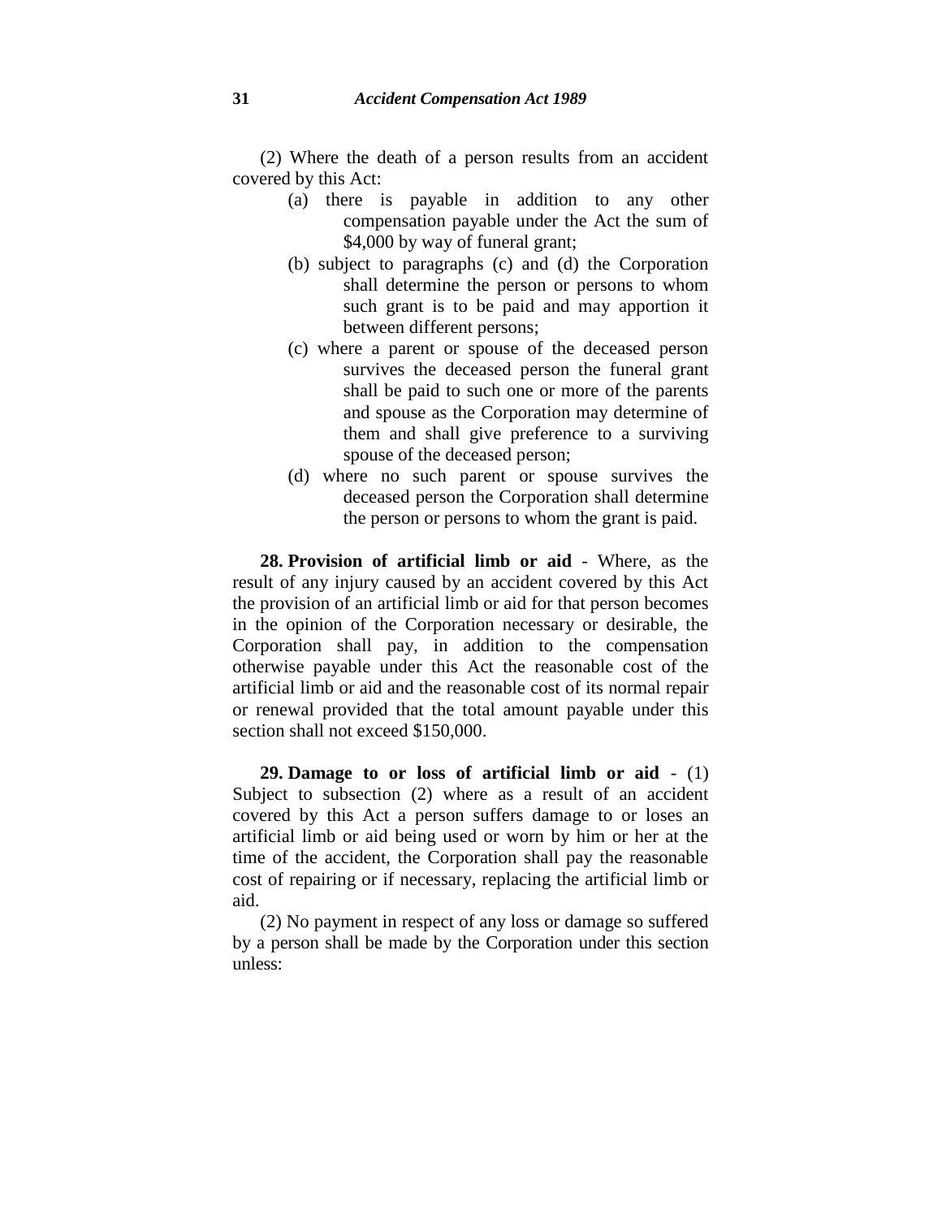(2) Where the death of a person results from an accident covered by this Act:

- (a) there is payable in addition to any other compensation payable under the Act the sum of $4,000 by way of funeral grant;
- (b) subject to paragraphs (c) and (d) the Corporation shall determine the person or persons to whom such grant is to be paid and may apportion it between different persons;
- (c) where a parent or spouse of the deceased person survives the deceased person the funeral grant shall be paid to such one or more of the parents and spouse as the Corporation may determine of them and shall give preference to a surviving spouse of the deceased person;
- (d) where no such parent or spouse survives the deceased person the Corporation shall determine the person or persons to whom the grant is paid.

**28. Provision of artificial limb or aid** - Where, as the result of any injury caused by an accident covered by this Act the provision of an artificial limb or aid for that person becomes in the opinion of the Corporation necessary or desirable, the Corporation shall pay, in addition to the compensation otherwise payable under this Act the reasonable cost of the artificial limb or aid and the reasonable cost of its normal repair or renewal provided that the total amount payable under this section shall not exceed $150,000.

**29. Damage to or loss of artificial limb or aid** - (1) Subject to subsection (2) where as a result of an accident covered by this Act a person suffers damage to or loses an artificial limb or aid being used or worn by him or her at the time of the accident, the Corporation shall pay the reasonable cost of repairing or if necessary, replacing the artificial limb or aid.

(2) No payment in respect of any loss or damage so suffered by a person shall be made by the Corporation under this section unless: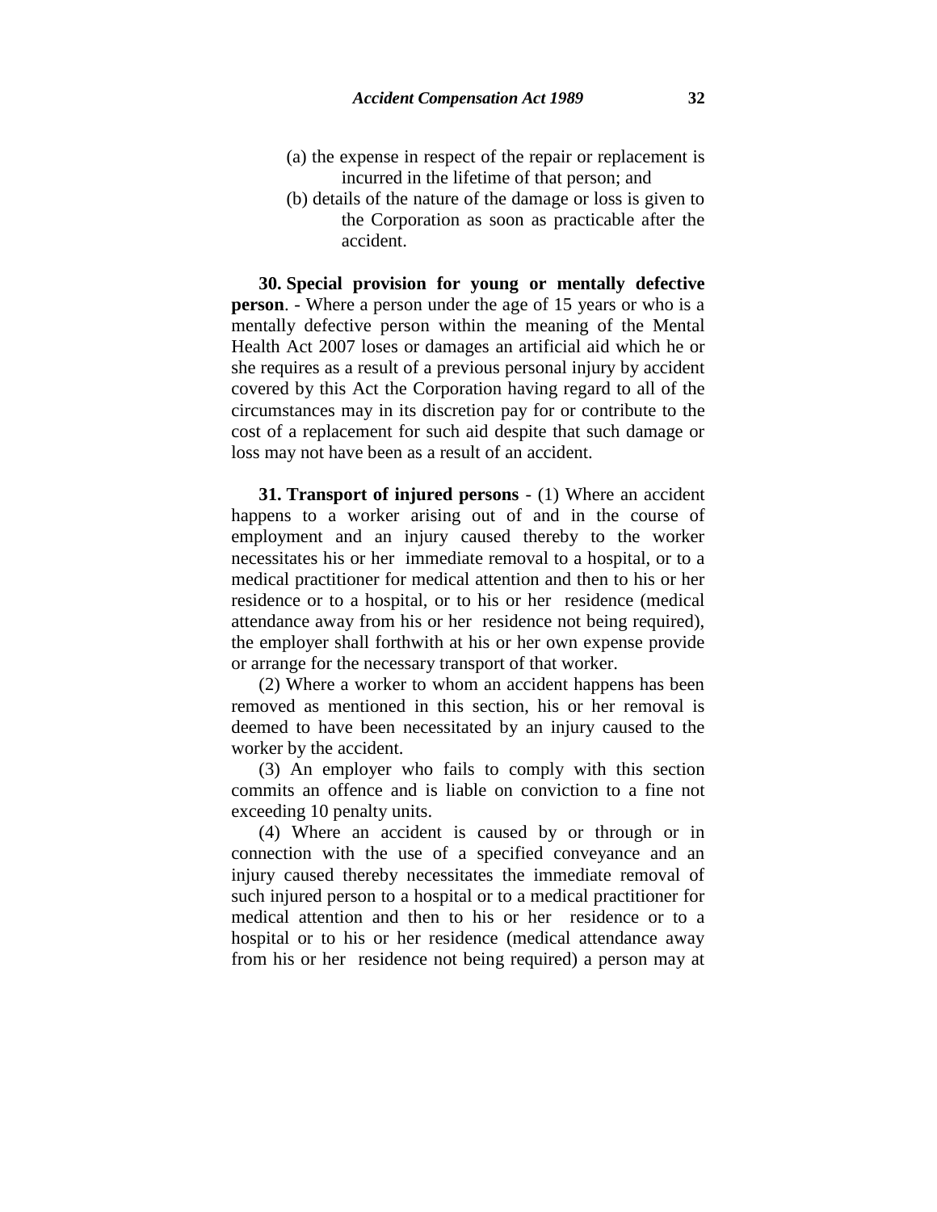(a) the expense in respect of the repair or replacement is incurred in the lifetime of that person; and

(b) details of the nature of the damage or loss is given to the Corporation as soon as practicable after the accident.

**30. Special provision for young or mentally defective person**. - Where a person under the age of 15 years or who is a mentally defective person within the meaning of the Mental Health Act 2007 loses or damages an artificial aid which he or she requires as a result of a previous personal injury by accident covered by this Act the Corporation having regard to all of the circumstances may in its discretion pay for or contribute to the cost of a replacement for such aid despite that such damage or loss may not have been as a result of an accident.

**31. Transport of injured persons** - (1) Where an accident happens to a worker arising out of and in the course of employment and an injury caused thereby to the worker necessitates his or her immediate removal to a hospital, or to a medical practitioner for medical attention and then to his or her residence or to a hospital, or to his or her residence (medical attendance away from his or her residence not being required), the employer shall forthwith at his or her own expense provide or arrange for the necessary transport of that worker.

(2) Where a worker to whom an accident happens has been removed as mentioned in this section, his or her removal is deemed to have been necessitated by an injury caused to the worker by the accident.

(3) An employer who fails to comply with this section commits an offence and is liable on conviction to a fine not exceeding 10 penalty units.

(4) Where an accident is caused by or through or in connection with the use of a specified conveyance and an injury caused thereby necessitates the immediate removal of such injured person to a hospital or to a medical practitioner for medical attention and then to his or her residence or to a hospital or to his or her residence (medical attendance away from his or her residence not being required) a person may at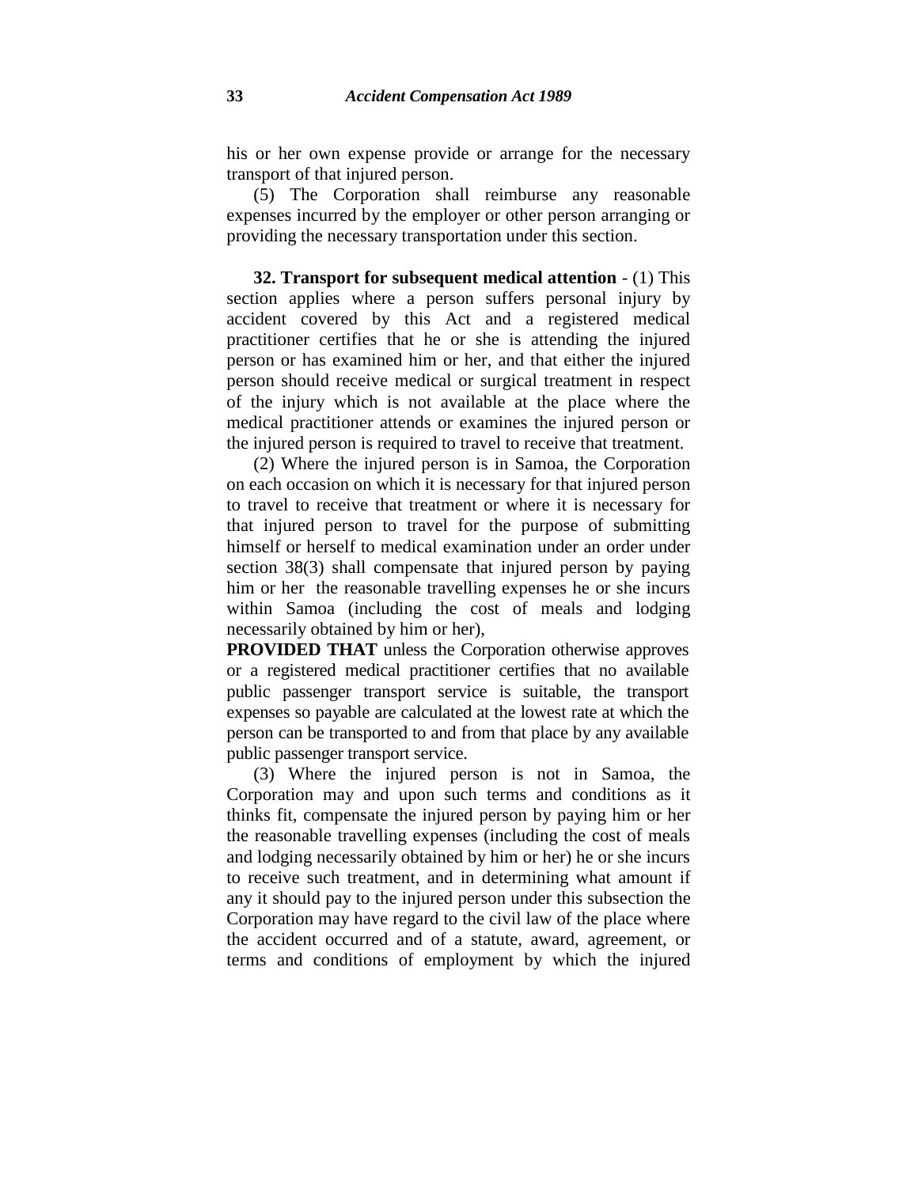his or her own expense provide or arrange for the necessary transport of that injured person.

(5) The Corporation shall reimburse any reasonable expenses incurred by the employer or other person arranging or providing the necessary transportation under this section.

**32. Transport for subsequent medical attention** - (1) This section applies where a person suffers personal injury by accident covered by this Act and a registered medical practitioner certifies that he or she is attending the injured person or has examined him or her, and that either the injured person should receive medical or surgical treatment in respect of the injury which is not available at the place where the medical practitioner attends or examines the injured person or the injured person is required to travel to receive that treatment.

(2) Where the injured person is in Samoa, the Corporation on each occasion on which it is necessary for that injured person to travel to receive that treatment or where it is necessary for that injured person to travel for the purpose of submitting himself or herself to medical examination under an order under section 38(3) shall compensate that injured person by paying him or her the reasonable travelling expenses he or she incurs within Samoa (including the cost of meals and lodging necessarily obtained by him or her),

**PROVIDED THAT** unless the Corporation otherwise approves or a registered medical practitioner certifies that no available public passenger transport service is suitable, the transport expenses so payable are calculated at the lowest rate at which the person can be transported to and from that place by any available public passenger transport service.

(3) Where the injured person is not in Samoa, the Corporation may and upon such terms and conditions as it thinks fit, compensate the injured person by paying him or her the reasonable travelling expenses (including the cost of meals and lodging necessarily obtained by him or her) he or she incurs to receive such treatment, and in determining what amount if any it should pay to the injured person under this subsection the Corporation may have regard to the civil law of the place where the accident occurred and of a statute, award, agreement, or terms and conditions of employment by which the injured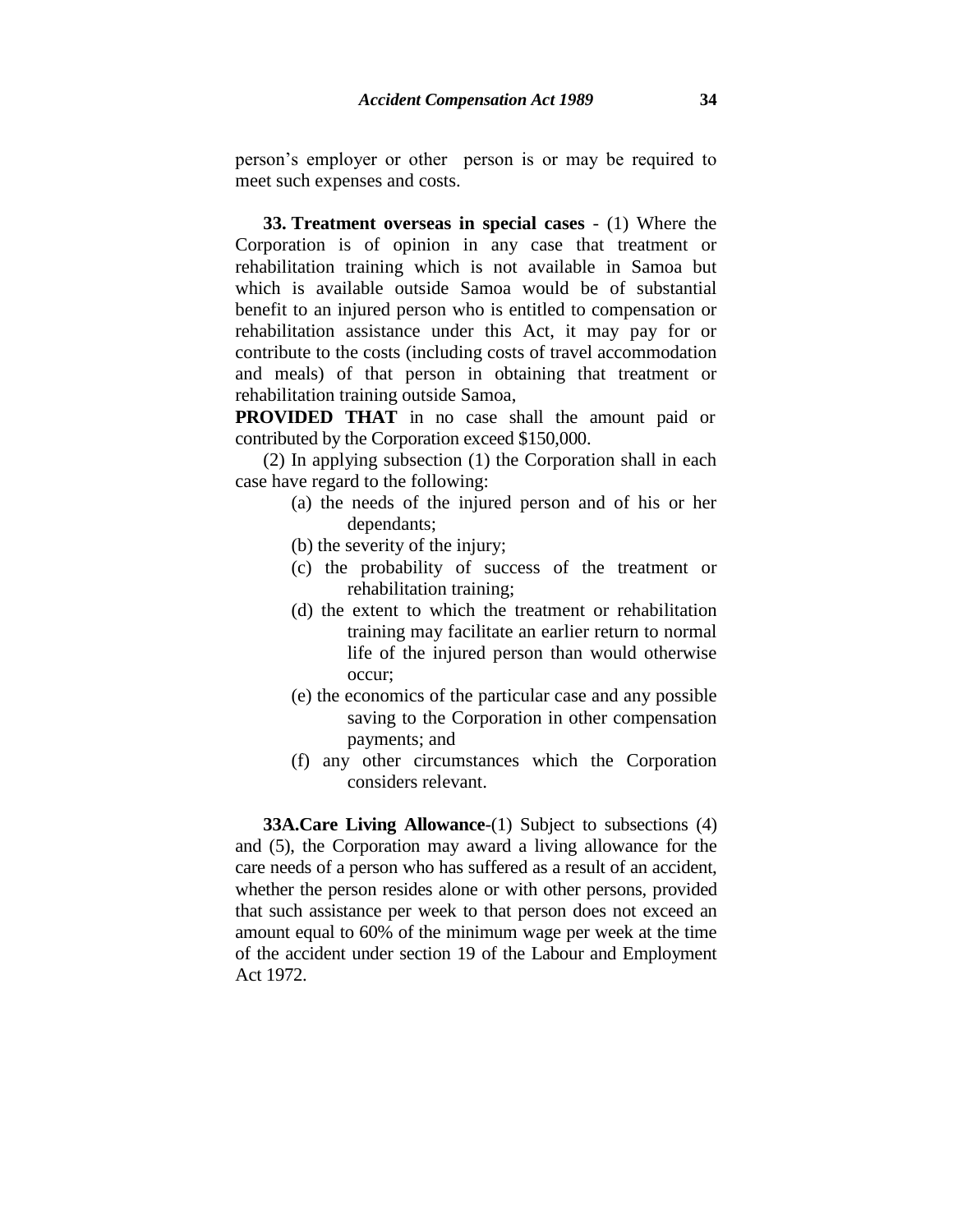person's employer or other person is or may be required to meet such expenses and costs.

**33. Treatment overseas in special cases** - (1) Where the Corporation is of opinion in any case that treatment or rehabilitation training which is not available in Samoa but which is available outside Samoa would be of substantial benefit to an injured person who is entitled to compensation or rehabilitation assistance under this Act, it may pay for or contribute to the costs (including costs of travel accommodation and meals) of that person in obtaining that treatment or rehabilitation training outside Samoa,

**PROVIDED THAT** in no case shall the amount paid or contributed by the Corporation exceed $150,000.

(2) In applying subsection (1) the Corporation shall in each case have regard to the following:

- (a) the needs of the injured person and of his or her dependants;
- (b) the severity of the injury;
- (c) the probability of success of the treatment or rehabilitation training;
- (d) the extent to which the treatment or rehabilitation training may facilitate an earlier return to normal life of the injured person than would otherwise occur;
- (e) the economics of the particular case and any possible saving to the Corporation in other compensation payments; and
- (f) any other circumstances which the Corporation considers relevant.

**33A.Care Living Allowance**-(1) Subject to subsections (4) and (5), the Corporation may award a living allowance for the care needs of a person who has suffered as a result of an accident, whether the person resides alone or with other persons, provided that such assistance per week to that person does not exceed an amount equal to 60% of the minimum wage per week at the time of the accident under section 19 of the Labour and Employment Act 1972.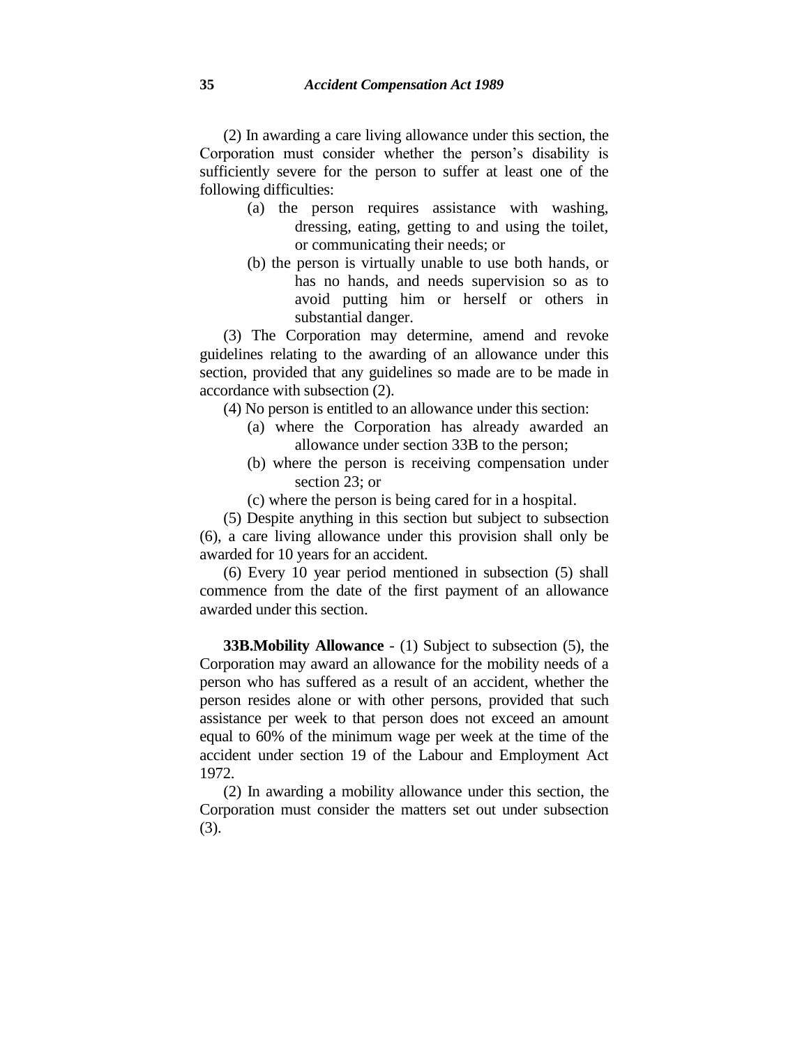(2) In awarding a care living allowance under this section, the Corporation must consider whether the person's disability is sufficiently severe for the person to suffer at least one of the following difficulties:

(a) the person requires assistance with washing, dressing, eating, getting to and using the toilet, or communicating their needs; or

(b) the person is virtually unable to use both hands, or has no hands, and needs supervision so as to avoid putting him or herself or others in substantial danger.

(3) The Corporation may determine, amend and revoke guidelines relating to the awarding of an allowance under this section, provided that any guidelines so made are to be made in accordance with subsection (2).

(4) No person is entitled to an allowance under this section:

(a) where the Corporation has already awarded an allowance under section 33B to the person;

(b) where the person is receiving compensation under section 23; or

(c) where the person is being cared for in a hospital.

(5) Despite anything in this section but subject to subsection (6), a care living allowance under this provision shall only be awarded for 10 years for an accident.

(6) Every 10 year period mentioned in subsection (5) shall commence from the date of the first payment of an allowance awarded under this section.

**33B.Mobility Allowance** - (1) Subject to subsection (5), the Corporation may award an allowance for the mobility needs of a person who has suffered as a result of an accident, whether the person resides alone or with other persons, provided that such assistance per week to that person does not exceed an amount equal to 60% of the minimum wage per week at the time of the accident under section 19 of the Labour and Employment Act 1972.

(2) In awarding a mobility allowance under this section, the Corporation must consider the matters set out under subsection (3).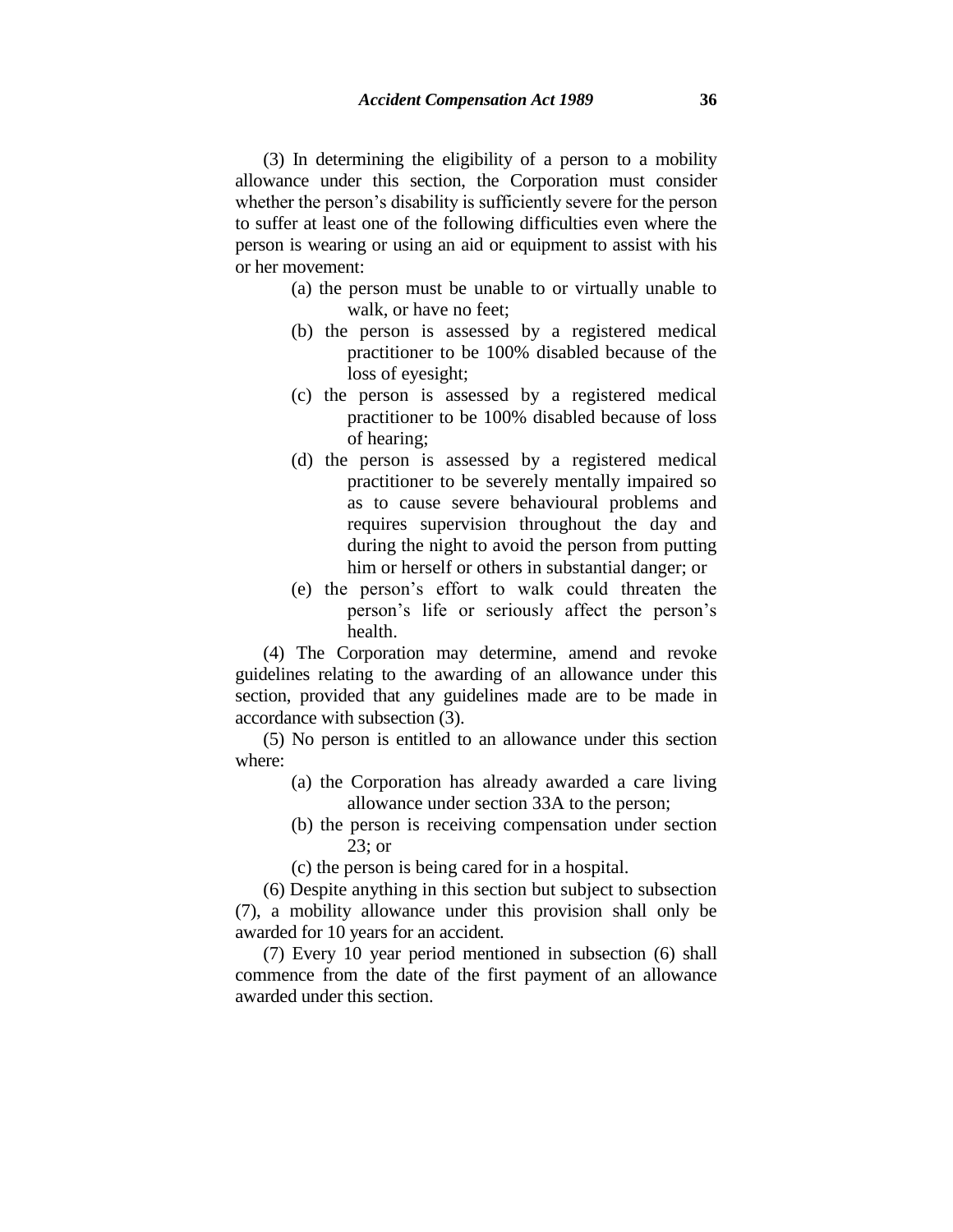(3) In determining the eligibility of a person to a mobility allowance under this section, the Corporation must consider whether the person's disability is sufficiently severe for the person to suffer at least one of the following difficulties even where the person is wearing or using an aid or equipment to assist with his or her movement:

- (a) the person must be unable to or virtually unable to walk, or have no feet;
- (b) the person is assessed by a registered medical practitioner to be 100% disabled because of the loss of eyesight;
- (c) the person is assessed by a registered medical practitioner to be 100% disabled because of loss of hearing;
- (d) the person is assessed by a registered medical practitioner to be severely mentally impaired so as to cause severe behavioural problems and requires supervision throughout the day and during the night to avoid the person from putting him or herself or others in substantial danger; or
- (e) the person's effort to walk could threaten the person's life or seriously affect the person's health.

(4) The Corporation may determine, amend and revoke guidelines relating to the awarding of an allowance under this section, provided that any guidelines made are to be made in accordance with subsection (3).

(5) No person is entitled to an allowance under this section where:

- (a) the Corporation has already awarded a care living allowance under section 33A to the person;
- (b) the person is receiving compensation under section 23; or
- (c) the person is being cared for in a hospital.

(6) Despite anything in this section but subject to subsection (7), a mobility allowance under this provision shall only be awarded for 10 years for an accident.

(7) Every 10 year period mentioned in subsection (6) shall commence from the date of the first payment of an allowance awarded under this section.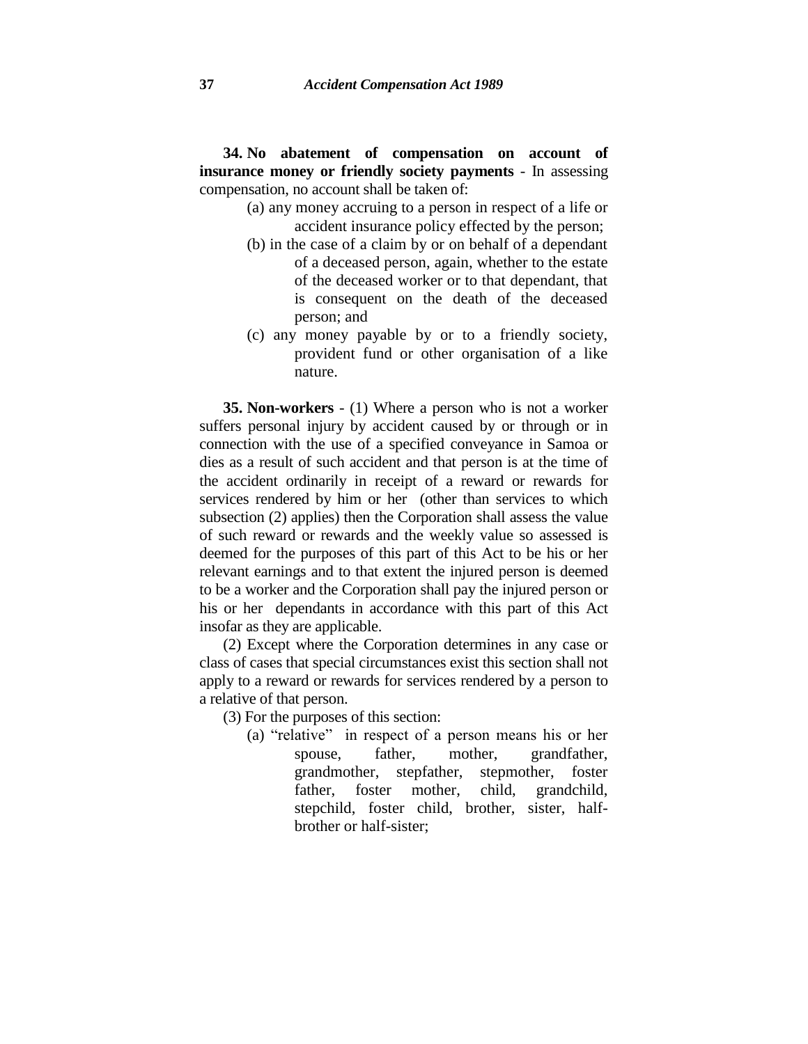**34. No abatement of compensation on account of insurance money or friendly society payments** - In assessing compensation, no account shall be taken of:

(a) any money accruing to a person in respect of a life or accident insurance policy effected by the person;

(b) in the case of a claim by or on behalf of a dependant of a deceased person, again, whether to the estate of the deceased worker or to that dependant, that is consequent on the death of the deceased person; and

(c) any money payable by or to a friendly society, provident fund or other organisation of a like nature.

**35. Non-workers** - (1) Where a person who is not a worker suffers personal injury by accident caused by or through or in connection with the use of a specified conveyance in Samoa or dies as a result of such accident and that person is at the time of the accident ordinarily in receipt of a reward or rewards for services rendered by him or her (other than services to which subsection (2) applies) then the Corporation shall assess the value of such reward or rewards and the weekly value so assessed is deemed for the purposes of this part of this Act to be his or her relevant earnings and to that extent the injured person is deemed to be a worker and the Corporation shall pay the injured person or his or her dependants in accordance with this part of this Act insofar as they are applicable.

(2) Except where the Corporation determines in any case or class of cases that special circumstances exist this section shall not apply to a reward or rewards for services rendered by a person to a relative of that person.

(3) For the purposes of this section:

(a) "relative" in respect of a person means his or her spouse, father, mother, grandfather, grandmother, stepfather, stepmother, foster father, foster mother, child, grandchild, stepchild, foster child, brother, sister, half-brother or half-sister;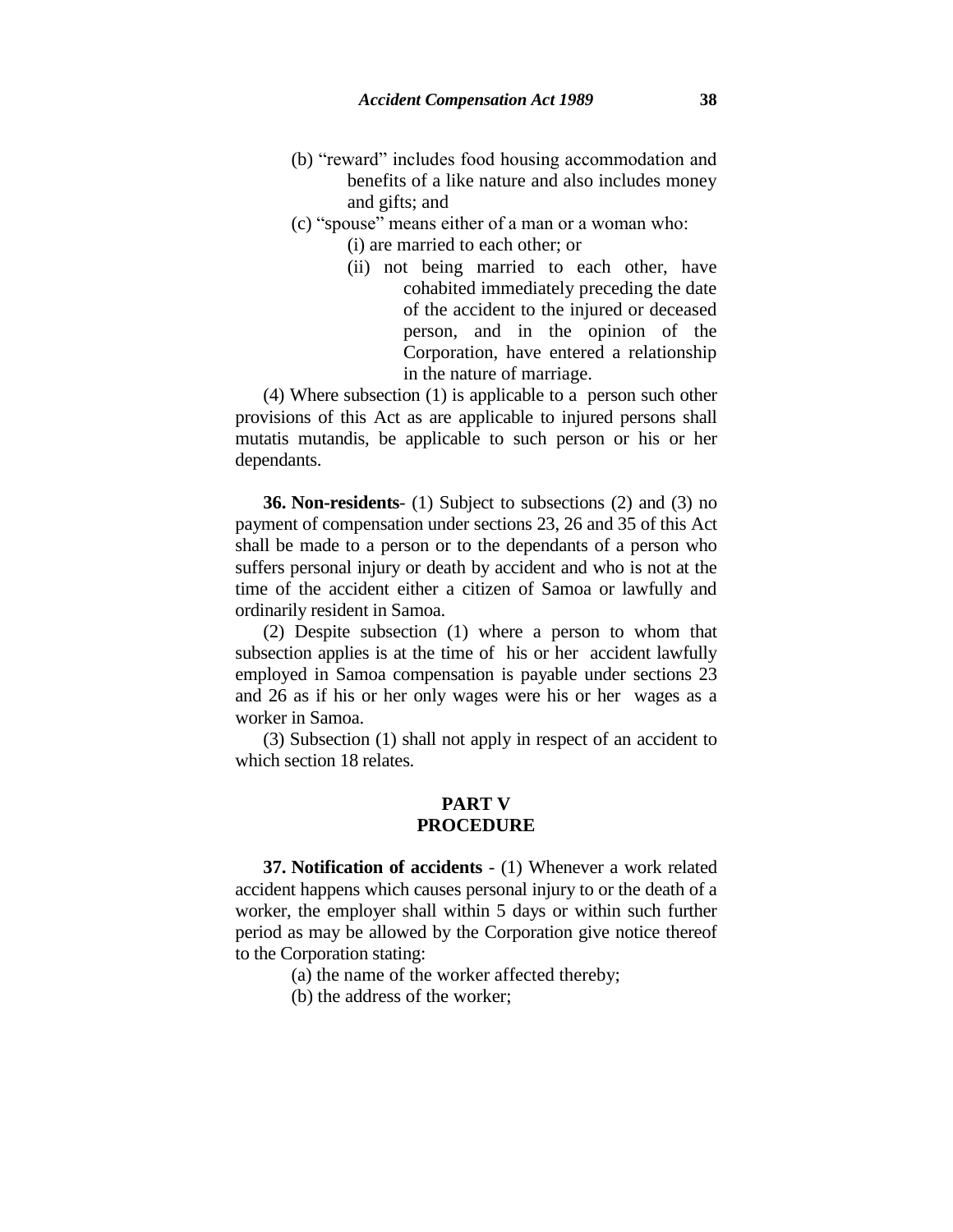(b) "reward" includes food housing accommodation and benefits of a like nature and also includes money and gifts; and

(c) "spouse" means either of a man or a woman who:

(i) are married to each other; or

(ii) not being married to each other, have cohabited immediately preceding the date of the accident to the injured or deceased person, and in the opinion of the Corporation, have entered a relationship in the nature of marriage.

(4) Where subsection (1) is applicable to a person such other provisions of this Act as are applicable to injured persons shall mutatis mutandis, be applicable to such person or his or her dependants.

**36. Non-residents**- (1) Subject to subsections (2) and (3) no payment of compensation under sections 23, 26 and 35 of this Act shall be made to a person or to the dependants of a person who suffers personal injury or death by accident and who is not at the time of the accident either a citizen of Samoa or lawfully and ordinarily resident in Samoa.

(2) Despite subsection (1) where a person to whom that subsection applies is at the time of his or her accident lawfully employed in Samoa compensation is payable under sections 23 and 26 as if his or her only wages were his or her wages as a worker in Samoa.

(3) Subsection (1) shall not apply in respect of an accident to which section 18 relates.

## PART V
## PROCEDURE

**37. Notification of accidents** - (1) Whenever a work related accident happens which causes personal injury to or the death of a worker, the employer shall within 5 days or within such further period as may be allowed by the Corporation give notice thereof to the Corporation stating:

(a) the name of the worker affected thereby;

(b) the address of the worker;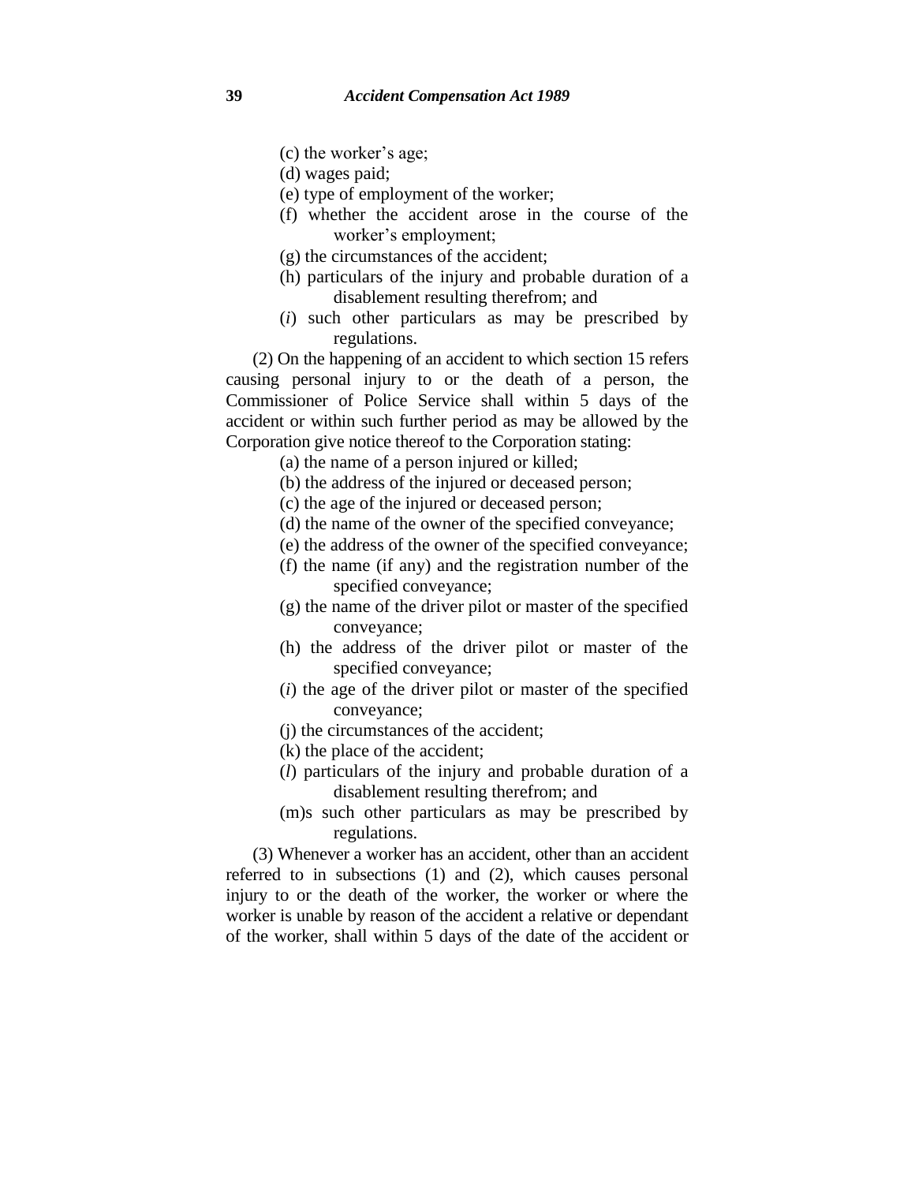(c) the worker's age;

(d) wages paid;

(e) type of employment of the worker;

(f) whether the accident arose in the course of the worker's employment;

(g) the circumstances of the accident;

(h) particulars of the injury and probable duration of a disablement resulting therefrom; and

(*i*) such other particulars as may be prescribed by regulations.

(2) On the happening of an accident to which section 15 refers causing personal injury to or the death of a person, the Commissioner of Police Service shall within 5 days of the accident or within such further period as may be allowed by the Corporation give notice thereof to the Corporation stating:

(a) the name of a person injured or killed;

(b) the address of the injured or deceased person;

(c) the age of the injured or deceased person;

(d) the name of the owner of the specified conveyance;

(e) the address of the owner of the specified conveyance;

(f) the name (if any) and the registration number of the specified conveyance;

(g) the name of the driver pilot or master of the specified conveyance;

(h) the address of the driver pilot or master of the specified conveyance;

(*i*) the age of the driver pilot or master of the specified conveyance;

(j) the circumstances of the accident;

(k) the place of the accident;

(*l*) particulars of the injury and probable duration of a disablement resulting therefrom; and

(m)s such other particulars as may be prescribed by regulations.

(3) Whenever a worker has an accident, other than an accident referred to in subsections (1) and (2), which causes personal injury to or the death of the worker, the worker or where the worker is unable by reason of the accident a relative or dependant of the worker, shall within 5 days of the date of the accident or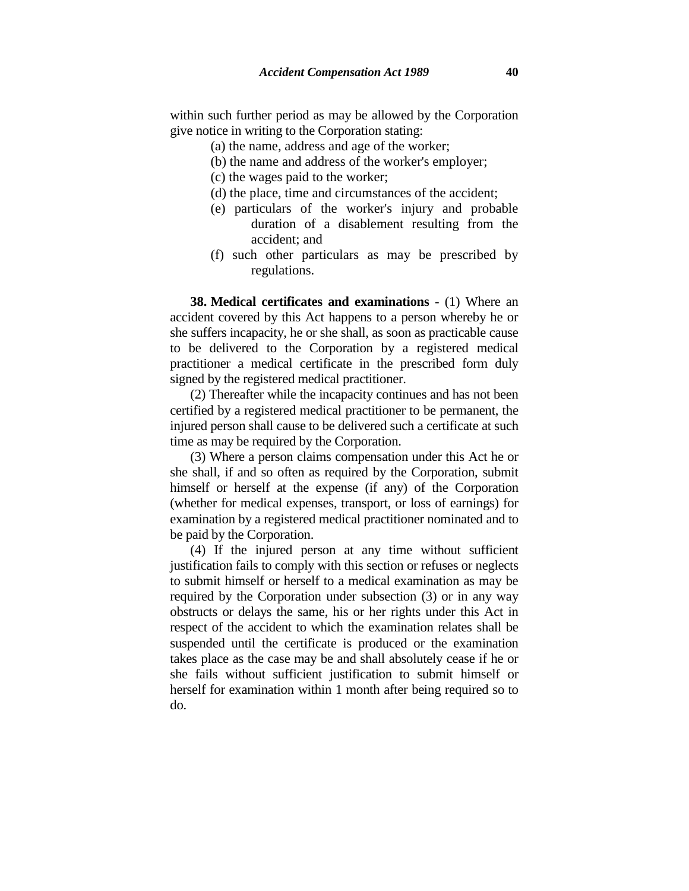within such further period as may be allowed by the Corporation give notice in writing to the Corporation stating:

(a) the name, address and age of the worker;

(b) the name and address of the worker's employer;

(c) the wages paid to the worker;

(d) the place, time and circumstances of the accident;

(e) particulars of the worker's injury and probable duration of a disablement resulting from the accident; and

(f) such other particulars as may be prescribed by regulations.

**38. Medical certificates and examinations** - (1) Where an accident covered by this Act happens to a person whereby he or she suffers incapacity, he or she shall, as soon as practicable cause to be delivered to the Corporation by a registered medical practitioner a medical certificate in the prescribed form duly signed by the registered medical practitioner.

(2) Thereafter while the incapacity continues and has not been certified by a registered medical practitioner to be permanent, the injured person shall cause to be delivered such a certificate at such time as may be required by the Corporation.

(3) Where a person claims compensation under this Act he or she shall, if and so often as required by the Corporation, submit himself or herself at the expense (if any) of the Corporation (whether for medical expenses, transport, or loss of earnings) for examination by a registered medical practitioner nominated and to be paid by the Corporation.

(4) If the injured person at any time without sufficient justification fails to comply with this section or refuses or neglects to submit himself or herself to a medical examination as may be required by the Corporation under subsection (3) or in any way obstructs or delays the same, his or her rights under this Act in respect of the accident to which the examination relates shall be suspended until the certificate is produced or the examination takes place as the case may be and shall absolutely cease if he or she fails without sufficient justification to submit himself or herself for examination within 1 month after being required so to do.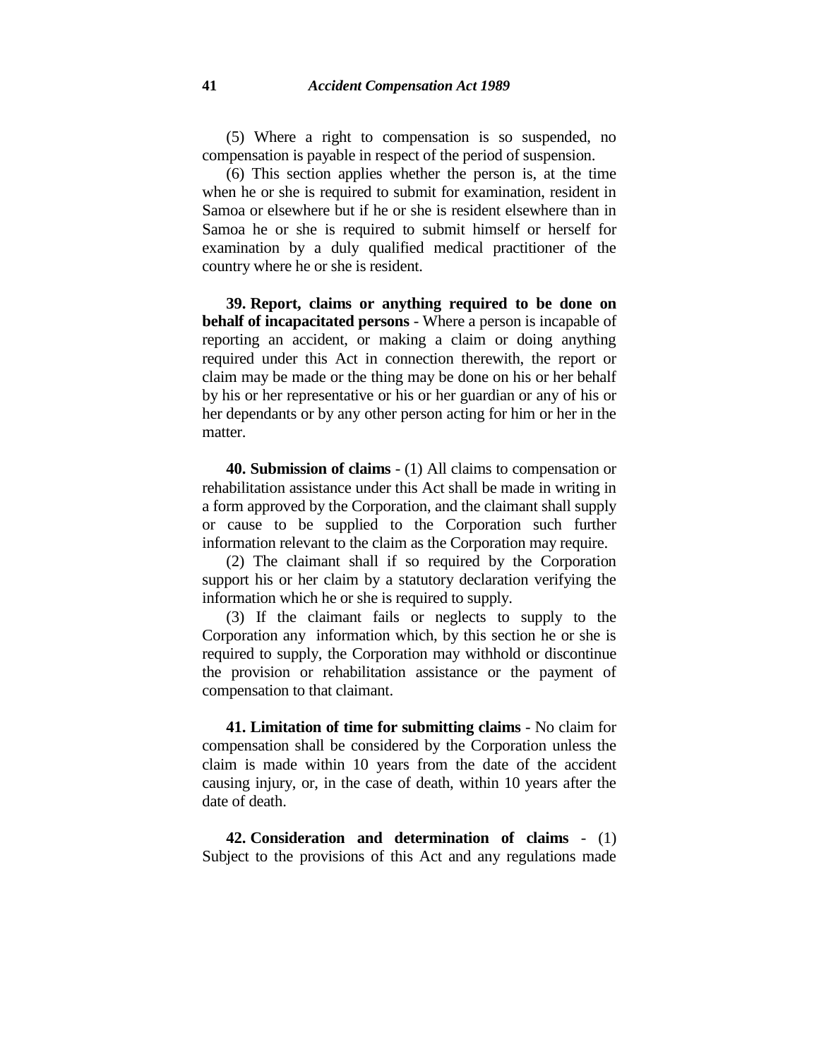(5) Where a right to compensation is so suspended, no compensation is payable in respect of the period of suspension.

(6) This section applies whether the person is, at the time when he or she is required to submit for examination, resident in Samoa or elsewhere but if he or she is resident elsewhere than in Samoa he or she is required to submit himself or herself for examination by a duly qualified medical practitioner of the country where he or she is resident.

**39. Report, claims or anything required to be done on behalf of incapacitated persons** - Where a person is incapable of reporting an accident, or making a claim or doing anything required under this Act in connection therewith, the report or claim may be made or the thing may be done on his or her behalf by his or her representative or his or her guardian or any of his or her dependants or by any other person acting for him or her in the matter.

**40. Submission of claims** - (1) All claims to compensation or rehabilitation assistance under this Act shall be made in writing in a form approved by the Corporation, and the claimant shall supply or cause to be supplied to the Corporation such further information relevant to the claim as the Corporation may require.

(2) The claimant shall if so required by the Corporation support his or her claim by a statutory declaration verifying the information which he or she is required to supply.

(3) If the claimant fails or neglects to supply to the Corporation any information which, by this section he or she is required to supply, the Corporation may withhold or discontinue the provision or rehabilitation assistance or the payment of compensation to that claimant.

**41. Limitation of time for submitting claims** - No claim for compensation shall be considered by the Corporation unless the claim is made within 10 years from the date of the accident causing injury, or, in the case of death, within 10 years after the date of death.

**42. Consideration and determination of claims** - (1) Subject to the provisions of this Act and any regulations made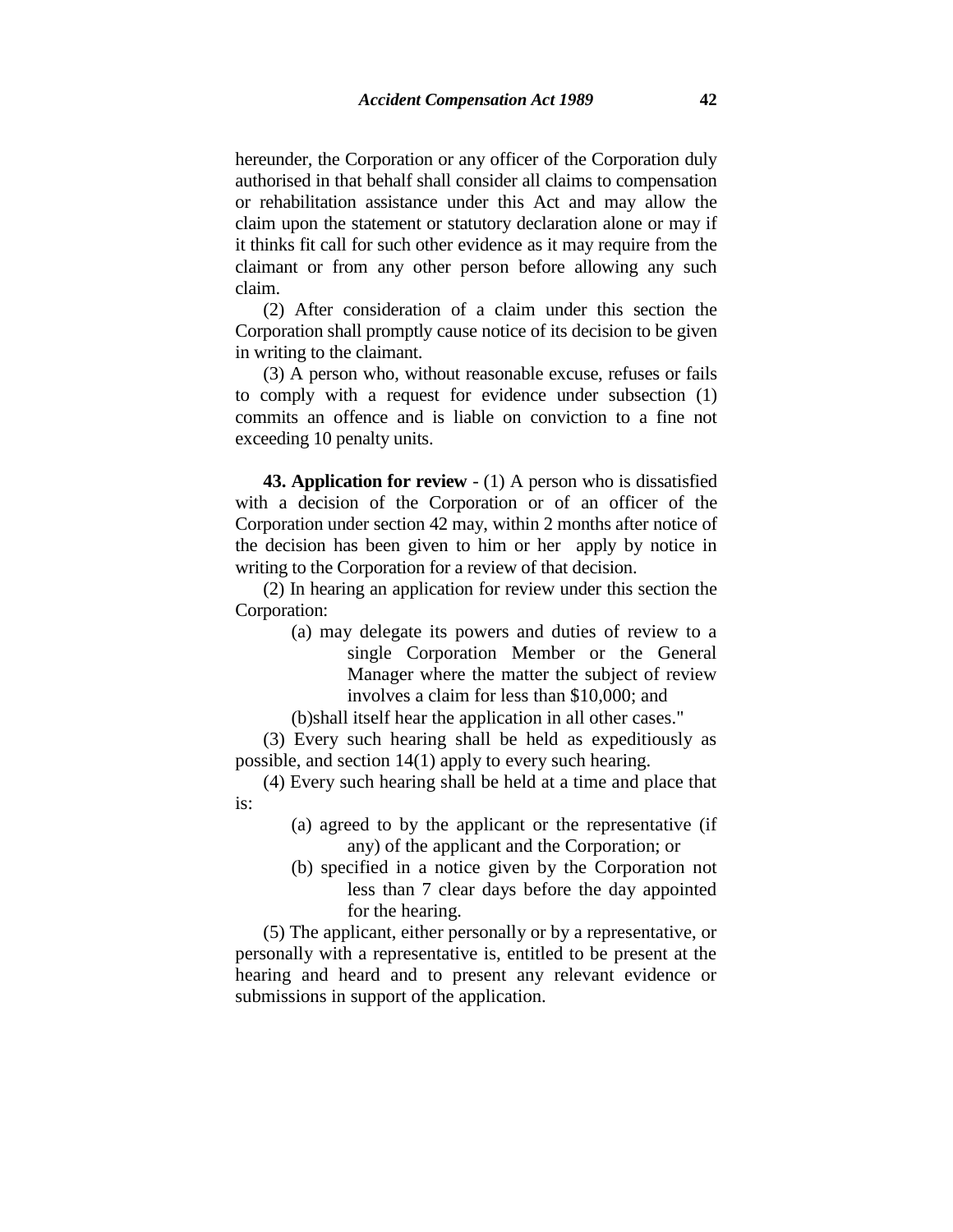hereunder, the Corporation or any officer of the Corporation duly authorised in that behalf shall consider all claims to compensation or rehabilitation assistance under this Act and may allow the claim upon the statement or statutory declaration alone or may if it thinks fit call for such other evidence as it may require from the claimant or from any other person before allowing any such claim.

(2) After consideration of a claim under this section the Corporation shall promptly cause notice of its decision to be given in writing to the claimant.

(3) A person who, without reasonable excuse, refuses or fails to comply with a request for evidence under subsection (1) commits an offence and is liable on conviction to a fine not exceeding 10 penalty units.

**43. Application for review** - (1) A person who is dissatisfied with a decision of the Corporation or of an officer of the Corporation under section 42 may, within 2 months after notice of the decision has been given to him or her apply by notice in writing to the Corporation for a review of that decision.

(2) In hearing an application for review under this section the Corporation:

(a) may delegate its powers and duties of review to a single Corporation Member or the General Manager where the matter the subject of review involves a claim for less than $10,000; and

(b)shall itself hear the application in all other cases."

(3) Every such hearing shall be held as expeditiously as possible, and section 14(1) apply to every such hearing.

(4) Every such hearing shall be held at a time and place that is:

(a) agreed to by the applicant or the representative (if any) of the applicant and the Corporation; or

(b) specified in a notice given by the Corporation not less than 7 clear days before the day appointed for the hearing.

(5) The applicant, either personally or by a representative, or personally with a representative is, entitled to be present at the hearing and heard and to present any relevant evidence or submissions in support of the application.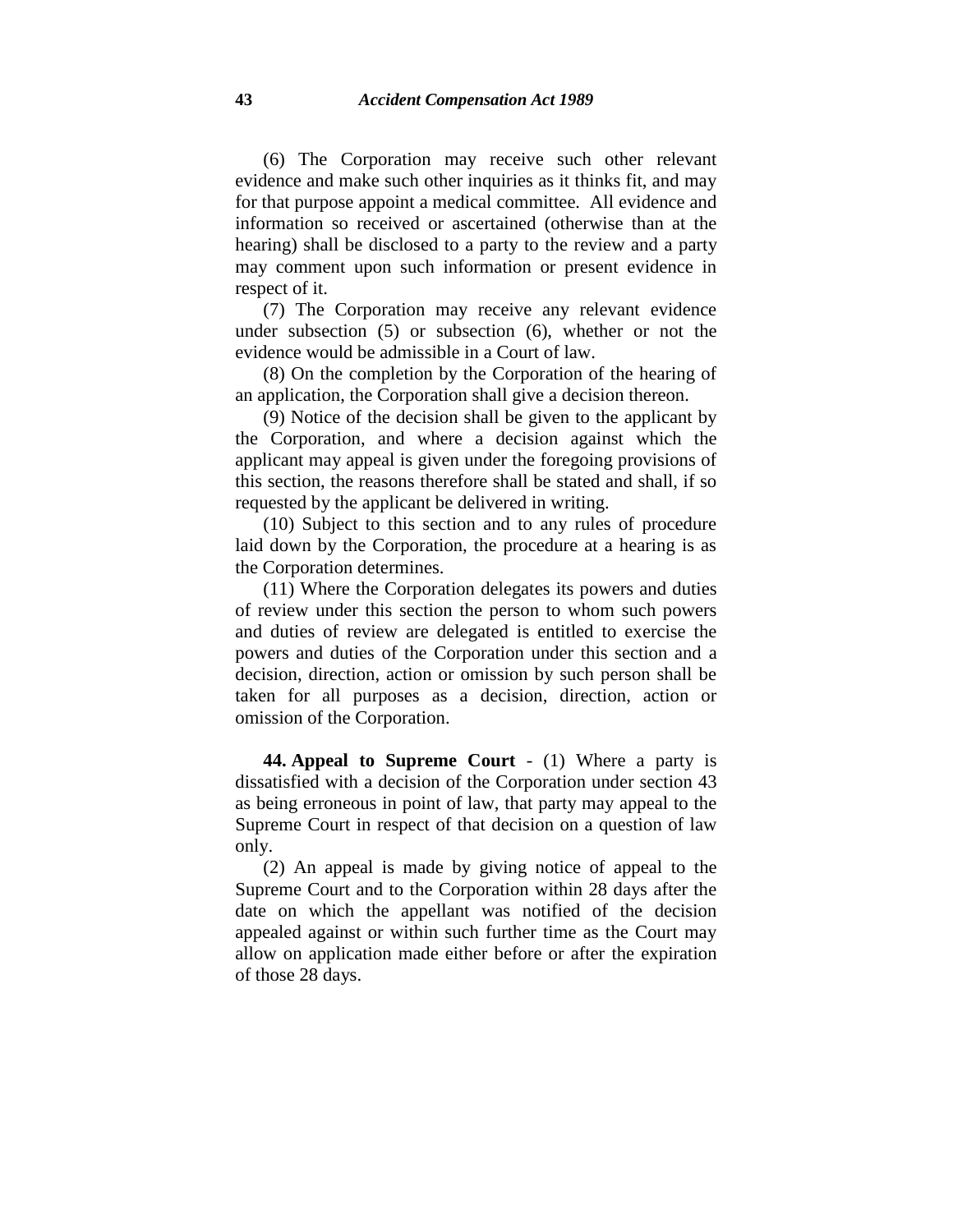(6) The Corporation may receive such other relevant evidence and make such other inquiries as it thinks fit, and may for that purpose appoint a medical committee. All evidence and information so received or ascertained (otherwise than at the hearing) shall be disclosed to a party to the review and a party may comment upon such information or present evidence in respect of it.

(7) The Corporation may receive any relevant evidence under subsection (5) or subsection (6), whether or not the evidence would be admissible in a Court of law.

(8) On the completion by the Corporation of the hearing of an application, the Corporation shall give a decision thereon.

(9) Notice of the decision shall be given to the applicant by the Corporation, and where a decision against which the applicant may appeal is given under the foregoing provisions of this section, the reasons therefore shall be stated and shall, if so requested by the applicant be delivered in writing.

(10) Subject to this section and to any rules of procedure laid down by the Corporation, the procedure at a hearing is as the Corporation determines.

(11) Where the Corporation delegates its powers and duties of review under this section the person to whom such powers and duties of review are delegated is entitled to exercise the powers and duties of the Corporation under this section and a decision, direction, action or omission by such person shall be taken for all purposes as a decision, direction, action or omission of the Corporation.

**44. Appeal to Supreme Court** - (1) Where a party is dissatisfied with a decision of the Corporation under section 43 as being erroneous in point of law, that party may appeal to the Supreme Court in respect of that decision on a question of law only.

(2) An appeal is made by giving notice of appeal to the Supreme Court and to the Corporation within 28 days after the date on which the appellant was notified of the decision appealed against or within such further time as the Court may allow on application made either before or after the expiration of those 28 days.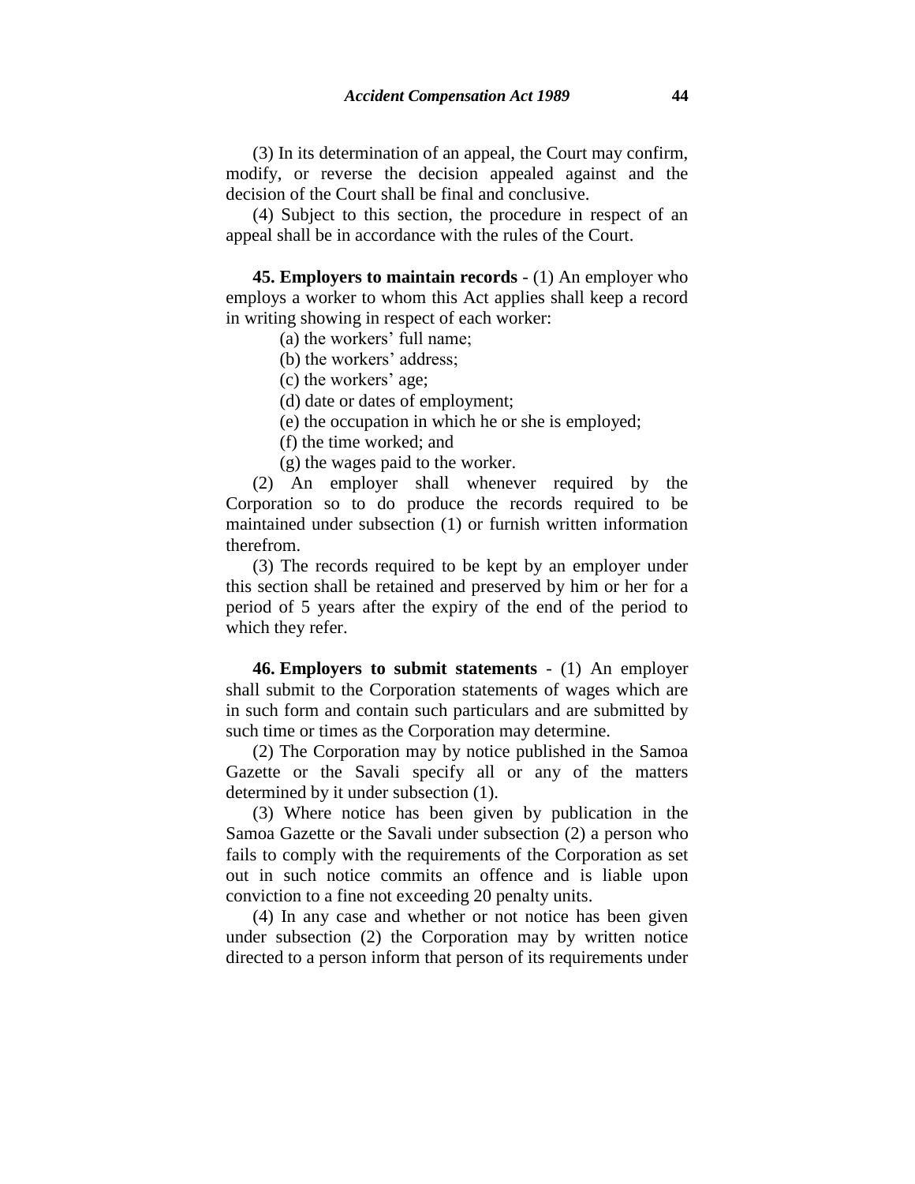(3) In its determination of an appeal, the Court may confirm, modify, or reverse the decision appealed against and the decision of the Court shall be final and conclusive.

(4) Subject to this section, the procedure in respect of an appeal shall be in accordance with the rules of the Court.

**45. Employers to maintain records** - (1) An employer who employs a worker to whom this Act applies shall keep a record in writing showing in respect of each worker:

(a) the workers' full name;

(b) the workers' address;

(c) the workers' age;

(d) date or dates of employment;

(e) the occupation in which he or she is employed;

(f) the time worked; and

(g) the wages paid to the worker.

(2) An employer shall whenever required by the Corporation so to do produce the records required to be maintained under subsection (1) or furnish written information therefrom.

(3) The records required to be kept by an employer under this section shall be retained and preserved by him or her for a period of 5 years after the expiry of the end of the period to which they refer.

**46. Employers to submit statements** - (1) An employer shall submit to the Corporation statements of wages which are in such form and contain such particulars and are submitted by such time or times as the Corporation may determine.

(2) The Corporation may by notice published in the Samoa Gazette or the Savali specify all or any of the matters determined by it under subsection (1).

(3) Where notice has been given by publication in the Samoa Gazette or the Savali under subsection (2) a person who fails to comply with the requirements of the Corporation as set out in such notice commits an offence and is liable upon conviction to a fine not exceeding 20 penalty units.

(4) In any case and whether or not notice has been given under subsection (2) the Corporation may by written notice directed to a person inform that person of its requirements under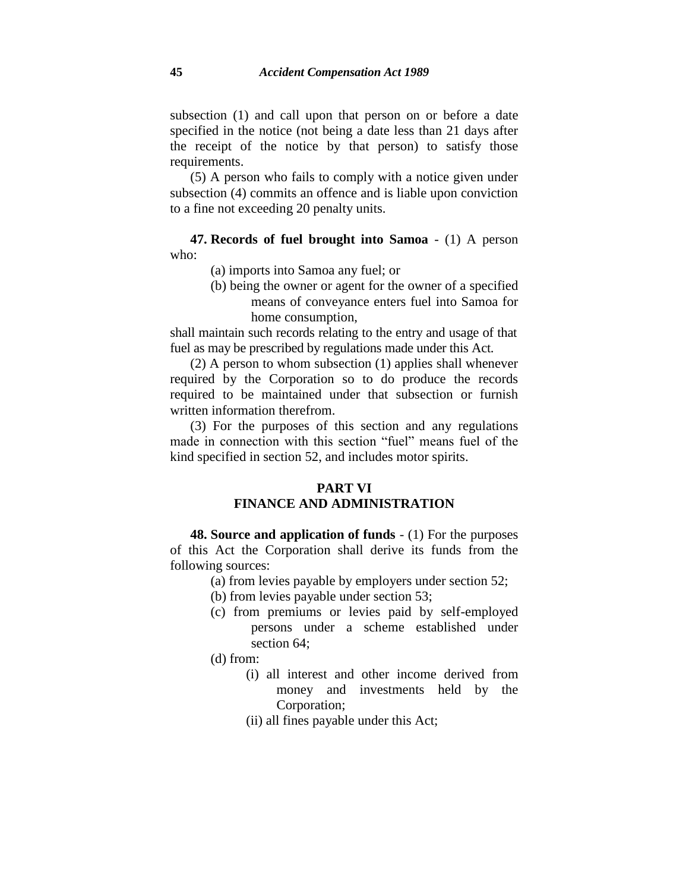subsection (1) and call upon that person on or before a date specified in the notice (not being a date less than 21 days after the receipt of the notice by that person) to satisfy those requirements.

(5) A person who fails to comply with a notice given under subsection (4) commits an offence and is liable upon conviction to a fine not exceeding 20 penalty units.

**47. Records of fuel brought into Samoa** - (1) A person who:

- (a) imports into Samoa any fuel; or
- (b) being the owner or agent for the owner of a specified means of conveyance enters fuel into Samoa for home consumption,

shall maintain such records relating to the entry and usage of that fuel as may be prescribed by regulations made under this Act.

(2) A person to whom subsection (1) applies shall whenever required by the Corporation so to do produce the records required to be maintained under that subsection or furnish written information therefrom.

(3) For the purposes of this section and any regulations made in connection with this section "fuel" means fuel of the kind specified in section 52, and includes motor spirits.

## PART VI
## FINANCE AND ADMINISTRATION

**48. Source and application of funds** - (1) For the purposes of this Act the Corporation shall derive its funds from the following sources:

- (a) from levies payable by employers under section 52;
- (b) from levies payable under section 53;
- (c) from premiums or levies paid by self-employed persons under a scheme established under section 64;
- (d) from:
  - (i) all interest and other income derived from money and investments held by the Corporation;
  - (ii) all fines payable under this Act;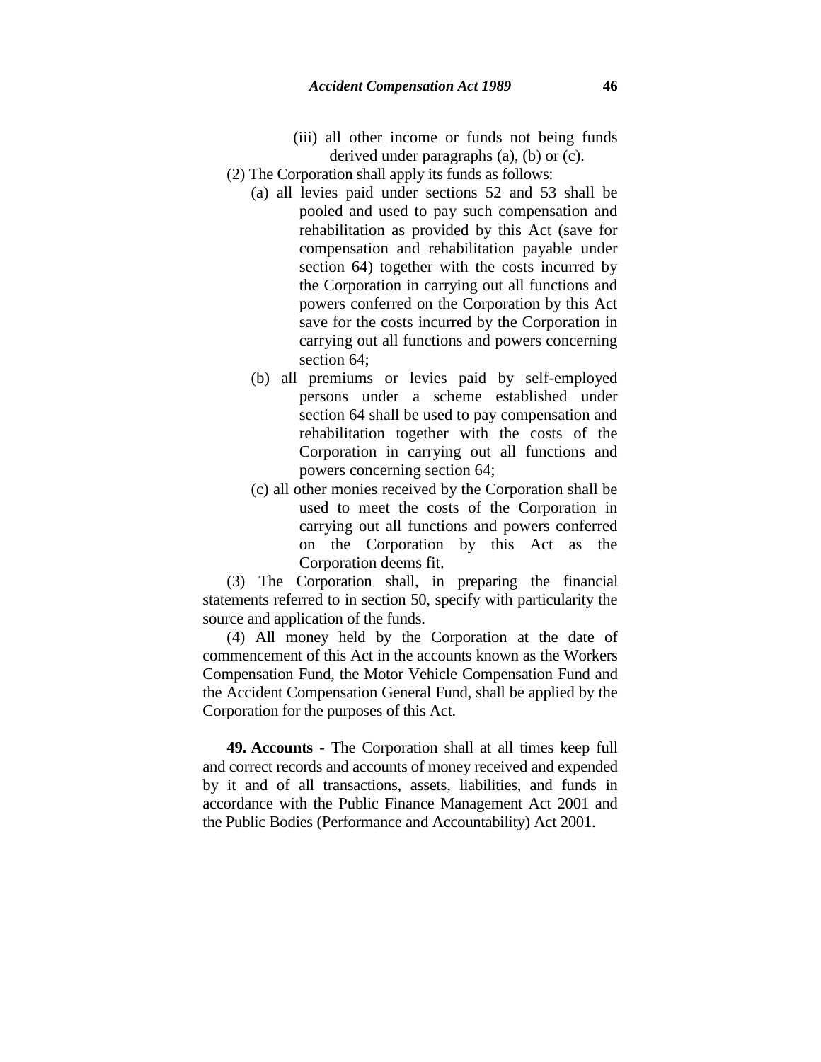(iii) all other income or funds not being funds derived under paragraphs (a), (b) or (c).

(2) The Corporation shall apply its funds as follows:

(a) all levies paid under sections 52 and 53 shall be pooled and used to pay such compensation and rehabilitation as provided by this Act (save for compensation and rehabilitation payable under section 64) together with the costs incurred by the Corporation in carrying out all functions and powers conferred on the Corporation by this Act save for the costs incurred by the Corporation in carrying out all functions and powers concerning section 64;

(b) all premiums or levies paid by self-employed persons under a scheme established under section 64 shall be used to pay compensation and rehabilitation together with the costs of the Corporation in carrying out all functions and powers concerning section 64;

(c) all other monies received by the Corporation shall be used to meet the costs of the Corporation in carrying out all functions and powers conferred on the Corporation by this Act as the Corporation deems fit.

(3) The Corporation shall, in preparing the financial statements referred to in section 50, specify with particularity the source and application of the funds.

(4) All money held by the Corporation at the date of commencement of this Act in the accounts known as the Workers Compensation Fund, the Motor Vehicle Compensation Fund and the Accident Compensation General Fund, shall be applied by the Corporation for the purposes of this Act.

**49. Accounts** - The Corporation shall at all times keep full and correct records and accounts of money received and expended by it and of all transactions, assets, liabilities, and funds in accordance with the Public Finance Management Act 2001 and the Public Bodies (Performance and Accountability) Act 2001.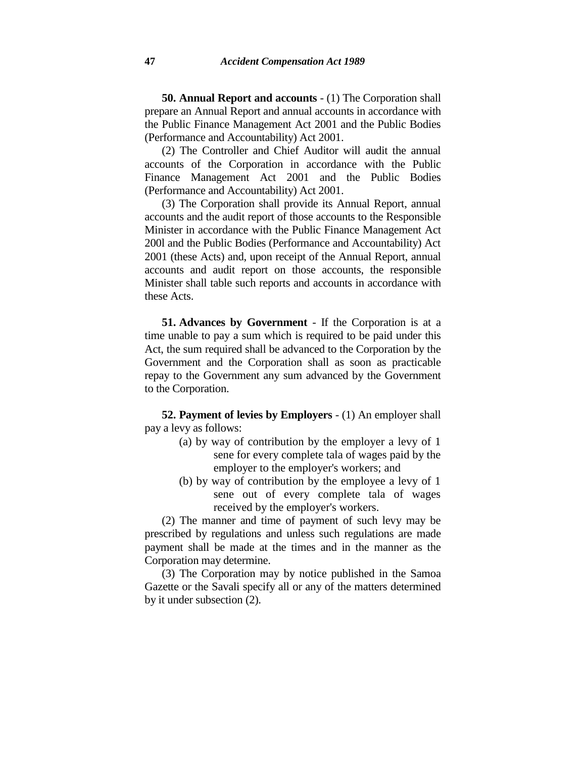**50. Annual Report and accounts** - (1) The Corporation shall prepare an Annual Report and annual accounts in accordance with the Public Finance Management Act 2001 and the Public Bodies (Performance and Accountability) Act 2001.

(2) The Controller and Chief Auditor will audit the annual accounts of the Corporation in accordance with the Public Finance Management Act 2001 and the Public Bodies (Performance and Accountability) Act 2001.

(3) The Corporation shall provide its Annual Report, annual accounts and the audit report of those accounts to the Responsible Minister in accordance with the Public Finance Management Act 200l and the Public Bodies (Performance and Accountability) Act 2001 (these Acts) and, upon receipt of the Annual Report, annual accounts and audit report on those accounts, the responsible Minister shall table such reports and accounts in accordance with these Acts.

**51. Advances by Government** - If the Corporation is at a time unable to pay a sum which is required to be paid under this Act, the sum required shall be advanced to the Corporation by the Government and the Corporation shall as soon as practicable repay to the Government any sum advanced by the Government to the Corporation.

**52. Payment of levies by Employers** - (1) An employer shall pay a levy as follows:

(a) by way of contribution by the employer a levy of 1 sene for every complete tala of wages paid by the employer to the employer's workers; and

(b) by way of contribution by the employee a levy of 1 sene out of every complete tala of wages received by the employer's workers.

(2) The manner and time of payment of such levy may be prescribed by regulations and unless such regulations are made payment shall be made at the times and in the manner as the Corporation may determine.

(3) The Corporation may by notice published in the Samoa Gazette or the Savali specify all or any of the matters determined by it under subsection (2).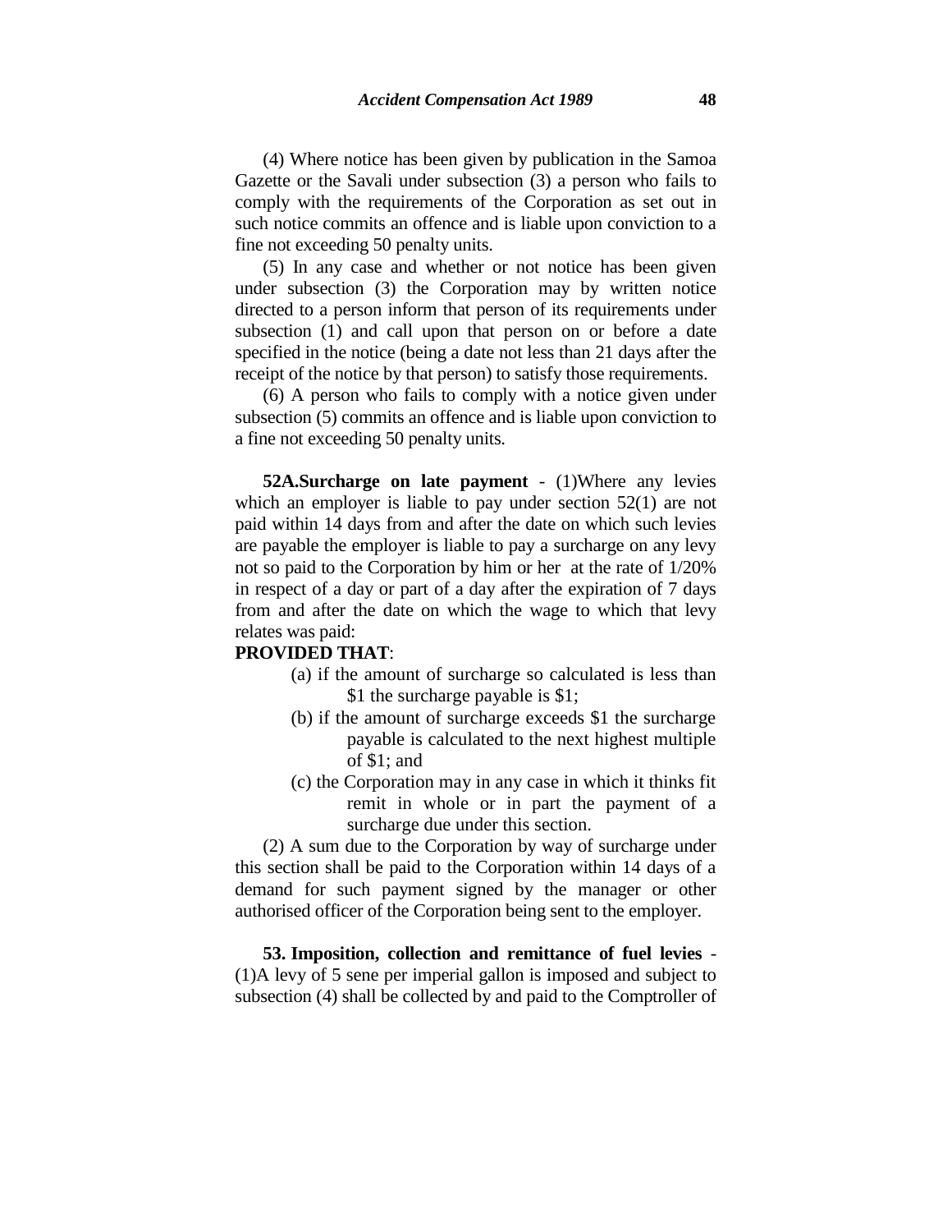(4) Where notice has been given by publication in the Samoa Gazette or the Savali under subsection (3) a person who fails to comply with the requirements of the Corporation as set out in such notice commits an offence and is liable upon conviction to a fine not exceeding 50 penalty units.

(5) In any case and whether or not notice has been given under subsection (3) the Corporation may by written notice directed to a person inform that person of its requirements under subsection (1) and call upon that person on or before a date specified in the notice (being a date not less than 21 days after the receipt of the notice by that person) to satisfy those requirements.

(6) A person who fails to comply with a notice given under subsection (5) commits an offence and is liable upon conviction to a fine not exceeding 50 penalty units.

**52A.Surcharge on late payment** - (1)Where any levies which an employer is liable to pay under section 52(1) are not paid within 14 days from and after the date on which such levies are payable the employer is liable to pay a surcharge on any levy not so paid to the Corporation by him or her at the rate of 1/20% in respect of a day or part of a day after the expiration of 7 days from and after the date on which the wage to which that levy relates was paid:

**PROVIDED THAT**:

(a) if the amount of surcharge so calculated is less than $1 the surcharge payable is $1;

(b) if the amount of surcharge exceeds $1 the surcharge payable is calculated to the next highest multiple of $1; and

(c) the Corporation may in any case in which it thinks fit remit in whole or in part the payment of a surcharge due under this section.

(2) A sum due to the Corporation by way of surcharge under this section shall be paid to the Corporation within 14 days of a demand for such payment signed by the manager or other authorised officer of the Corporation being sent to the employer.

**53. Imposition, collection and remittance of fuel levies** - (1)A levy of 5 sene per imperial gallon is imposed and subject to subsection (4) shall be collected by and paid to the Comptroller of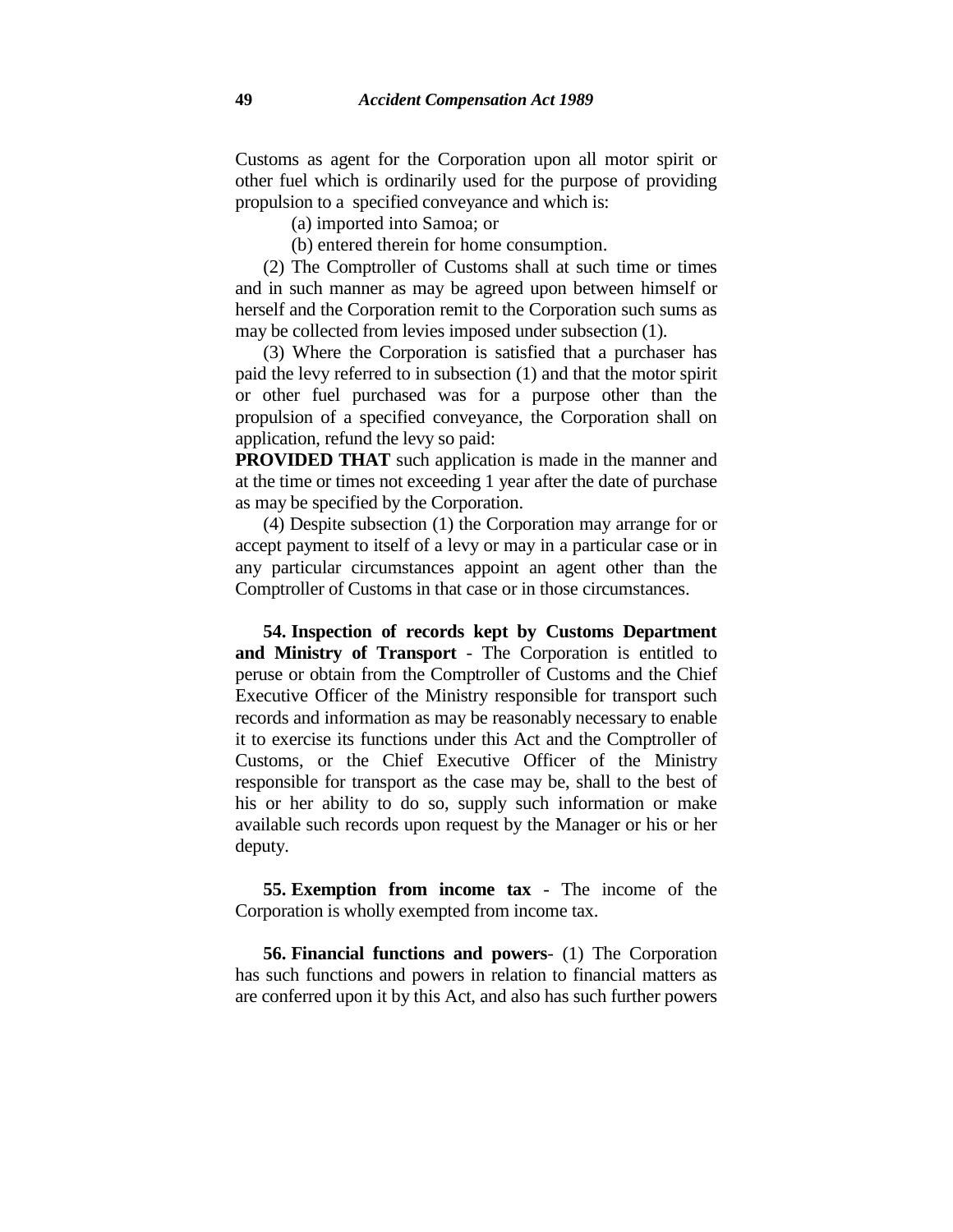Customs as agent for the Corporation upon all motor spirit or other fuel which is ordinarily used for the purpose of providing propulsion to a specified conveyance and which is:

(a) imported into Samoa; or

(b) entered therein for home consumption.

(2) The Comptroller of Customs shall at such time or times and in such manner as may be agreed upon between himself or herself and the Corporation remit to the Corporation such sums as may be collected from levies imposed under subsection (1).

(3) Where the Corporation is satisfied that a purchaser has paid the levy referred to in subsection (1) and that the motor spirit or other fuel purchased was for a purpose other than the propulsion of a specified conveyance, the Corporation shall on application, refund the levy so paid:

**PROVIDED THAT** such application is made in the manner and at the time or times not exceeding 1 year after the date of purchase as may be specified by the Corporation.

(4) Despite subsection (1) the Corporation may arrange for or accept payment to itself of a levy or may in a particular case or in any particular circumstances appoint an agent other than the Comptroller of Customs in that case or in those circumstances.

**54. Inspection of records kept by Customs Department and Ministry of Transport** - The Corporation is entitled to peruse or obtain from the Comptroller of Customs and the Chief Executive Officer of the Ministry responsible for transport such records and information as may be reasonably necessary to enable it to exercise its functions under this Act and the Comptroller of Customs, or the Chief Executive Officer of the Ministry responsible for transport as the case may be, shall to the best of his or her ability to do so, supply such information or make available such records upon request by the Manager or his or her deputy.

**55. Exemption from income tax** - The income of the Corporation is wholly exempted from income tax.

**56. Financial functions and powers**- (1) The Corporation has such functions and powers in relation to financial matters as are conferred upon it by this Act, and also has such further powers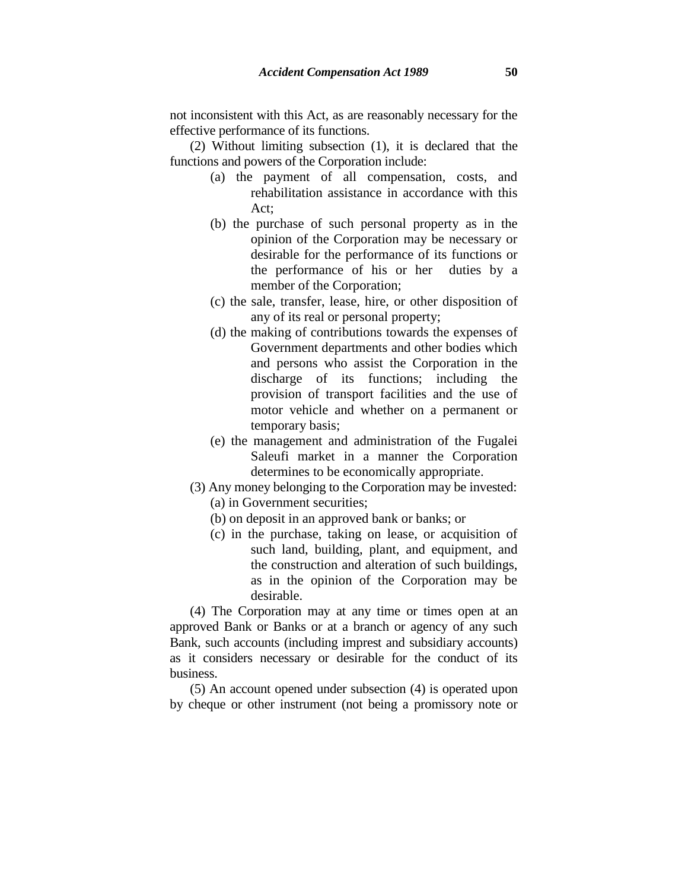not inconsistent with this Act, as are reasonably necessary for the effective performance of its functions.

(2) Without limiting subsection (1), it is declared that the functions and powers of the Corporation include:

- (a) the payment of all compensation, costs, and rehabilitation assistance in accordance with this Act;
- (b) the purchase of such personal property as in the opinion of the Corporation may be necessary or desirable for the performance of its functions or the performance of his or her duties by a member of the Corporation;
- (c) the sale, transfer, lease, hire, or other disposition of any of its real or personal property;
- (d) the making of contributions towards the expenses of Government departments and other bodies which and persons who assist the Corporation in the discharge of its functions; including the provision of transport facilities and the use of motor vehicle and whether on a permanent or temporary basis;
- (e) the management and administration of the Fugalei Saleufi market in a manner the Corporation determines to be economically appropriate.

(3) Any money belonging to the Corporation may be invested:

- (a) in Government securities;
- (b) on deposit in an approved bank or banks; or
- (c) in the purchase, taking on lease, or acquisition of such land, building, plant, and equipment, and the construction and alteration of such buildings, as in the opinion of the Corporation may be desirable.

(4) The Corporation may at any time or times open at an approved Bank or Banks or at a branch or agency of any such Bank, such accounts (including imprest and subsidiary accounts) as it considers necessary or desirable for the conduct of its business.

(5) An account opened under subsection (4) is operated upon by cheque or other instrument (not being a promissory note or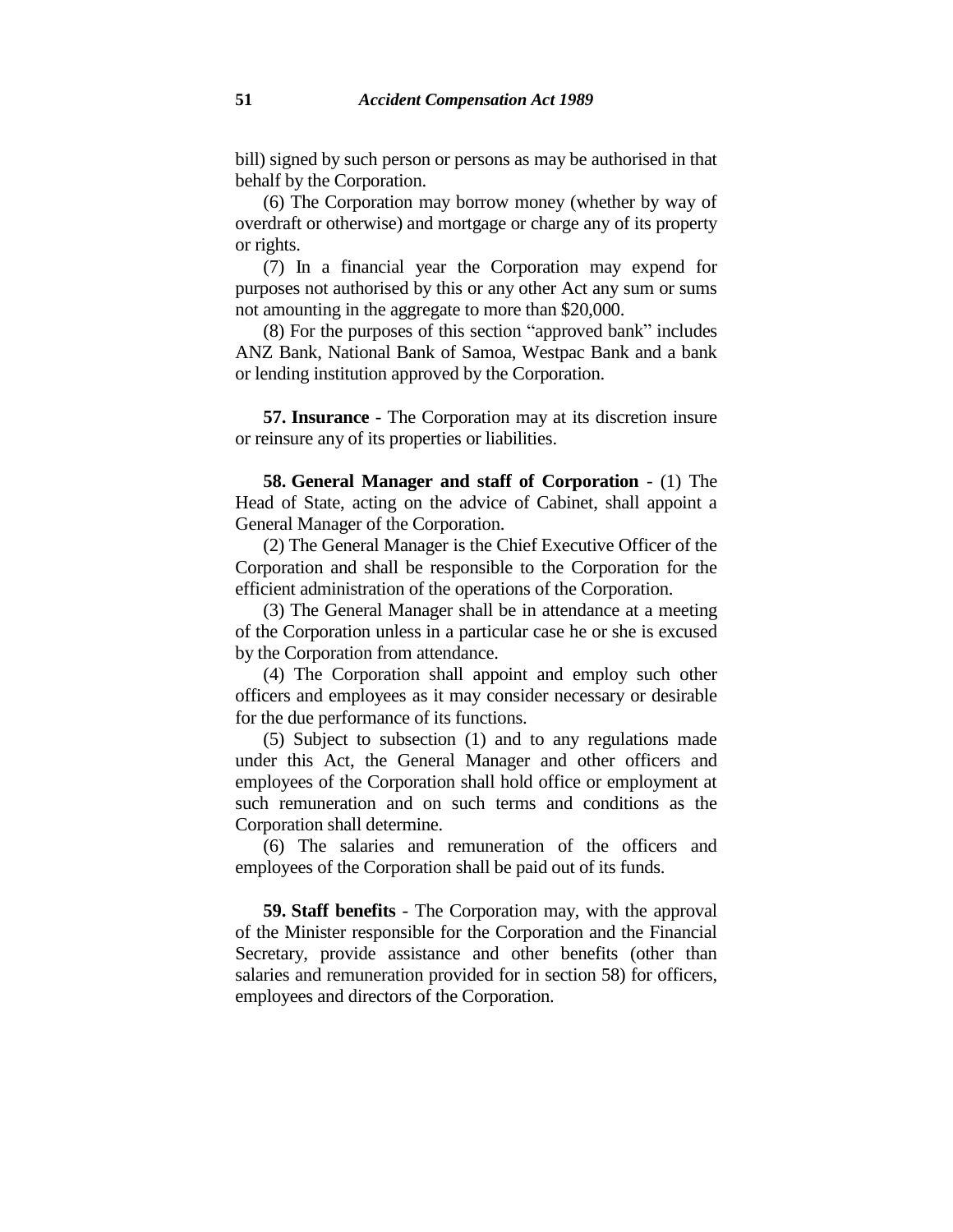bill) signed by such person or persons as may be authorised in that behalf by the Corporation.

(6) The Corporation may borrow money (whether by way of overdraft or otherwise) and mortgage or charge any of its property or rights.

(7) In a financial year the Corporation may expend for purposes not authorised by this or any other Act any sum or sums not amounting in the aggregate to more than $20,000.

(8) For the purposes of this section "approved bank" includes ANZ Bank, National Bank of Samoa, Westpac Bank and a bank or lending institution approved by the Corporation.

**57. Insurance** - The Corporation may at its discretion insure or reinsure any of its properties or liabilities.

**58. General Manager and staff of Corporation** - (1) The Head of State, acting on the advice of Cabinet, shall appoint a General Manager of the Corporation.

(2) The General Manager is the Chief Executive Officer of the Corporation and shall be responsible to the Corporation for the efficient administration of the operations of the Corporation.

(3) The General Manager shall be in attendance at a meeting of the Corporation unless in a particular case he or she is excused by the Corporation from attendance.

(4) The Corporation shall appoint and employ such other officers and employees as it may consider necessary or desirable for the due performance of its functions.

(5) Subject to subsection (1) and to any regulations made under this Act, the General Manager and other officers and employees of the Corporation shall hold office or employment at such remuneration and on such terms and conditions as the Corporation shall determine.

(6) The salaries and remuneration of the officers and employees of the Corporation shall be paid out of its funds.

**59. Staff benefits** - The Corporation may, with the approval of the Minister responsible for the Corporation and the Financial Secretary, provide assistance and other benefits (other than salaries and remuneration provided for in section 58) for officers, employees and directors of the Corporation.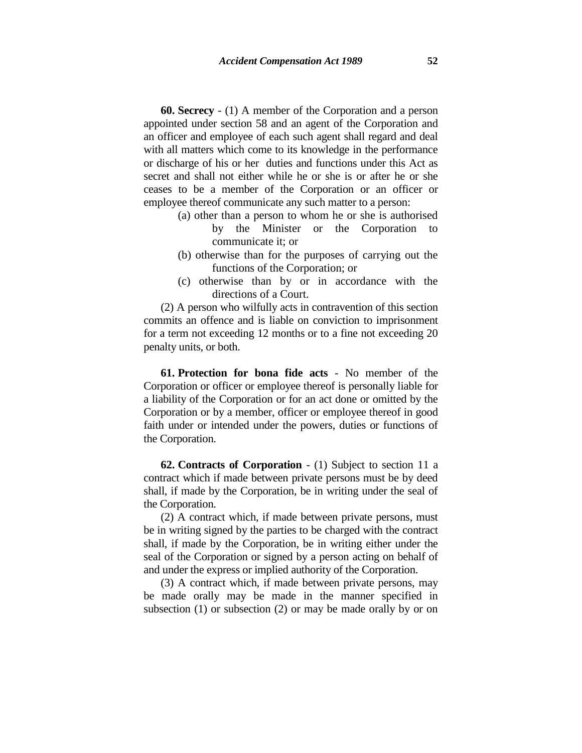**60. Secrecy** - (1) A member of the Corporation and a person appointed under section 58 and an agent of the Corporation and an officer and employee of each such agent shall regard and deal with all matters which come to its knowledge in the performance or discharge of his or her duties and functions under this Act as secret and shall not either while he or she is or after he or she ceases to be a member of the Corporation or an officer or employee thereof communicate any such matter to a person:

(a) other than a person to whom he or she is authorised by the Minister or the Corporation to communicate it; or

(b) otherwise than for the purposes of carrying out the functions of the Corporation; or

(c) otherwise than by or in accordance with the directions of a Court.

(2) A person who wilfully acts in contravention of this section commits an offence and is liable on conviction to imprisonment for a term not exceeding 12 months or to a fine not exceeding 20 penalty units, or both.

**61. Protection for bona fide acts** - No member of the Corporation or officer or employee thereof is personally liable for a liability of the Corporation or for an act done or omitted by the Corporation or by a member, officer or employee thereof in good faith under or intended under the powers, duties or functions of the Corporation.

**62. Contracts of Corporation** - (1) Subject to section 11 a contract which if made between private persons must be by deed shall, if made by the Corporation, be in writing under the seal of the Corporation.

(2) A contract which, if made between private persons, must be in writing signed by the parties to be charged with the contract shall, if made by the Corporation, be in writing either under the seal of the Corporation or signed by a person acting on behalf of and under the express or implied authority of the Corporation.

(3) A contract which, if made between private persons, may be made orally may be made in the manner specified in subsection (1) or subsection (2) or may be made orally by or on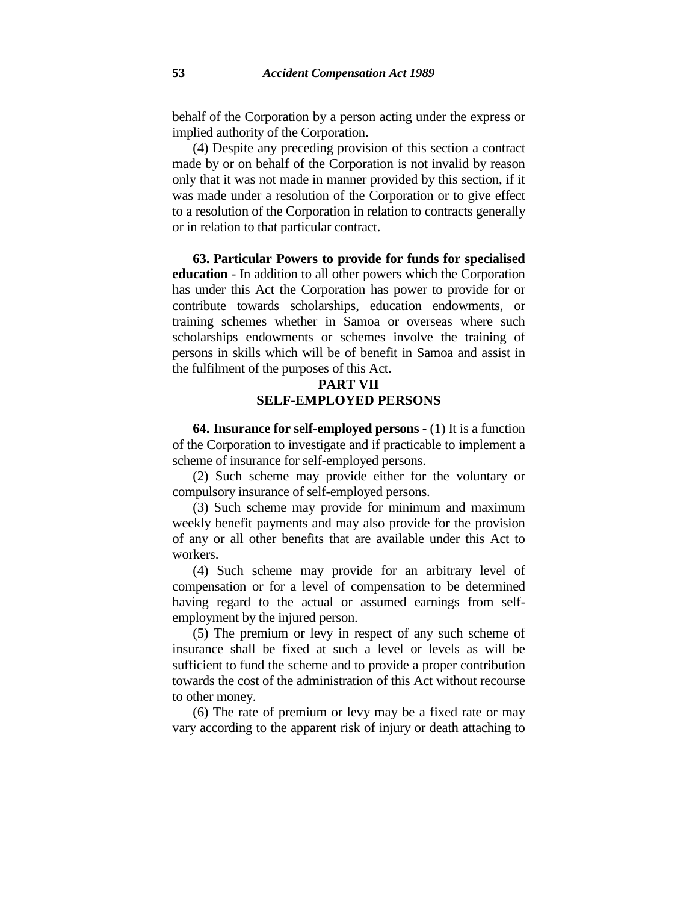behalf of the Corporation by a person acting under the express or implied authority of the Corporation.

(4) Despite any preceding provision of this section a contract made by or on behalf of the Corporation is not invalid by reason only that it was not made in manner provided by this section, if it was made under a resolution of the Corporation or to give effect to a resolution of the Corporation in relation to contracts generally or in relation to that particular contract.

**63. Particular Powers to provide for funds for specialised education** - In addition to all other powers which the Corporation has under this Act the Corporation has power to provide for or contribute towards scholarships, education endowments, or training schemes whether in Samoa or overseas where such scholarships endowments or schemes involve the training of persons in skills which will be of benefit in Samoa and assist in the fulfilment of the purposes of this Act.

## PART VII
## SELF-EMPLOYED PERSONS

**64. Insurance for self-employed persons** - (1) It is a function of the Corporation to investigate and if practicable to implement a scheme of insurance for self-employed persons.

(2) Such scheme may provide either for the voluntary or compulsory insurance of self-employed persons.

(3) Such scheme may provide for minimum and maximum weekly benefit payments and may also provide for the provision of any or all other benefits that are available under this Act to workers.

(4) Such scheme may provide for an arbitrary level of compensation or for a level of compensation to be determined having regard to the actual or assumed earnings from self-employment by the injured person.

(5) The premium or levy in respect of any such scheme of insurance shall be fixed at such a level or levels as will be sufficient to fund the scheme and to provide a proper contribution towards the cost of the administration of this Act without recourse to other money.

(6) The rate of premium or levy may be a fixed rate or may vary according to the apparent risk of injury or death attaching to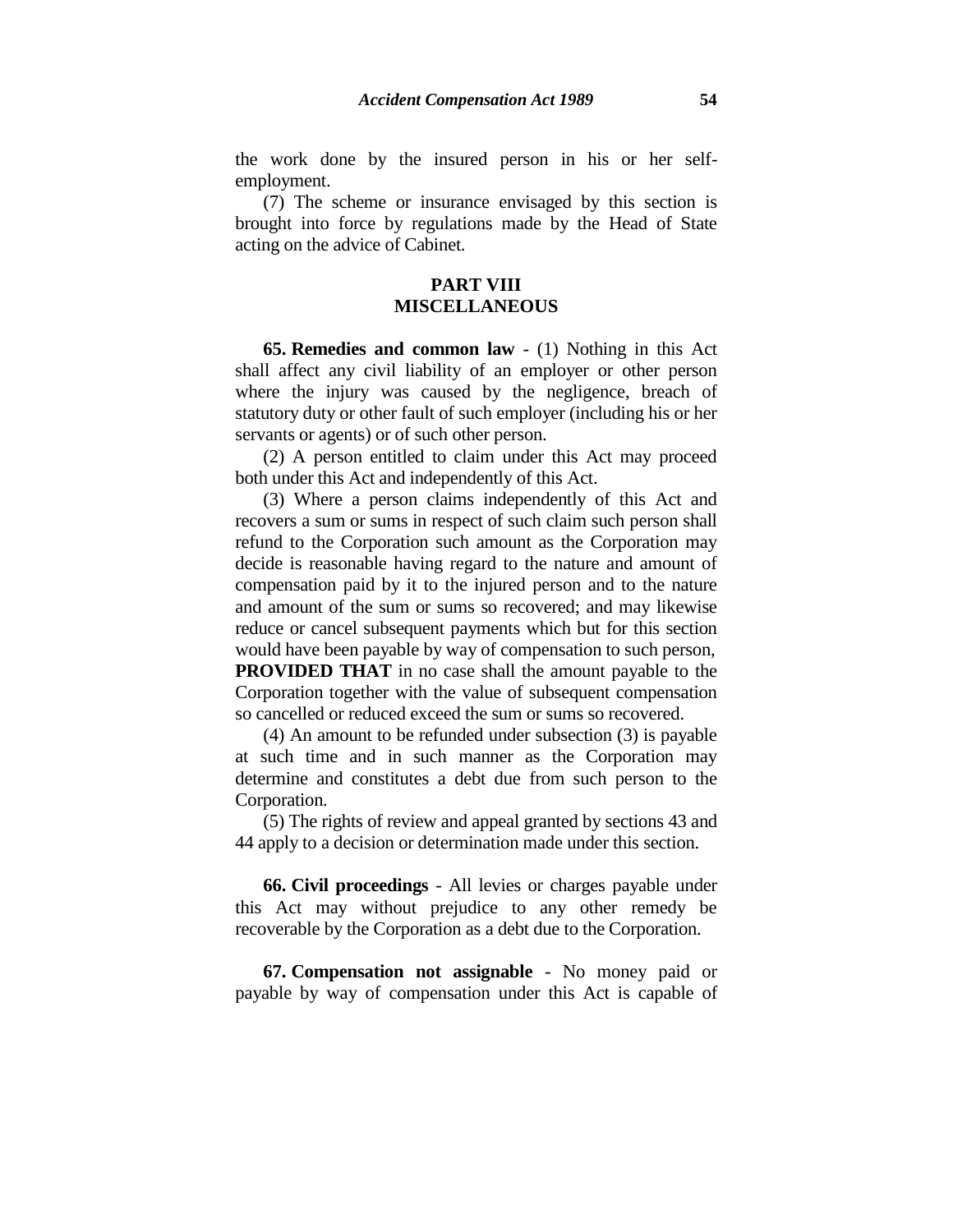the work done by the insured person in his or her self-employment.

(7) The scheme or insurance envisaged by this section is brought into force by regulations made by the Head of State acting on the advice of Cabinet.

## PART VIII
## MISCELLANEOUS

**65. Remedies and common law** - (1) Nothing in this Act shall affect any civil liability of an employer or other person where the injury was caused by the negligence, breach of statutory duty or other fault of such employer (including his or her servants or agents) or of such other person.

(2) A person entitled to claim under this Act may proceed both under this Act and independently of this Act.

(3) Where a person claims independently of this Act and recovers a sum or sums in respect of such claim such person shall refund to the Corporation such amount as the Corporation may decide is reasonable having regard to the nature and amount of compensation paid by it to the injured person and to the nature and amount of the sum or sums so recovered; and may likewise reduce or cancel subsequent payments which but for this section would have been payable by way of compensation to such person, **PROVIDED THAT** in no case shall the amount payable to the Corporation together with the value of subsequent compensation so cancelled or reduced exceed the sum or sums so recovered.

(4) An amount to be refunded under subsection (3) is payable at such time and in such manner as the Corporation may determine and constitutes a debt due from such person to the Corporation.

(5) The rights of review and appeal granted by sections 43 and 44 apply to a decision or determination made under this section.

**66. Civil proceedings** - All levies or charges payable under this Act may without prejudice to any other remedy be recoverable by the Corporation as a debt due to the Corporation.

**67. Compensation not assignable** - No money paid or payable by way of compensation under this Act is capable of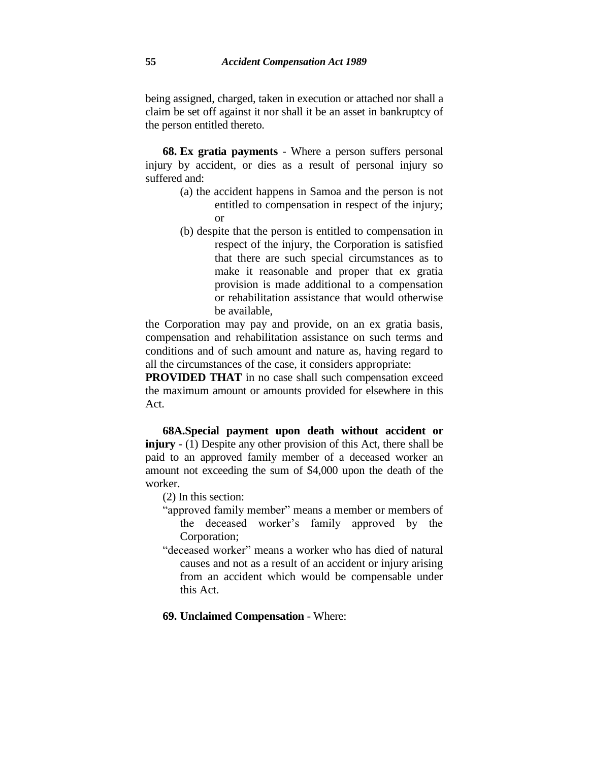being assigned, charged, taken in execution or attached nor shall a claim be set off against it nor shall it be an asset in bankruptcy of the person entitled thereto.

**68. Ex gratia payments** - Where a person suffers personal injury by accident, or dies as a result of personal injury so suffered and:

(a) the accident happens in Samoa and the person is not entitled to compensation in respect of the injury; or

(b) despite that the person is entitled to compensation in respect of the injury, the Corporation is satisfied that there are such special circumstances as to make it reasonable and proper that ex gratia provision is made additional to a compensation or rehabilitation assistance that would otherwise be available,

the Corporation may pay and provide, on an ex gratia basis, compensation and rehabilitation assistance on such terms and conditions and of such amount and nature as, having regard to all the circumstances of the case, it considers appropriate:

**PROVIDED THAT** in no case shall such compensation exceed the maximum amount or amounts provided for elsewhere in this Act.

**68A.Special payment upon death without accident or injury** - (1) Despite any other provision of this Act, there shall be paid to an approved family member of a deceased worker an amount not exceeding the sum of $4,000 upon the death of the worker.

(2) In this section:

"approved family member" means a member or members of the deceased worker's family approved by the Corporation;

"deceased worker" means a worker who has died of natural causes and not as a result of an accident or injury arising from an accident which would be compensable under this Act.

**69. Unclaimed Compensation** - Where: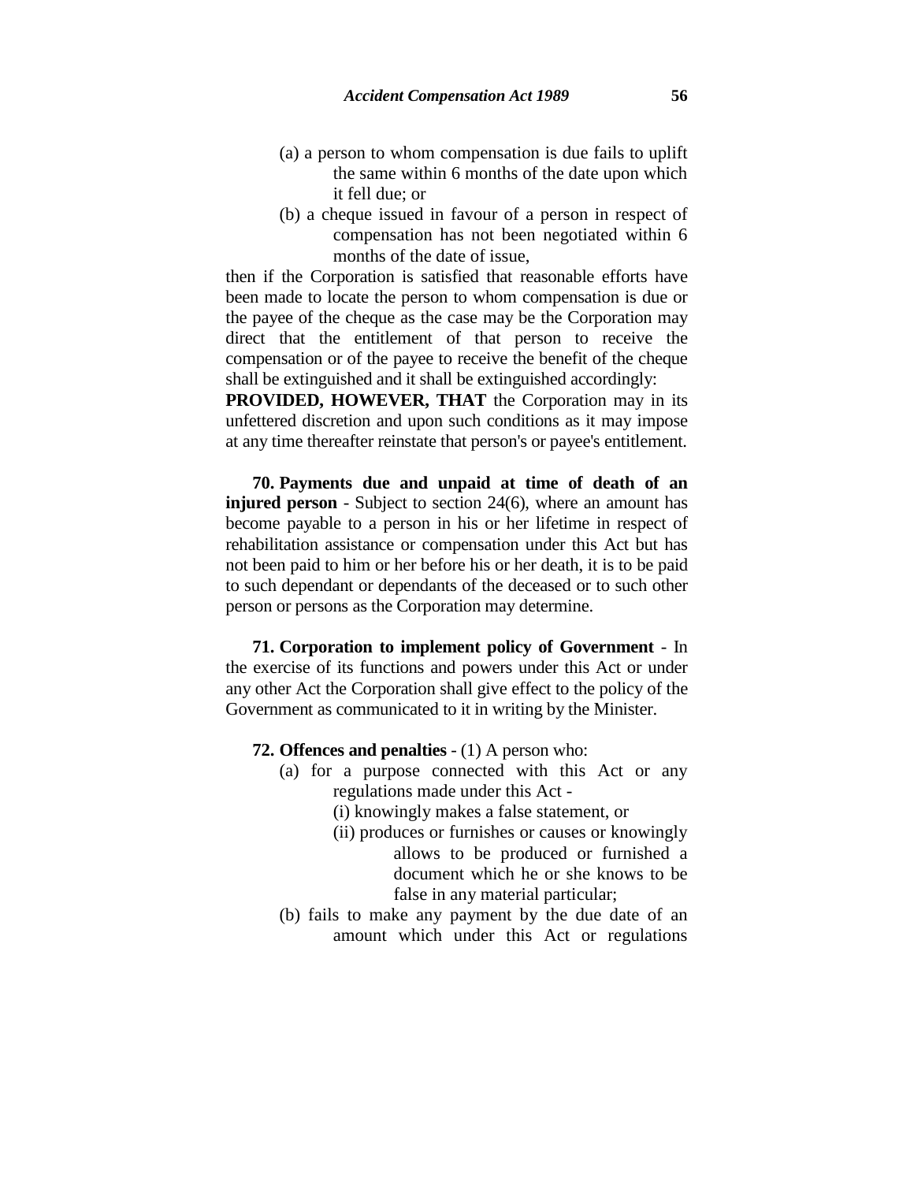(a) a person to whom compensation is due fails to uplift the same within 6 months of the date upon which it fell due; or

(b) a cheque issued in favour of a person in respect of compensation has not been negotiated within 6 months of the date of issue,

then if the Corporation is satisfied that reasonable efforts have been made to locate the person to whom compensation is due or the payee of the cheque as the case may be the Corporation may direct that the entitlement of that person to receive the compensation or of the payee to receive the benefit of the cheque shall be extinguished and it shall be extinguished accordingly:

**PROVIDED, HOWEVER, THAT** the Corporation may in its unfettered discretion and upon such conditions as it may impose at any time thereafter reinstate that person's or payee's entitlement.

**70. Payments due and unpaid at time of death of an injured person** - Subject to section 24(6), where an amount has become payable to a person in his or her lifetime in respect of rehabilitation assistance or compensation under this Act but has not been paid to him or her before his or her death, it is to be paid to such dependant or dependants of the deceased or to such other person or persons as the Corporation may determine.

**71. Corporation to implement policy of Government** - In the exercise of its functions and powers under this Act or under any other Act the Corporation shall give effect to the policy of the Government as communicated to it in writing by the Minister.

**72. Offences and penalties** - (1) A person who:

(a) for a purpose connected with this Act or any regulations made under this Act -

(i) knowingly makes a false statement, or

(ii) produces or furnishes or causes or knowingly allows to be produced or furnished a document which he or she knows to be false in any material particular;

(b) fails to make any payment by the due date of an amount which under this Act or regulations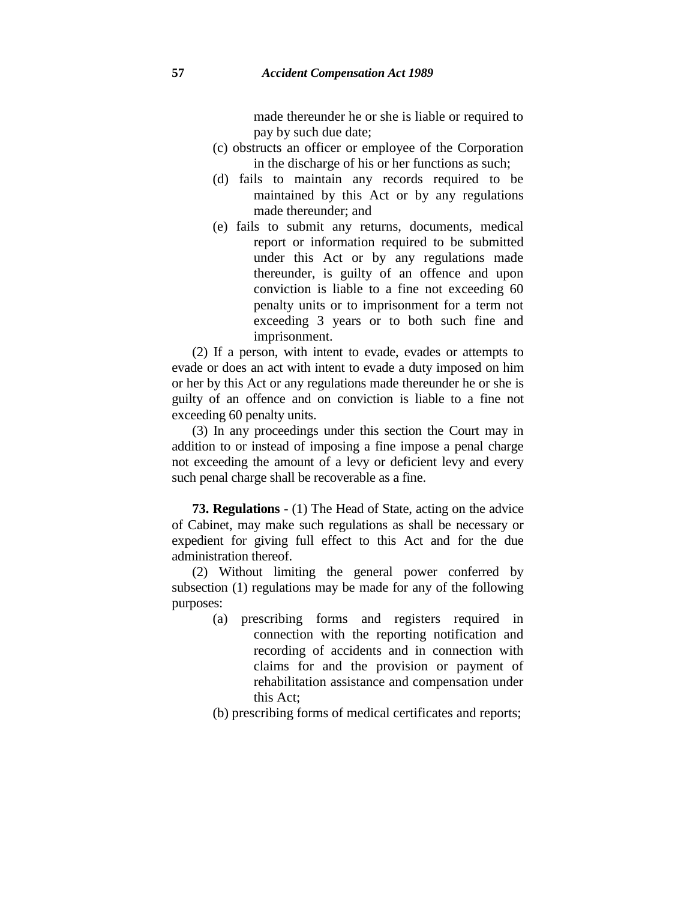made thereunder he or she is liable or required to pay by such due date;

(c) obstructs an officer or employee of the Corporation in the discharge of his or her functions as such;

(d) fails to maintain any records required to be maintained by this Act or by any regulations made thereunder; and

(e) fails to submit any returns, documents, medical report or information required to be submitted under this Act or by any regulations made thereunder, is guilty of an offence and upon conviction is liable to a fine not exceeding 60 penalty units or to imprisonment for a term not exceeding 3 years or to both such fine and imprisonment.

(2) If a person, with intent to evade, evades or attempts to evade or does an act with intent to evade a duty imposed on him or her by this Act or any regulations made thereunder he or she is guilty of an offence and on conviction is liable to a fine not exceeding 60 penalty units.

(3) In any proceedings under this section the Court may in addition to or instead of imposing a fine impose a penal charge not exceeding the amount of a levy or deficient levy and every such penal charge shall be recoverable as a fine.

**73. Regulations** - (1) The Head of State, acting on the advice of Cabinet, may make such regulations as shall be necessary or expedient for giving full effect to this Act and for the due administration thereof.

(2) Without limiting the general power conferred by subsection (1) regulations may be made for any of the following purposes:

(a) prescribing forms and registers required in connection with the reporting notification and recording of accidents and in connection with claims for and the provision or payment of rehabilitation assistance and compensation under this Act;

(b) prescribing forms of medical certificates and reports;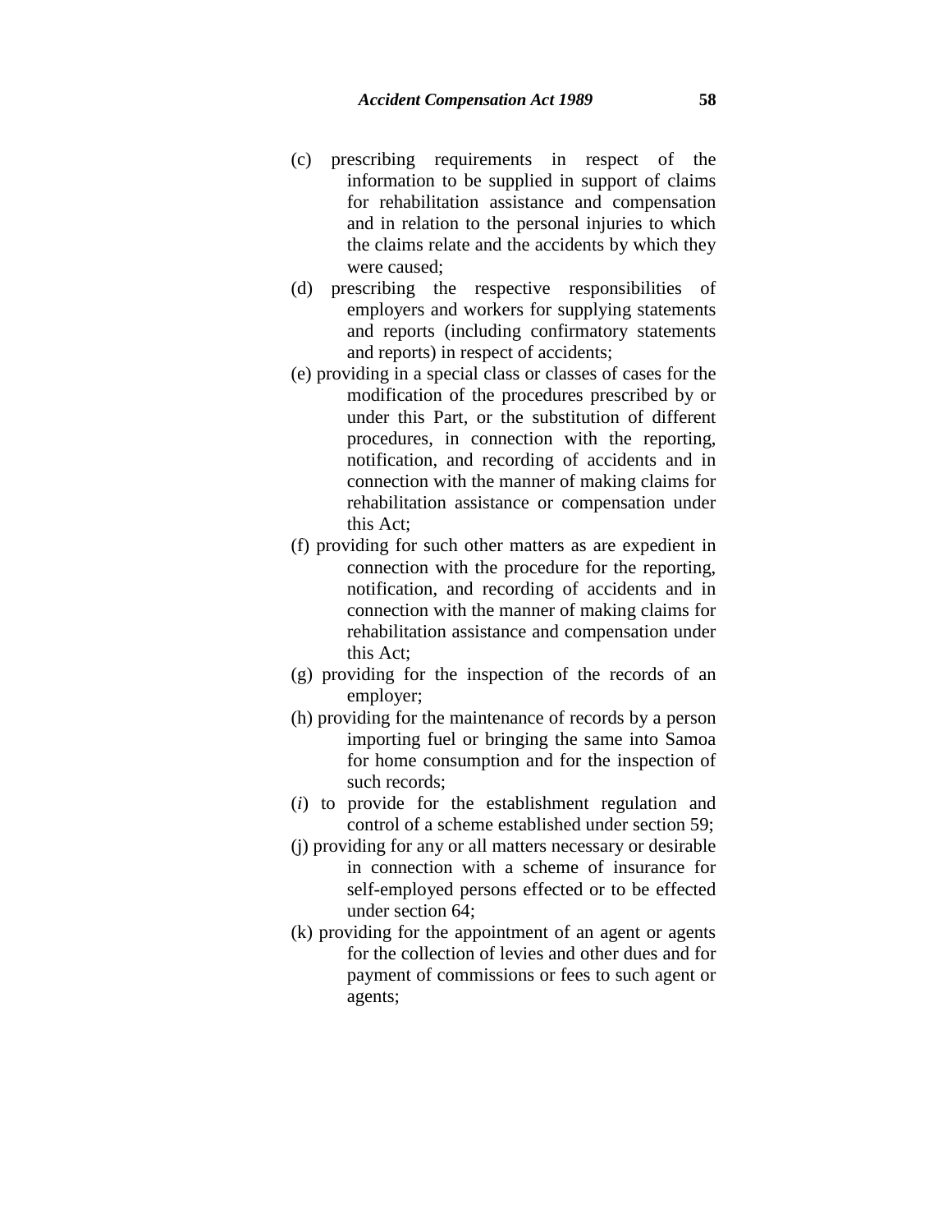(c) prescribing requirements in respect of the information to be supplied in support of claims for rehabilitation assistance and compensation and in relation to the personal injuries to which the claims relate and the accidents by which they were caused;

(d) prescribing the respective responsibilities of employers and workers for supplying statements and reports (including confirmatory statements and reports) in respect of accidents;

(e) providing in a special class or classes of cases for the modification of the procedures prescribed by or under this Part, or the substitution of different procedures, in connection with the reporting, notification, and recording of accidents and in connection with the manner of making claims for rehabilitation assistance or compensation under this Act;

(f) providing for such other matters as are expedient in connection with the procedure for the reporting, notification, and recording of accidents and in connection with the manner of making claims for rehabilitation assistance and compensation under this Act;

(g) providing for the inspection of the records of an employer;

(h) providing for the maintenance of records by a person importing fuel or bringing the same into Samoa for home consumption and for the inspection of such records;

(*i*) to provide for the establishment regulation and control of a scheme established under section 59;

(j) providing for any or all matters necessary or desirable in connection with a scheme of insurance for self-employed persons effected or to be effected under section 64;

(k) providing for the appointment of an agent or agents for the collection of levies and other dues and for payment of commissions or fees to such agent or agents;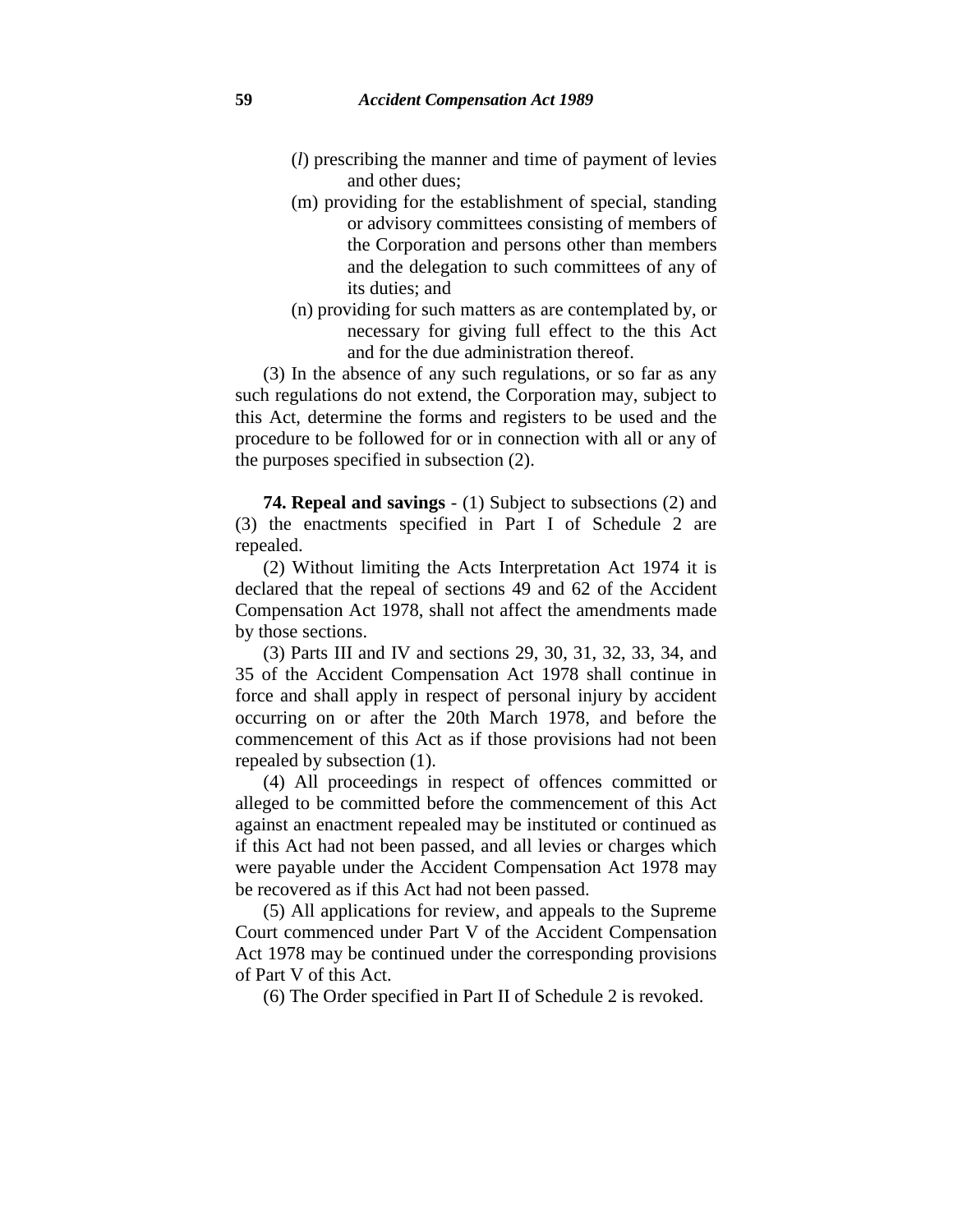(*l*) prescribing the manner and time of payment of levies and other dues;

(m) providing for the establishment of special, standing or advisory committees consisting of members of the Corporation and persons other than members and the delegation to such committees of any of its duties; and

(n) providing for such matters as are contemplated by, or necessary for giving full effect to the this Act and for the due administration thereof.

(3) In the absence of any such regulations, or so far as any such regulations do not extend, the Corporation may, subject to this Act, determine the forms and registers to be used and the procedure to be followed for or in connection with all or any of the purposes specified in subsection (2).

**74. Repeal and savings** - (1) Subject to subsections (2) and (3) the enactments specified in Part I of Schedule 2 are repealed.

(2) Without limiting the Acts Interpretation Act 1974 it is declared that the repeal of sections 49 and 62 of the Accident Compensation Act 1978, shall not affect the amendments made by those sections.

(3) Parts III and IV and sections 29, 30, 31, 32, 33, 34, and 35 of the Accident Compensation Act 1978 shall continue in force and shall apply in respect of personal injury by accident occurring on or after the 20th March 1978, and before the commencement of this Act as if those provisions had not been repealed by subsection (1).

(4) All proceedings in respect of offences committed or alleged to be committed before the commencement of this Act against an enactment repealed may be instituted or continued as if this Act had not been passed, and all levies or charges which were payable under the Accident Compensation Act 1978 may be recovered as if this Act had not been passed.

(5) All applications for review, and appeals to the Supreme Court commenced under Part V of the Accident Compensation Act 1978 may be continued under the corresponding provisions of Part V of this Act.

(6) The Order specified in Part II of Schedule 2 is revoked.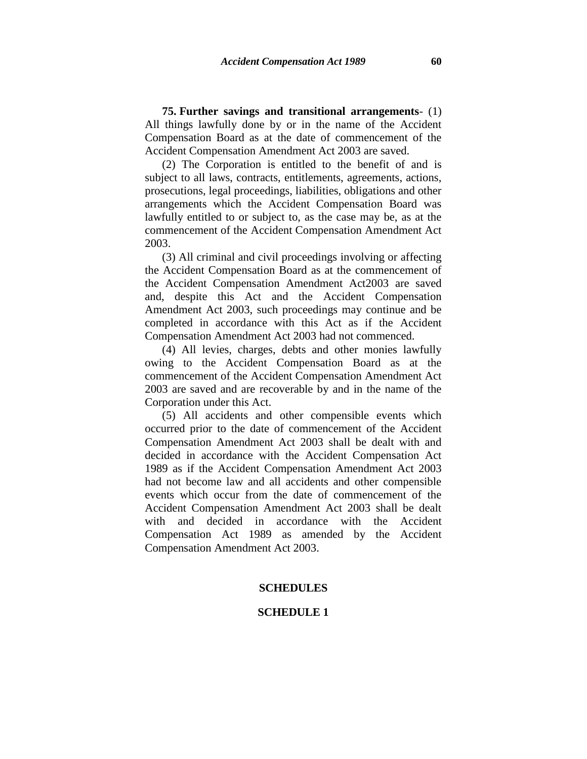**75. Further savings and transitional arrangements**- (1) All things lawfully done by or in the name of the Accident Compensation Board as at the date of commencement of the Accident Compensation Amendment Act 2003 are saved.

(2) The Corporation is entitled to the benefit of and is subject to all laws, contracts, entitlements, agreements, actions, prosecutions, legal proceedings, liabilities, obligations and other arrangements which the Accident Compensation Board was lawfully entitled to or subject to, as the case may be, as at the commencement of the Accident Compensation Amendment Act 2003.

(3) All criminal and civil proceedings involving or affecting the Accident Compensation Board as at the commencement of the Accident Compensation Amendment Act2003 are saved and, despite this Act and the Accident Compensation Amendment Act 2003, such proceedings may continue and be completed in accordance with this Act as if the Accident Compensation Amendment Act 2003 had not commenced.

(4) All levies, charges, debts and other monies lawfully owing to the Accident Compensation Board as at the commencement of the Accident Compensation Amendment Act 2003 are saved and are recoverable by and in the name of the Corporation under this Act.

(5) All accidents and other compensible events which occurred prior to the date of commencement of the Accident Compensation Amendment Act 2003 shall be dealt with and decided in accordance with the Accident Compensation Act 1989 as if the Accident Compensation Amendment Act 2003 had not become law and all accidents and other compensible events which occur from the date of commencement of the Accident Compensation Amendment Act 2003 shall be dealt with and decided in accordance with the Accident Compensation Act 1989 as amended by the Accident Compensation Amendment Act 2003.

## SCHEDULES

## SCHEDULE 1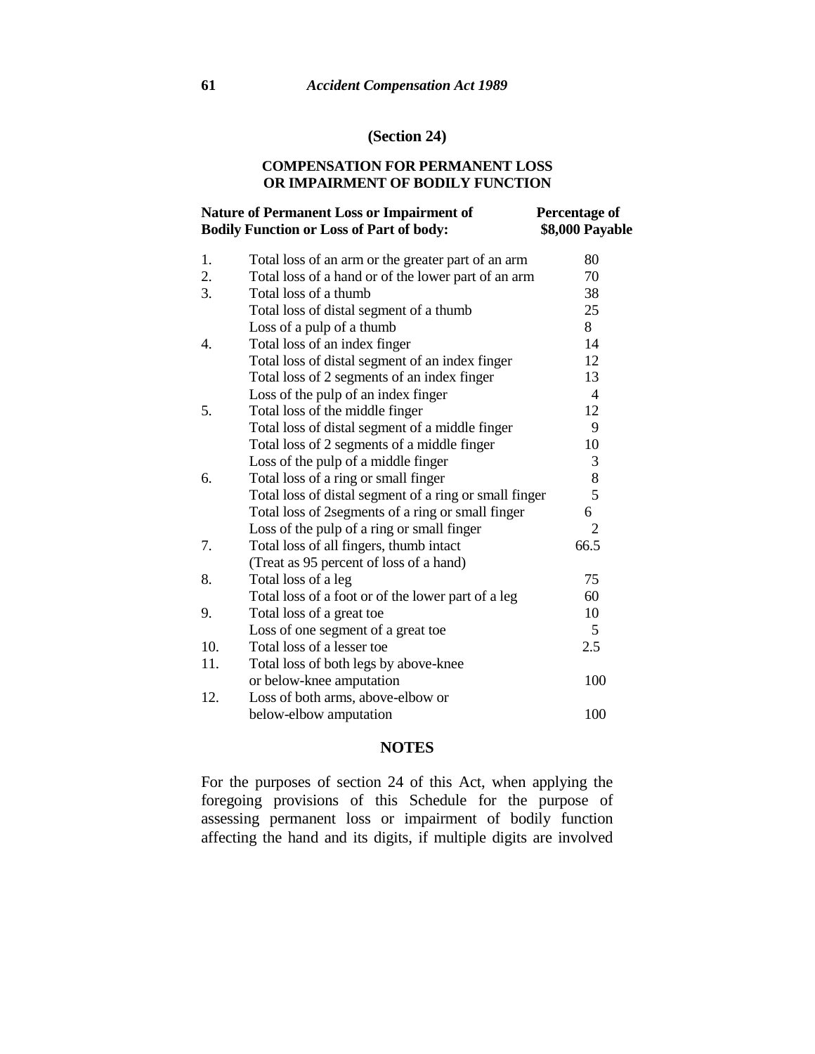**(Section 24)**

## COMPENSATION FOR PERMANENT LOSS OR IMPAIRMENT OF BODILY FUNCTION

| | Nature of Permanent Loss or Impairment of Bodily Function or Loss of Part of body: | Percentage of $8,000 Payable |
|---|---|---|
| 1. | Total loss of an arm or the greater part of an arm | 80 |
| 2. | Total loss of a hand or of the lower part of an arm | 70 |
| 3. | Total loss of a thumb | 38 |
| | Total loss of distal segment of a thumb | 25 |
| | Loss of a pulp of a thumb | 8 |
| 4. | Total loss of an index finger | 14 |
| | Total loss of distal segment of an index finger | 12 |
| | Total loss of 2 segments of an index finger | 13 |
| | Loss of the pulp of an index finger | 4 |
| 5. | Total loss of the middle finger | 12 |
| | Total loss of distal segment of a middle finger | 9 |
| | Total loss of 2 segments of a middle finger | 10 |
| | Loss of the pulp of a middle finger | 3 |
| 6. | Total loss of a ring or small finger | 8 |
| | Total loss of distal segment of a ring or small finger | 5 |
| | Total loss of 2segments of a ring or small finger | 6 |
| | Loss of the pulp of a ring or small finger | 2 |
| 7. | Total loss of all fingers, thumb intact (Treat as 95 percent of loss of a hand) | 66.5 |
| 8. | Total loss of a leg | 75 |
| | Total loss of a foot or of the lower part of a leg | 60 |
| 9. | Total loss of a great toe | 10 |
| | Loss of one segment of a great toe | 5 |
| 10. | Total loss of a lesser toe | 2.5 |
| 11. | Total loss of both legs by above-knee or below-knee amputation | 100 |
| 12. | Loss of both arms, above-elbow or below-elbow amputation | 100 |

### NOTES

For the purposes of section 24 of this Act, when applying the foregoing provisions of this Schedule for the purpose of assessing permanent loss or impairment of bodily function affecting the hand and its digits, if multiple digits are involved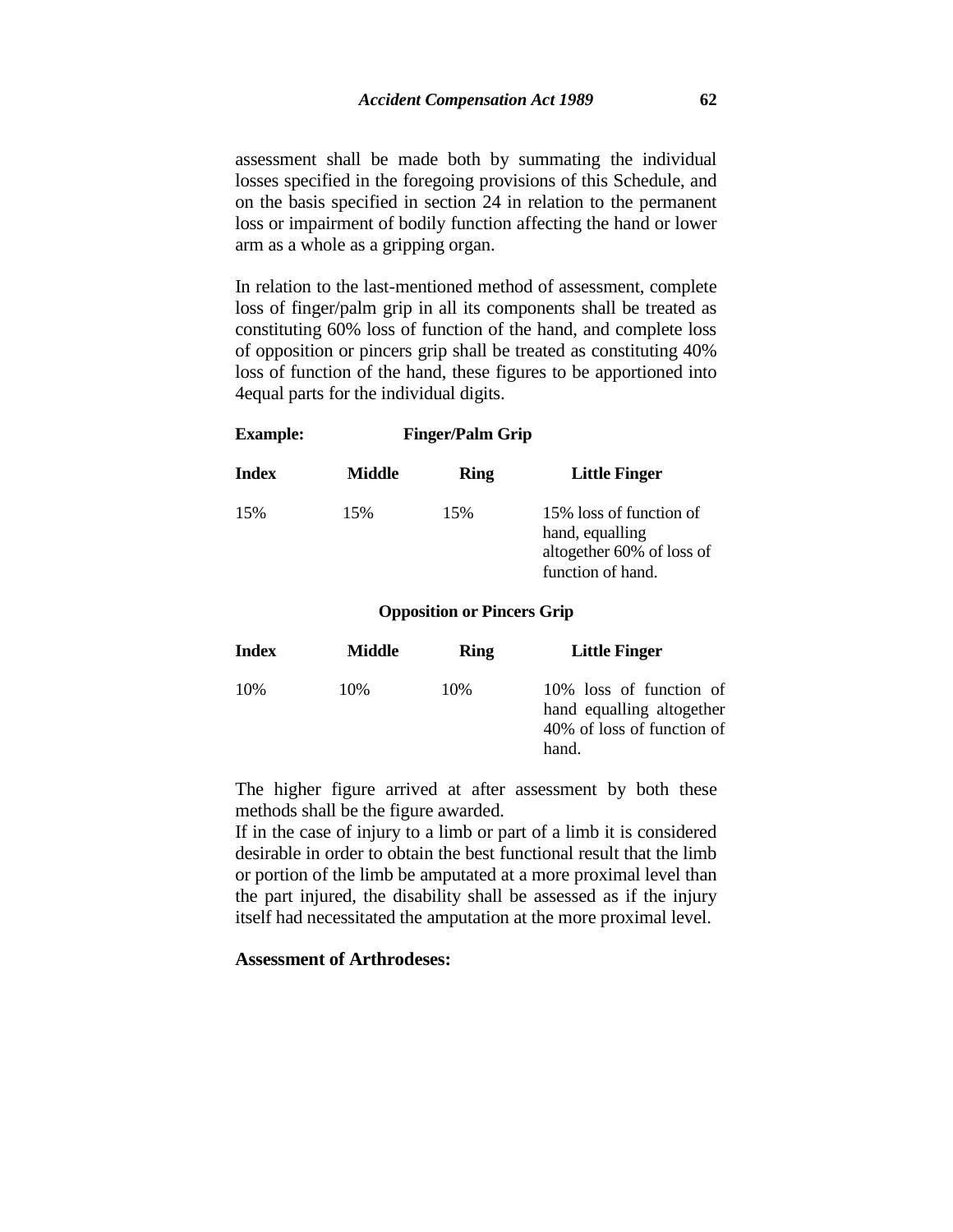assessment shall be made both by summating the individual losses specified in the foregoing provisions of this Schedule, and on the basis specified in section 24 in relation to the permanent loss or impairment of bodily function affecting the hand or lower arm as a whole as a gripping organ.

In relation to the last-mentioned method of assessment, complete loss of finger/palm grip in all its components shall be treated as constituting 60% loss of function of the hand, and complete loss of opposition or pincers grip shall be treated as constituting 40% loss of function of the hand, these figures to be apportioned into 4equal parts for the individual digits.

**Example:** **Finger/Palm Grip**

| **Index** | **Middle** | **Ring** | **Little Finger** |
|---|---|---|---|
| 15% | 15% | 15% | 15% loss of function of hand, equalling altogether 60% of loss of function of hand. |

**Opposition or Pincers Grip**

| **Index** | **Middle** | **Ring** | **Little Finger** |
|---|---|---|---|
| 10% | 10% | 10% | 10% loss of function of hand equalling altogether 40% of loss of function of hand. |

The higher figure arrived at after assessment by both these methods shall be the figure awarded.

If in the case of injury to a limb or part of a limb it is considered desirable in order to obtain the best functional result that the limb or portion of the limb be amputated at a more proximal level than the part injured, the disability shall be assessed as if the injury itself had necessitated the amputation at the more proximal level.

**Assessment of Arthrodeses:**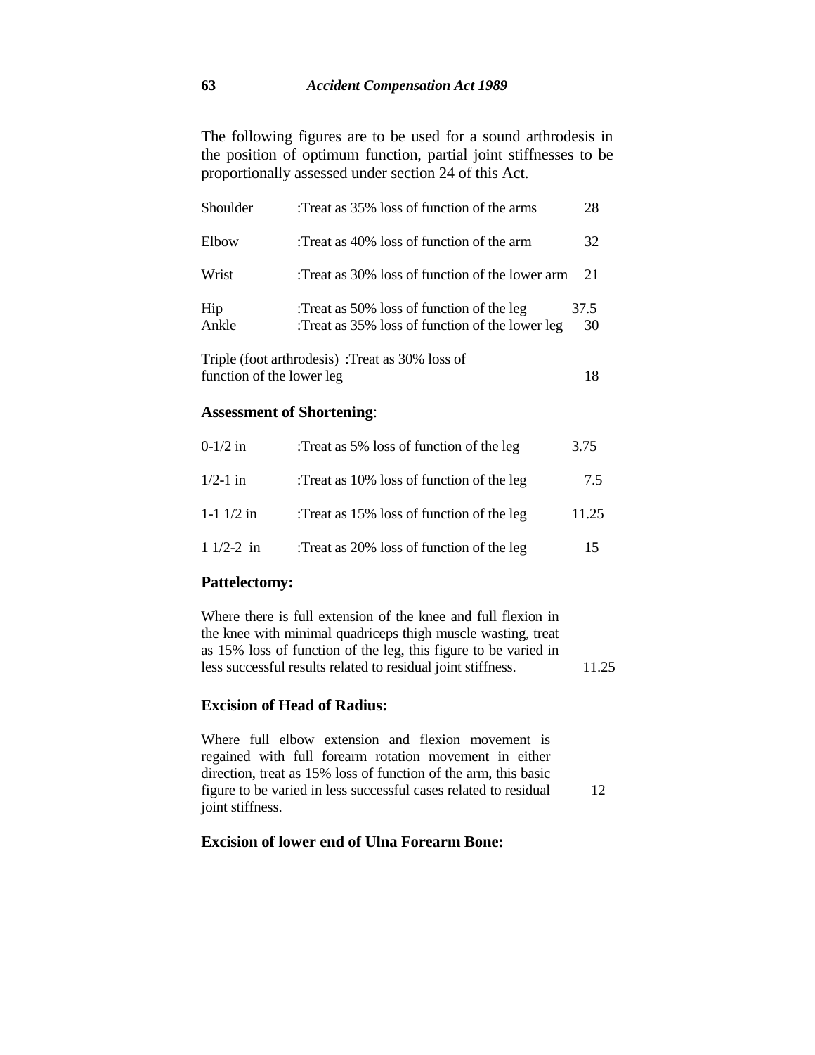The following figures are to be used for a sound arthrodesis in the position of optimum function, partial joint stiffnesses to be proportionally assessed under section 24 of this Act.

| | | |
|---|---|---|
| Shoulder | :Treat as 35% loss of function of the arms | 28 |
| Elbow | :Treat as 40% loss of function of the arm | 32 |
| Wrist | :Treat as 30% loss of function of the lower arm | 21 |
| Hip | :Treat as 50% loss of function of the leg | 37.5 |
| Ankle | :Treat as 35% loss of function of the lower leg | 30 |
| Triple (foot arthrodesis) | :Treat as 30% loss of function of the lower leg | 18 |

**Assessment of Shortening**:

| | | |
|---|---|---|
| 0-1/2 in | :Treat as 5% loss of function of the leg | 3.75 |
| 1/2-1 in | :Treat as 10% loss of function of the leg | 7.5 |
| 1-1 1/2 in | :Treat as 15% loss of function of the leg | 11.25 |
| 1 1/2-2 in | :Treat as 20% loss of function of the leg | 15 |

**Pattelectomy:**

Where there is full extension of the knee and full flexion in the knee with minimal quadriceps thigh muscle wasting, treat as 15% loss of function of the leg, this figure to be varied in less successful results related to residual joint stiffness. 11.25

**Excision of Head of Radius:**

Where full elbow extension and flexion movement is regained with full forearm rotation movement in either direction, treat as 15% loss of function of the arm, this basic figure to be varied in less successful cases related to residual joint stiffness. 12

**Excision of lower end of Ulna Forearm Bone:**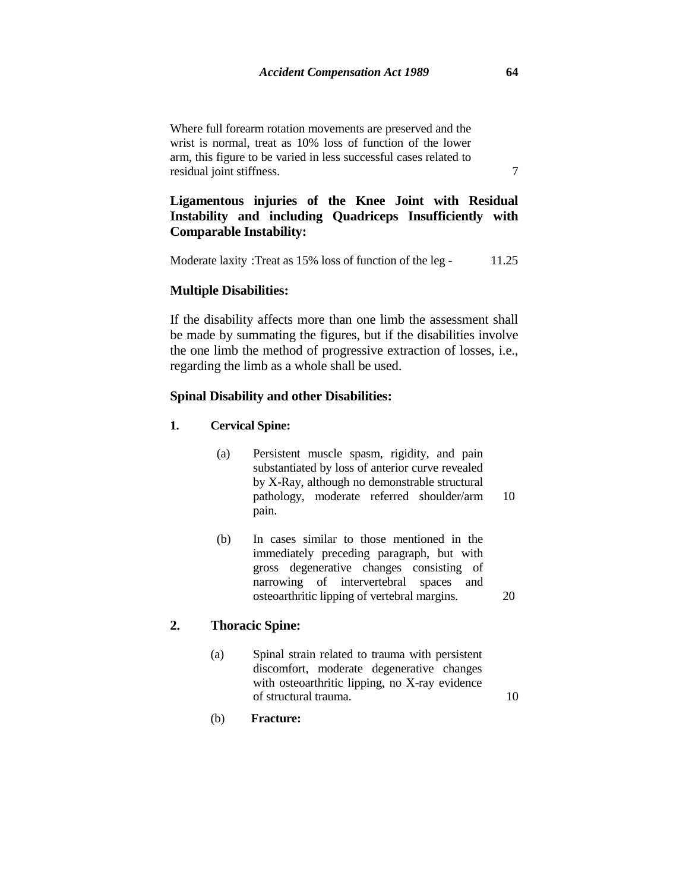Where full forearm rotation movements are preserved and the wrist is normal, treat as 10% loss of function of the lower arm, this figure to be varied in less successful cases related to residual joint stiffness. 7

**Ligamentous injuries of the Knee Joint with Residual Instability and including Quadriceps Insufficiently with Comparable Instability:**

Moderate laxity :Treat as 15% loss of function of the leg - 11.25

**Multiple Disabilities:**

If the disability affects more than one limb the assessment shall be made by summating the figures, but if the disabilities involve the one limb the method of progressive extraction of losses, i.e., regarding the limb as a whole shall be used.

**Spinal Disability and other Disabilities:**

**1. Cervical Spine:**

(a) Persistent muscle spasm, rigidity, and pain substantiated by loss of anterior curve revealed by X-Ray, although no demonstrable structural pathology, moderate referred shoulder/arm pain. 10

(b) In cases similar to those mentioned in the immediately preceding paragraph, but with gross degenerative changes consisting of narrowing of intervertebral spaces and osteoarthritic lipping of vertebral margins. 20

**2. Thoracic Spine:**

(a) Spinal strain related to trauma with persistent discomfort, moderate degenerative changes with osteoarthritic lipping, no X-ray evidence of structural trauma. 10

(b) **Fracture:**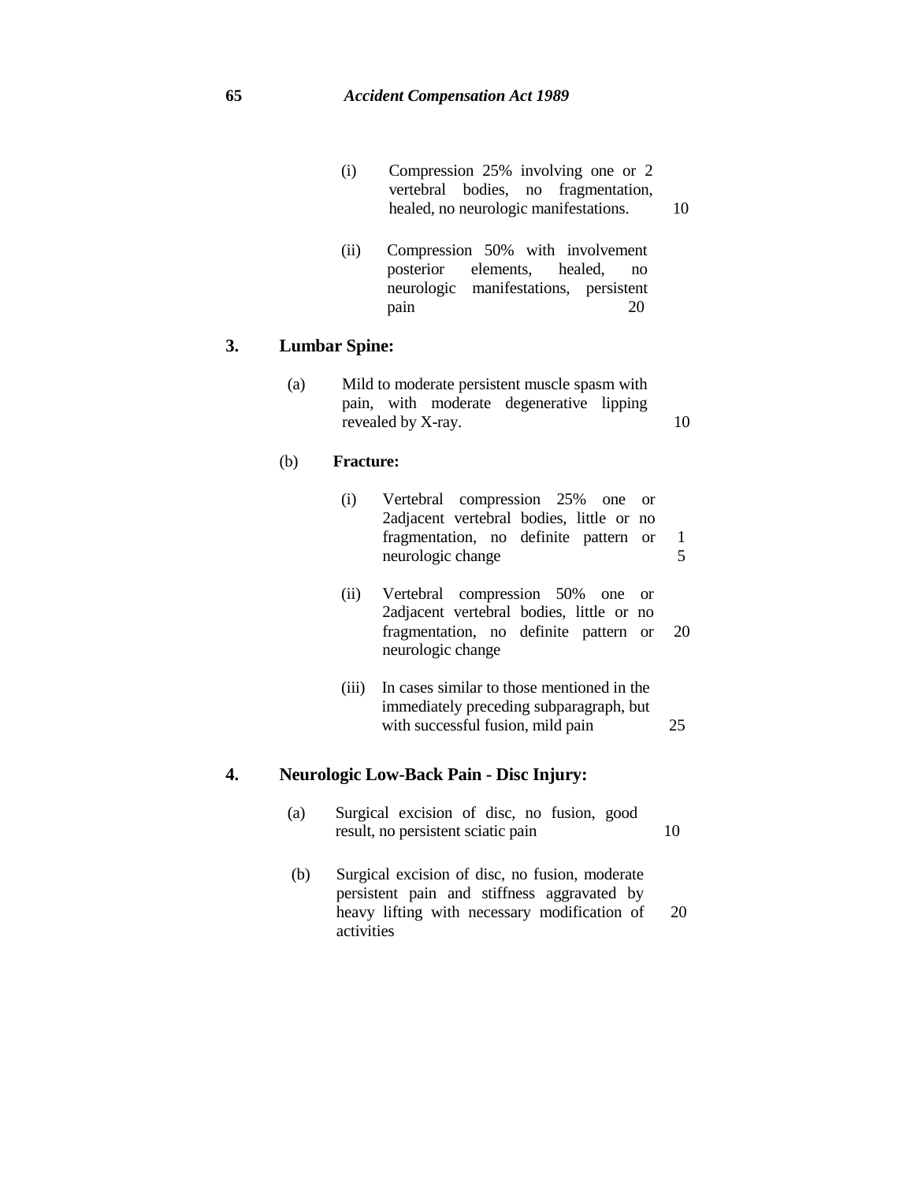(i) Compression 25% involving one or 2 vertebral bodies, no fragmentation, healed, no neurologic manifestations. 10

(ii) Compression 50% with involvement posterior elements, healed, no neurologic manifestations, persistent pain 20

**3. Lumbar Spine:**

(a) Mild to moderate persistent muscle spasm with pain, with moderate degenerative lipping revealed by X-ray. 10

(b) **Fracture:**

(i) Vertebral compression 25% one or 2adjacent vertebral bodies, little or no fragmentation, no definite pattern or neurologic change 15

(ii) Vertebral compression 50% one or 2adjacent vertebral bodies, little or no fragmentation, no definite pattern or neurologic change 20

(iii) In cases similar to those mentioned in the immediately preceding subparagraph, but with successful fusion, mild pain 25

**4. Neurologic Low-Back Pain - Disc Injury:**

(a) Surgical excision of disc, no fusion, good result, no persistent sciatic pain 10

(b) Surgical excision of disc, no fusion, moderate persistent pain and stiffness aggravated by heavy lifting with necessary modification of activities 20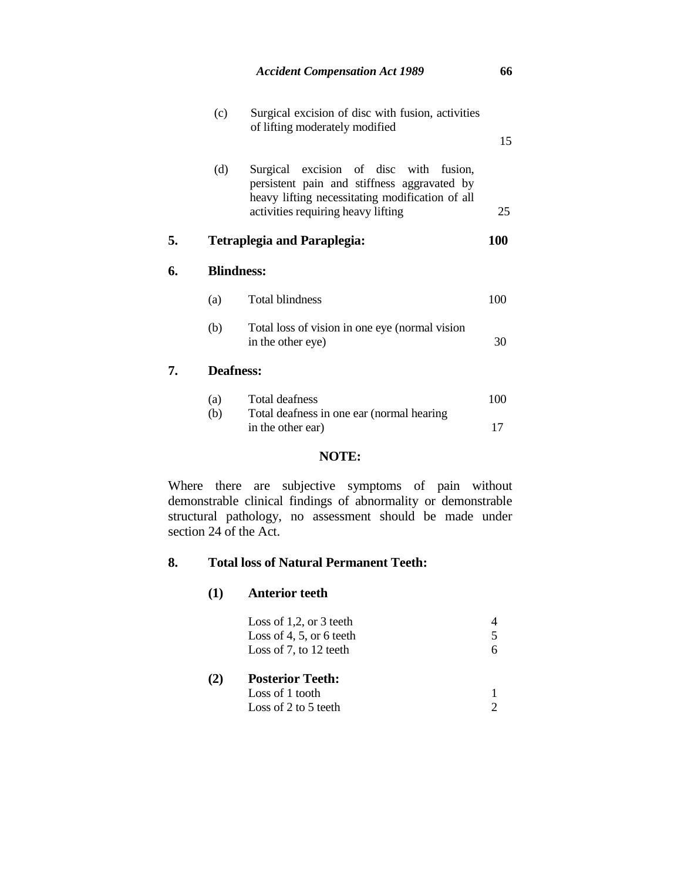| | | | |
|---|---|---|---|
| | (c) | Surgical excision of disc with fusion, activities of lifting moderately modified | 15 |
| | (d) | Surgical excision of disc with fusion, persistent pain and stiffness aggravated by heavy lifting necessitating modification of all activities requiring heavy lifting | 25 |
| **5.** | **Tetraplegia and Paraplegia:** | | **100** |
| **6.** | **Blindness:** | | |
| | (a) | Total blindness | 100 |
| | (b) | Total loss of vision in one eye (normal vision in the other eye) | 30 |
| **7.** | **Deafness:** | | |
| | (a) | Total deafness | 100 |
| | (b) | Total deafness in one ear (normal hearing in the other ear) | 17 |

**NOTE:**

Where there are subjective symptoms of pain without demonstrable clinical findings of abnormality or demonstrable structural pathology, no assessment should be made under section 24 of the Act.

**8. Total loss of Natural Permanent Teeth:**

**(1) Anterior teeth**

| | |
|---|---|
| Loss of 1,2, or 3 teeth | 4 |
| Loss of 4, 5, or 6 teeth | 5 |
| Loss of 7, to 12 teeth | 6 |

**(2) Posterior Teeth:**

| | |
|---|---|
| Loss of 1 tooth | 1 |
| Loss of 2 to 5 teeth | 2 |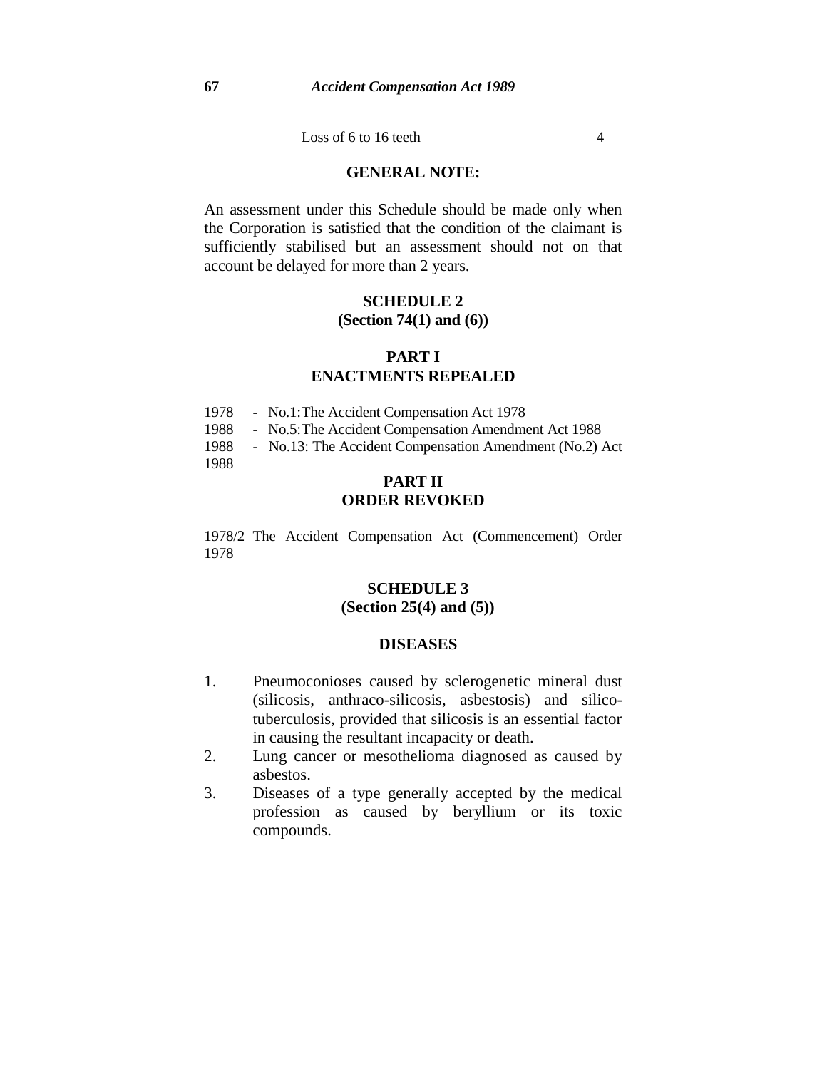| | |
|---|---|
| Loss of 6 to 16 teeth | 4 |

**GENERAL NOTE:**

An assessment under this Schedule should be made only when the Corporation is satisfied that the condition of the claimant is sufficiently stabilised but an assessment should not on that account be delayed for more than 2 years.

## SCHEDULE 2
**(Section 74(1) and (6))**

### PART I
### ENACTMENTS REPEALED

1978 - No.1: The Accident Compensation Act 1978
1988 - No.5: The Accident Compensation Amendment Act 1988
1988 - No.13: The Accident Compensation Amendment (No.2) Act 1988

### PART II
### ORDER REVOKED

1978/2 The Accident Compensation Act (Commencement) Order 1978

## SCHEDULE 3
**(Section 25(4) and (5))**

### DISEASES

1. Pneumoconioses caused by sclerogenetic mineral dust (silicosis, anthraco-silicosis, asbestosis) and silico-tuberculosis, provided that silicosis is an essential factor in causing the resultant incapacity or death.
2. Lung cancer or mesothelioma diagnosed as caused by asbestos.
3. Diseases of a type generally accepted by the medical profession as caused by beryllium or its toxic compounds.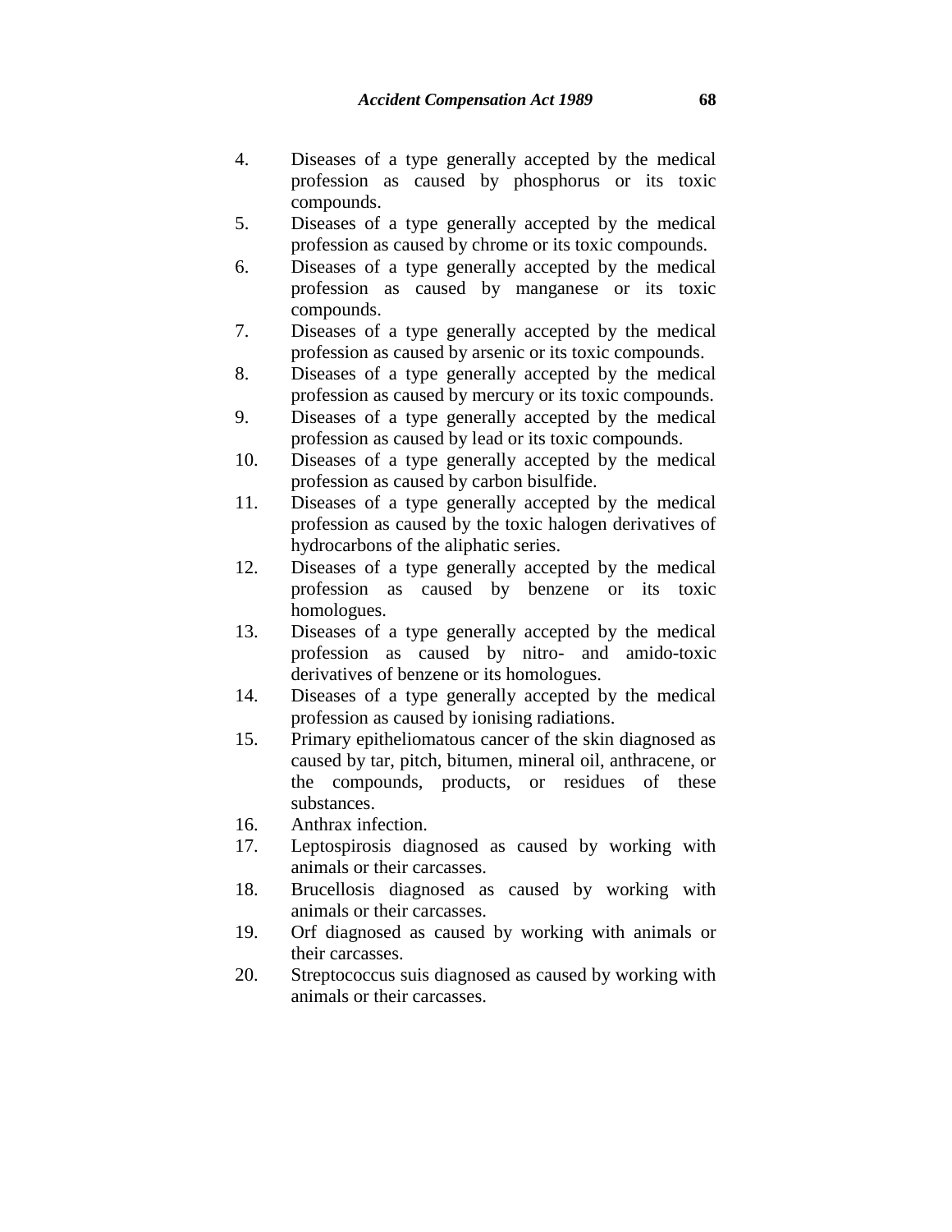4. Diseases of a type generally accepted by the medical profession as caused by phosphorus or its toxic compounds.
5. Diseases of a type generally accepted by the medical profession as caused by chrome or its toxic compounds.
6. Diseases of a type generally accepted by the medical profession as caused by manganese or its toxic compounds.
7. Diseases of a type generally accepted by the medical profession as caused by arsenic or its toxic compounds.
8. Diseases of a type generally accepted by the medical profession as caused by mercury or its toxic compounds.
9. Diseases of a type generally accepted by the medical profession as caused by lead or its toxic compounds.
10. Diseases of a type generally accepted by the medical profession as caused by carbon bisulfide.
11. Diseases of a type generally accepted by the medical profession as caused by the toxic halogen derivatives of hydrocarbons of the aliphatic series.
12. Diseases of a type generally accepted by the medical profession as caused by benzene or its toxic homologues.
13. Diseases of a type generally accepted by the medical profession as caused by nitro- and amido-toxic derivatives of benzene or its homologues.
14. Diseases of a type generally accepted by the medical profession as caused by ionising radiations.
15. Primary epitheliomatous cancer of the skin diagnosed as caused by tar, pitch, bitumen, mineral oil, anthracene, or the compounds, products, or residues of these substances.
16. Anthrax infection.
17. Leptospirosis diagnosed as caused by working with animals or their carcasses.
18. Brucellosis diagnosed as caused by working with animals or their carcasses.
19. Orf diagnosed as caused by working with animals or their carcasses.
20. Streptococcus suis diagnosed as caused by working with animals or their carcasses.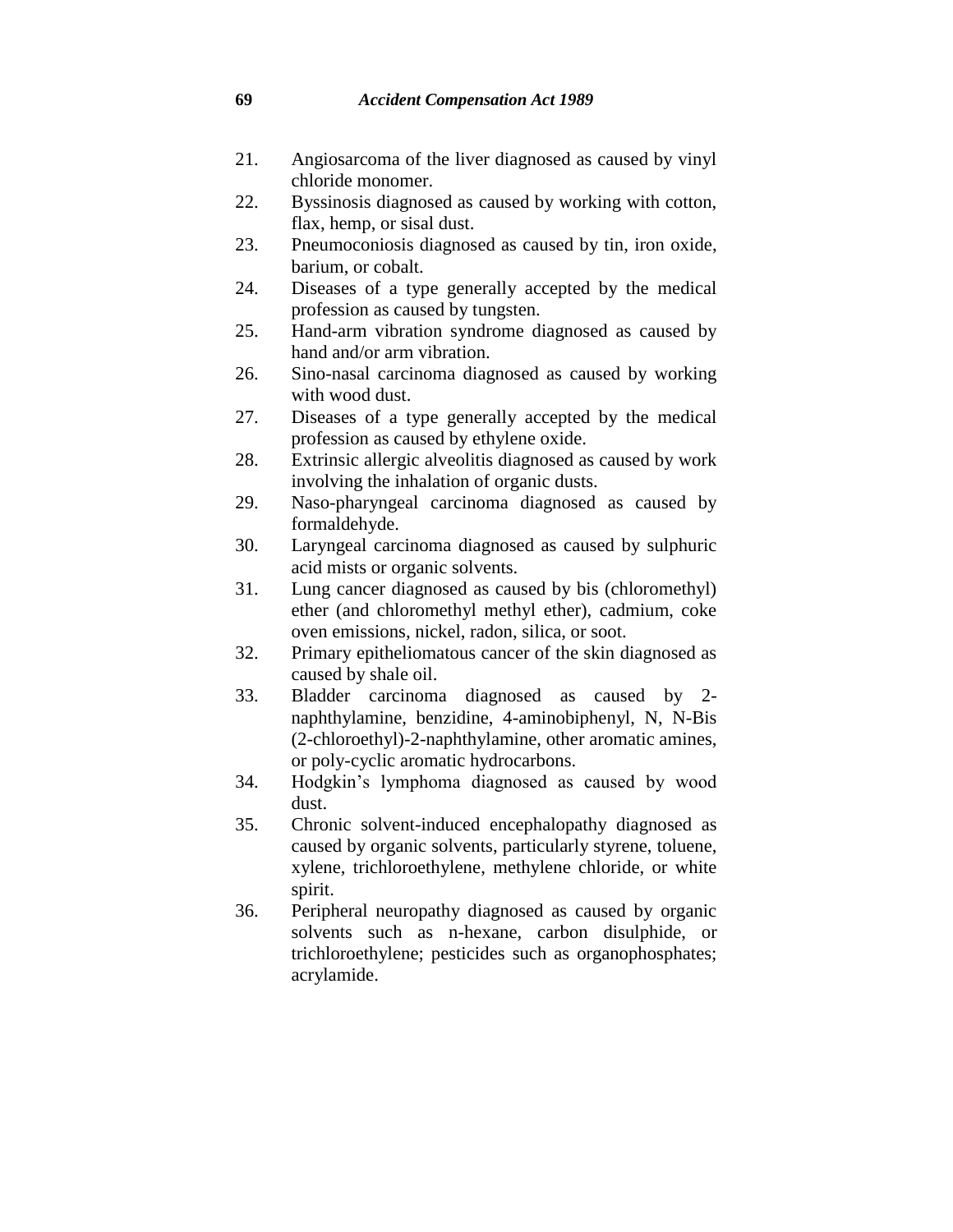21. Angiosarcoma of the liver diagnosed as caused by vinyl chloride monomer.
22. Byssinosis diagnosed as caused by working with cotton, flax, hemp, or sisal dust.
23. Pneumoconiosis diagnosed as caused by tin, iron oxide, barium, or cobalt.
24. Diseases of a type generally accepted by the medical profession as caused by tungsten.
25. Hand-arm vibration syndrome diagnosed as caused by hand and/or arm vibration.
26. Sino-nasal carcinoma diagnosed as caused by working with wood dust.
27. Diseases of a type generally accepted by the medical profession as caused by ethylene oxide.
28. Extrinsic allergic alveolitis diagnosed as caused by work involving the inhalation of organic dusts.
29. Naso-pharyngeal carcinoma diagnosed as caused by formaldehyde.
30. Laryngeal carcinoma diagnosed as caused by sulphuric acid mists or organic solvents.
31. Lung cancer diagnosed as caused by bis (chloromethyl) ether (and chloromethyl methyl ether), cadmium, coke oven emissions, nickel, radon, silica, or soot.
32. Primary epitheliomatous cancer of the skin diagnosed as caused by shale oil.
33. Bladder carcinoma diagnosed as caused by 2-naphthylamine, benzidine, 4-aminobiphenyl, N, N-Bis (2-chloroethyl)-2-naphthylamine, other aromatic amines, or poly-cyclic aromatic hydrocarbons.
34. Hodgkin's lymphoma diagnosed as caused by wood dust.
35. Chronic solvent-induced encephalopathy diagnosed as caused by organic solvents, particularly styrene, toluene, xylene, trichloroethylene, methylene chloride, or white spirit.
36. Peripheral neuropathy diagnosed as caused by organic solvents such as n-hexane, carbon disulphide, or trichloroethylene; pesticides such as organophosphates; acrylamide.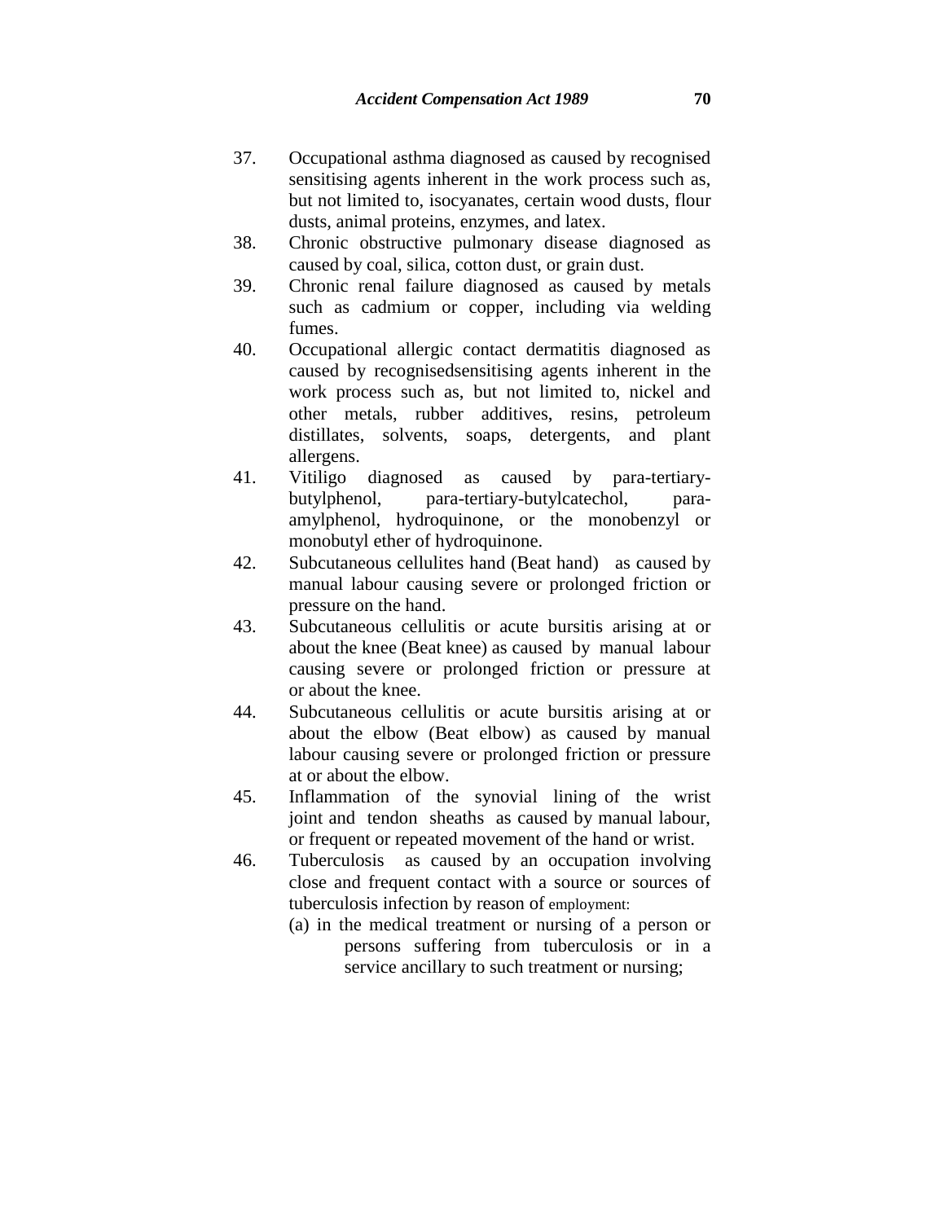37. Occupational asthma diagnosed as caused by recognised sensitising agents inherent in the work process such as, but not limited to, isocyanates, certain wood dusts, flour dusts, animal proteins, enzymes, and latex.
38. Chronic obstructive pulmonary disease diagnosed as caused by coal, silica, cotton dust, or grain dust.
39. Chronic renal failure diagnosed as caused by metals such as cadmium or copper, including via welding fumes.
40. Occupational allergic contact dermatitis diagnosed as caused by recognisedsensitising agents inherent in the work process such as, but not limited to, nickel and other metals, rubber additives, resins, petroleum distillates, solvents, soaps, detergents, and plant allergens.
41. Vitiligo diagnosed as caused by para-tertiary-butylphenol, para-tertiary-butylcatechol, para-amylphenol, hydroquinone, or the monobenzyl or monobutyl ether of hydroquinone.
42. Subcutaneous cellulites hand (Beat hand) as caused by manual labour causing severe or prolonged friction or pressure on the hand.
43. Subcutaneous cellulitis or acute bursitis arising at or about the knee (Beat knee) as caused by manual labour causing severe or prolonged friction or pressure at or about the knee.
44. Subcutaneous cellulitis or acute bursitis arising at or about the elbow (Beat elbow) as caused by manual labour causing severe or prolonged friction or pressure at or about the elbow.
45. Inflammation of the synovial lining of the wrist joint and tendon sheaths as caused by manual labour, or frequent or repeated movement of the hand or wrist.
46. Tuberculosis as caused by an occupation involving close and frequent contact with a source or sources of tuberculosis infection by reason of employment:
    (a) in the medical treatment or nursing of a person or persons suffering from tuberculosis or in a service ancillary to such treatment or nursing;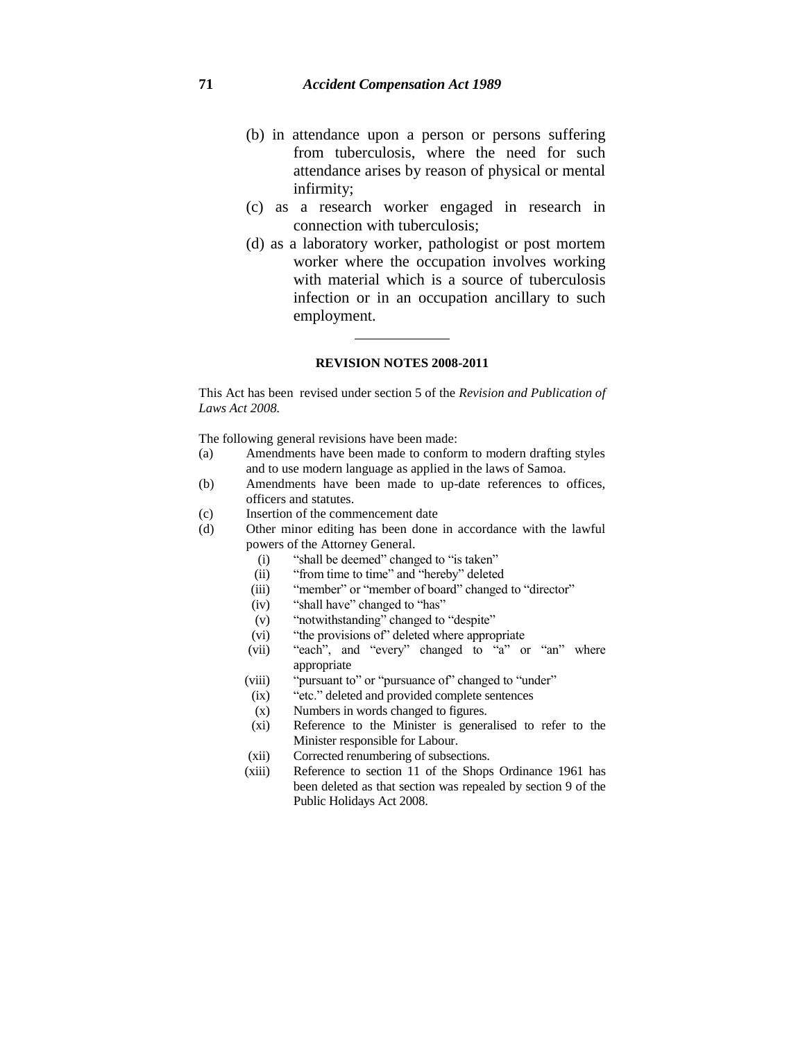(b) in attendance upon a person or persons suffering from tuberculosis, where the need for such attendance arises by reason of physical or mental infirmity;

(c) as a research worker engaged in research in connection with tuberculosis;

(d) as a laboratory worker, pathologist or post mortem worker where the occupation involves working with material which is a source of tuberculosis infection or in an occupation ancillary to such employment.

---

**REVISION NOTES 2008-2011**

This Act has been revised under section 5 of the *Revision and Publication of Laws Act 2008.*

The following general revisions have been made:

(a) Amendments have been made to conform to modern drafting styles and to use modern language as applied in the laws of Samoa.

(b) Amendments have been made to up-date references to offices, officers and statutes.

(c) Insertion of the commencement date

(d) Other minor editing has been done in accordance with the lawful powers of the Attorney General.

  (i) "shall be deemed" changed to "is taken"

  (ii) "from time to time" and "hereby" deleted

  (iii) "member" or "member of board" changed to "director"

  (iv) "shall have" changed to "has"

  (v) "notwithstanding" changed to "despite"

  (vi) "the provisions of" deleted where appropriate

  (vii) "each", and "every" changed to "a" or "an" where appropriate

  (viii) "pursuant to" or "pursuance of" changed to "under"

  (ix) "etc." deleted and provided complete sentences

  (x) Numbers in words changed to figures.

  (xi) Reference to the Minister is generalised to refer to the Minister responsible for Labour.

  (xii) Corrected renumbering of subsections.

  (xiii) Reference to section 11 of the Shops Ordinance 1961 has been deleted as that section was repealed by section 9 of the Public Holidays Act 2008.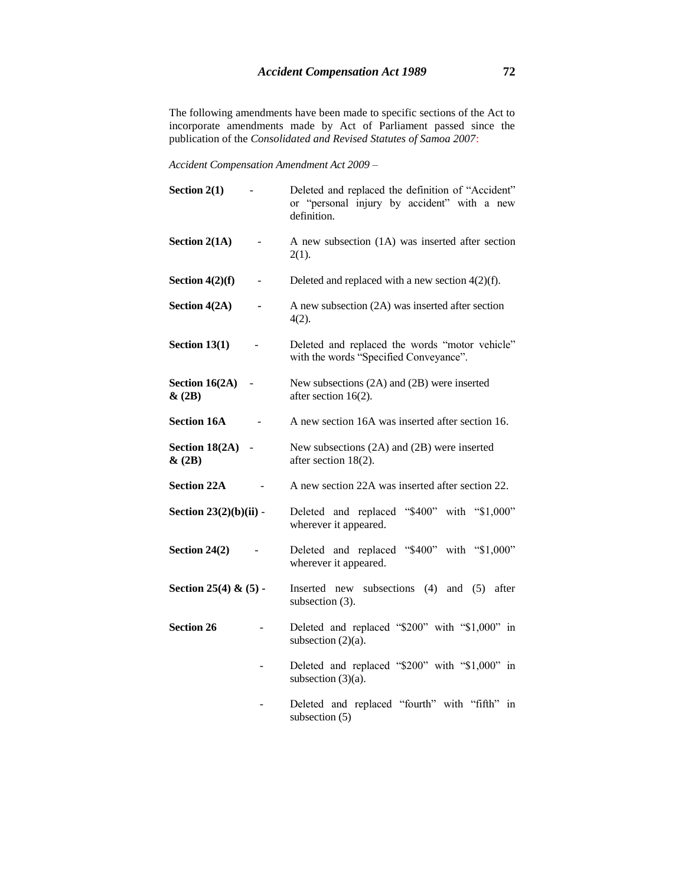The following amendments have been made to specific sections of the Act to incorporate amendments made by Act of Parliament passed since the publication of the *Consolidated and Revised Statutes of Samoa 2007*:

*Accident Compensation Amendment Act 2009* –

| | | |
|---|---|---|
| **Section 2(1)** | - | Deleted and replaced the definition of "Accident" or "personal injury by accident" with a new definition. |
| **Section 2(1A)** | - | A new subsection (1A) was inserted after section 2(1). |
| **Section 4(2)(f)** | - | Deleted and replaced with a new section 4(2)(f). |
| **Section 4(2A)** | - | A new subsection (2A) was inserted after section 4(2). |
| **Section 13(1)** | - | Deleted and replaced the words "motor vehicle" with the words "Specified Conveyance". |
| **Section 16(2A) & (2B)** | - | New subsections (2A) and (2B) were inserted after section 16(2). |
| **Section 16A** | - | A new section 16A was inserted after section 16. |
| **Section 18(2A) & (2B)** | - | New subsections (2A) and (2B) were inserted after section 18(2). |
| **Section 22A** | - | A new section 22A was inserted after section 22. |
| **Section 23(2)(b)(ii)** | - | Deleted and replaced "$400" with "$1,000" wherever it appeared. |
| **Section 24(2)** | - | Deleted and replaced "$400" with "$1,000" wherever it appeared. |
| **Section 25(4) & (5)** | - | Inserted new subsections (4) and (5) after subsection (3). |
| **Section 26** | - | Deleted and replaced "$200" with "$1,000" in subsection (2)(a). |
| | - | Deleted and replaced "$200" with "$1,000" in subsection (3)(a). |
| | - | Deleted and replaced "fourth" with "fifth" in subsection (5) |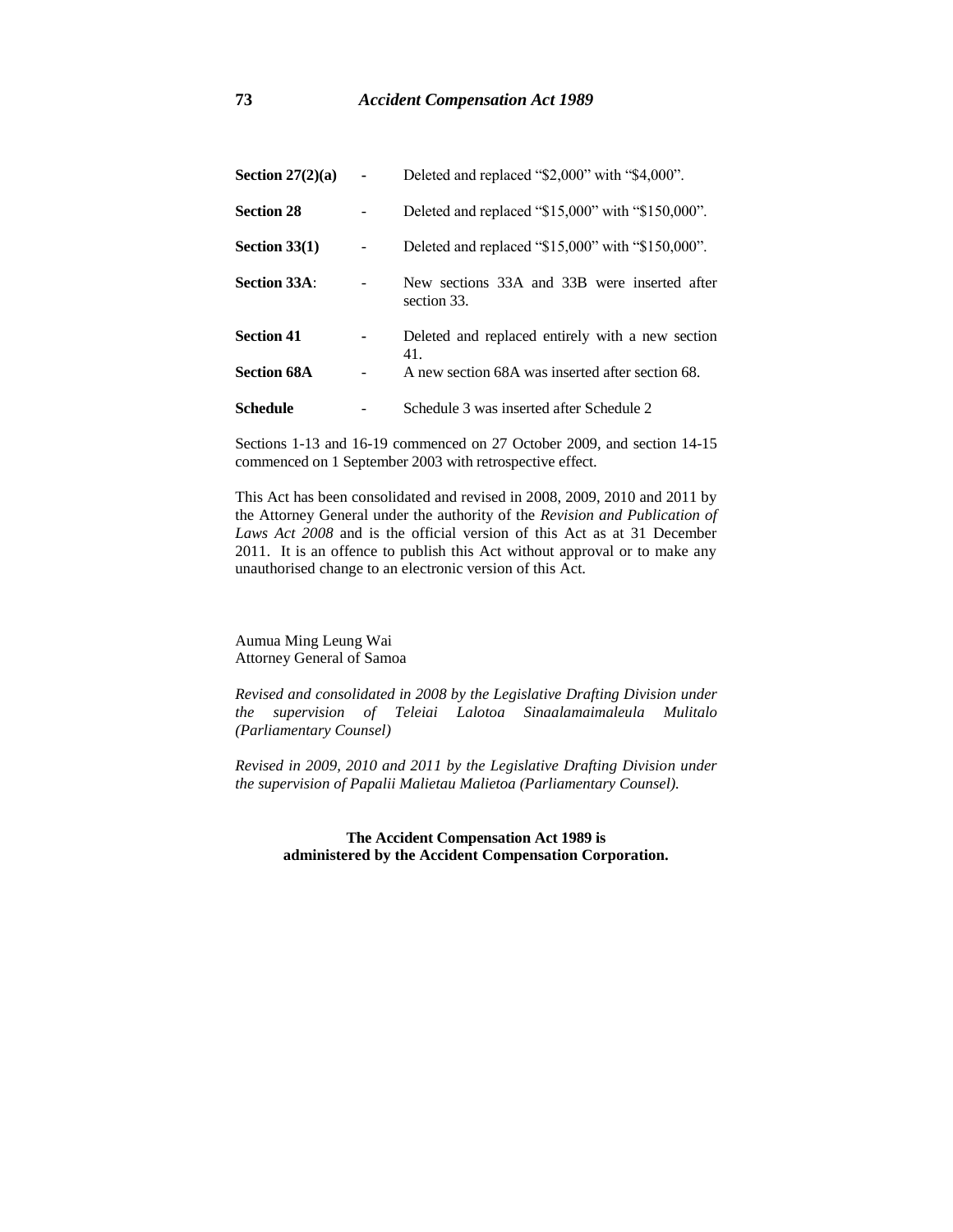| | | |
|---|---|---|
| **Section 27(2)(a)** | - | Deleted and replaced "$2,000" with "$4,000". |
| **Section 28** | - | Deleted and replaced "$15,000" with "$150,000". |
| **Section 33(1)** | - | Deleted and replaced "$15,000" with "$150,000". |
| **Section 33A**: | - | New sections 33A and 33B were inserted after section 33. |
| **Section 41** | - | Deleted and replaced entirely with a new section 41. |
| **Section 68A** | - | A new section 68A was inserted after section 68. |
| **Schedule** | - | Schedule 3 was inserted after Schedule 2 |

Sections 1-13 and 16-19 commenced on 27 October 2009, and section 14-15 commenced on 1 September 2003 with retrospective effect.

This Act has been consolidated and revised in 2008, 2009, 2010 and 2011 by the Attorney General under the authority of the *Revision and Publication of Laws Act 2008* and is the official version of this Act as at 31 December 2011. It is an offence to publish this Act without approval or to make any unauthorised change to an electronic version of this Act.

Aumua Ming Leung Wai
Attorney General of Samoa

*Revised and consolidated in 2008 by the Legislative Drafting Division under the supervision of Teleiai Lalotoa Sinaalamaimaleula Mulitalo (Parliamentary Counsel)*

*Revised in 2009, 2010 and 2011 by the Legislative Drafting Division under the supervision of Papalii Malietau Malietoa (Parliamentary Counsel).*

**The Accident Compensation Act 1989 is administered by the Accident Compensation Corporation.**